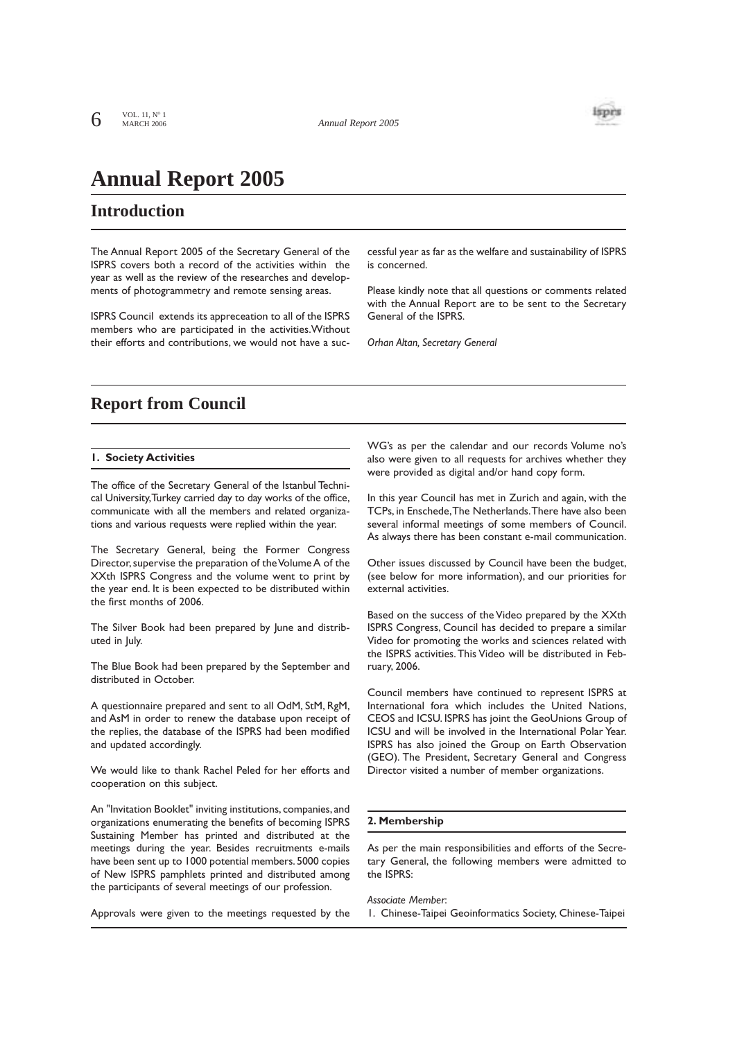# Annual Report 2005

## Introduction

The Annual Report 2005 of the Secretary General of the ISPRS covers both a record of the activities within the year as well as the review of the researches and developments of photogrammetry and remote sensing areas.

ISPRS Council extends its appreceation to all of the ISPRS members who are participated in the activities. Without their efforts and contributions, we would not have a successful year as far as the welfare and sustainability of ISPRS is concerned.

Please kindly note that all questions or comments related with the Annual Report are to be sent to the Secretary General of the ISPRS.

*Orhan Altan, Secretary General*

## Report from Council

### 1. Society Activities

The office of the Secretary General of the Istanbul Technical University, Turkey carried day to day works of the office, communicate with all the members and related organizations and various requests were replied within the year.

The Secretary General, being the Former Congress Director, supervise the preparation of the Volume A of the XXth ISPRS Congress and the volume went to print by the year end. It is been expected to be distributed within the first months of 2006.

The Silver Book had been prepared by June and distributed in July.

The Blue Book had been prepared by the September and distributed in October.

A questionnaire prepared and sent to all OdM, StM, RgM, and AsM in order to renew the database upon receipt of the replies, the database of the ISPRS had been modified and updated accordingly.

We would like to thank Rachel Peled for her efforts and cooperation on this subject.

An "Invitation Booklet" inviting institutions, companies, and organizations enumerating the benefits of becoming ISPRS Sustaining Member has printed and distributed at the meetings during the year. Besides recruitments e-mails have been sent up to 1000 potential members. 5000 copies of New ISPRS pamphlets printed and distributed among the participants of several meetings of our profession.

Approvals were given to the meetings requested by the WG's as per the calendar and our records Volume no's also were given to all requests for archives whether they were provided as digital and/or hand copy form.

In this year Council has met in Zurich and again, with the TCPs, in Enschede, The Netherlands. There have also been several informal meetings of some members of Council. As always there has been constant e-mail communication.

Other issues discussed by Council have been the budget, (see below for more information), and our priorities for external activities.

Based on the success of the Video prepared by the XXth ISPRS Congress, Council has decided to prepare a similar Video for promoting the works and sciences related with the ISPRS activities. This Video will be distributed in February, 2006.

Council members have continued to represent ISPRS at International fora which includes the United Nations, CEOS and ICSU. ISPRS has joint the GeoUnions Group of ICSU and will be involved in the International Polar Year. ISPRS has also joined the Group on Earth Observation (GEO). The President, Secretary General and Congress Director visited a number of member organizations.

### 2. Membership

As per the main responsibilities and efforts of the Secretary General, the following members were admitted to the ISPRS:

*Associate Member*:

1. Chinese-Taipei Geoinformatics Society, Chinese-Taipei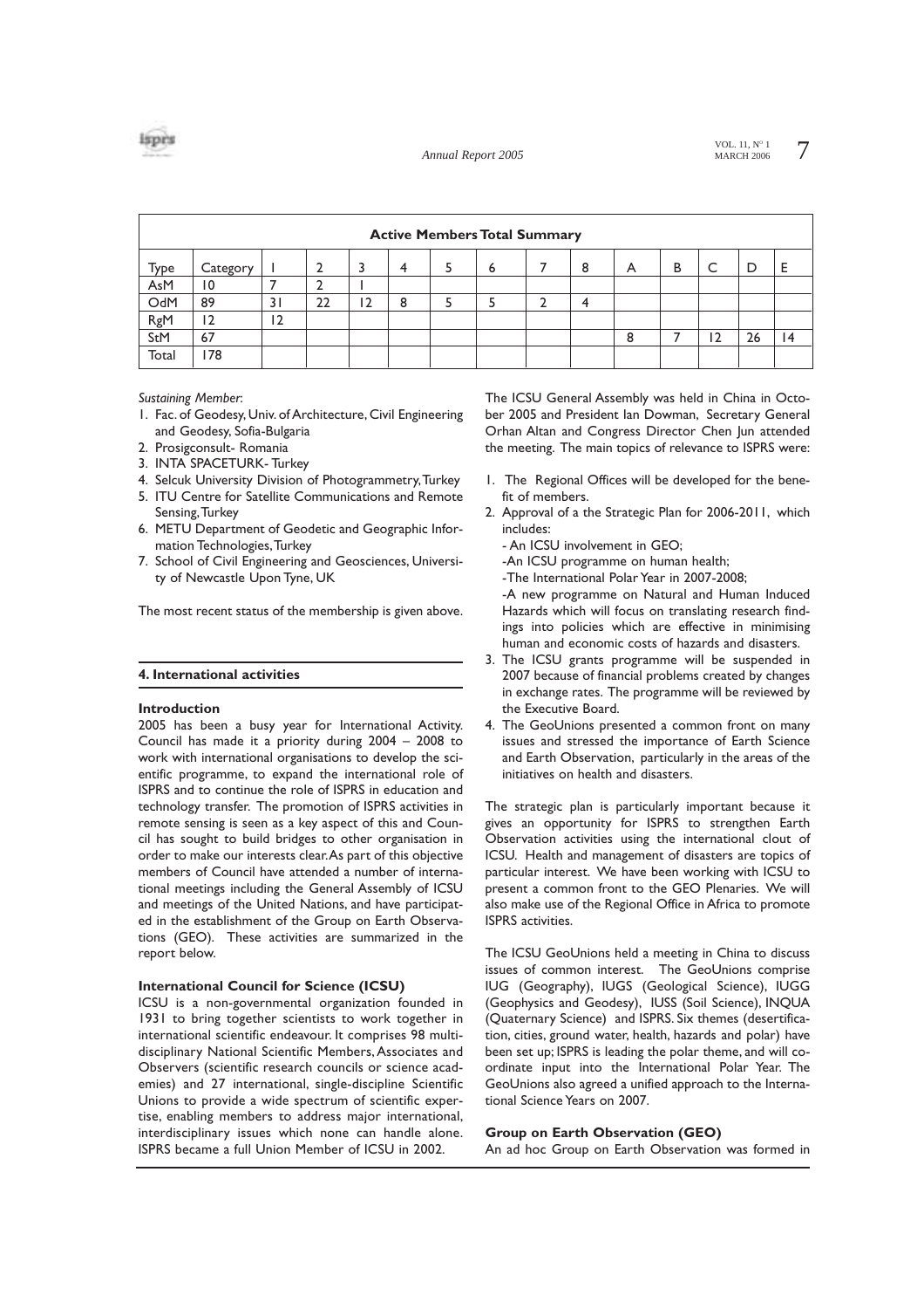| Active Members Total Summary | | | | | | | | | | | | | | |
|---|---|---|---|---|---|---|---|---|---|---|---|---|---|---|
| Type | Category | I | 2 | 3 | 4 | 5 | 6 | 7 | 8 | A | B | C | D | E |
| AsM | 10 | 7 | 2 | 1 | | | | | | | | | | |
| OdM | 89 | 31 | 22 | 12 | 8 | 5 | 5 | 2 | 4 | | | | | |
| RgM | 12 | 12 | | | | | | | | | | | | |
| StM | 67 | | | | | | | | | 8 | 7 | 12 | 26 | 14 |
| Total | 178 | | | | | | | | | | | | | |

*Sustaining Member*:

1. Fac. of Geodesy, Univ. of Architecture, Civil Engineering and Geodesy, Sofia-Bulgaria
2. Prosigconsult- Romania
3. INTA SPACETURK- Turkey
4. Selcuk University Division of Photogrammetry, Turkey
5. ITU Centre for Satellite Communications and Remote Sensing, Turkey
6. METU Department of Geodetic and Geographic Information Technologies, Turkey
7. School of Civil Engineering and Geosciences, University of Newcastle Upon Tyne, UK

The most recent status of the membership is given above.

## 4. International activities

### Introduction

2005 has been a busy year for International Activity. Council has made it a priority during 2004 – 2008 to work with international organisations to develop the scientific programme, to expand the international role of ISPRS and to continue the role of ISPRS in education and technology transfer. The promotion of ISPRS activities in remote sensing is seen as a key aspect of this and Council has sought to build bridges to other organisation in order to make our interests clear. As part of this objective members of Council have attended a number of international meetings including the General Assembly of ICSU and meetings of the United Nations, and have participated in the establishment of the Group on Earth Observations (GEO). These activities are summarized in the report below.

### International Council for Science (ICSU)

ICSU is a non-governmental organization founded in 1931 to bring together scientists to work together in international scientific endeavour. It comprises 98 multi-disciplinary National Scientific Members, Associates and Observers (scientific research councils or science academies) and 27 international, single-discipline Scientific Unions to provide a wide spectrum of scientific expertise, enabling members to address major international, interdisciplinary issues which none can handle alone. ISPRS became a full Union Member of ICSU in 2002.

The ICSU General Assembly was held in China in October 2005 and President Ian Dowman, Secretary General Orhan Altan and Congress Director Chen Jun attended the meeting. The main topics of relevance to ISPRS were:

1. The Regional Offices will be developed for the benefit of members.
2. Approval of a the Strategic Plan for 2006-2011, which includes:
   - An ICSU involvement in GEO;
   - An ICSU programme on human health;
   - The International Polar Year in 2007-2008;
   - A new programme on Natural and Human Induced Hazards which will focus on translating research findings into policies which are effective in minimising human and economic costs of hazards and disasters.
3. The ICSU grants programme will be suspended in 2007 because of financial problems created by changes in exchange rates. The programme will be reviewed by the Executive Board.
4. The GeoUnions presented a common front on many issues and stressed the importance of Earth Science and Earth Observation, particularly in the areas of the initiatives on health and disasters.

The strategic plan is particularly important because it gives an opportunity for ISPRS to strengthen Earth Observation activities using the international clout of ICSU. Health and management of disasters are topics of particular interest. We have been working with ICSU to present a common front to the GEO Plenaries. We will also make use of the Regional Office in Africa to promote ISPRS activities.

The ICSU GeoUnions held a meeting in China to discuss issues of common interest. The GeoUnions comprise IUG (Geography), IUGS (Geological Science), IUGG (Geophysics and Geodesy), IUSS (Soil Science), INQUA (Quaternary Science) and ISPRS. Six themes (desertification, cities, ground water, health, hazards and polar) have been set up; ISPRS is leading the polar theme, and will coordinate input into the International Polar Year. The GeoUnions also agreed a unified approach to the International Science Years on 2007.

### Group on Earth Observation (GEO)

An ad hoc Group on Earth Observation was formed in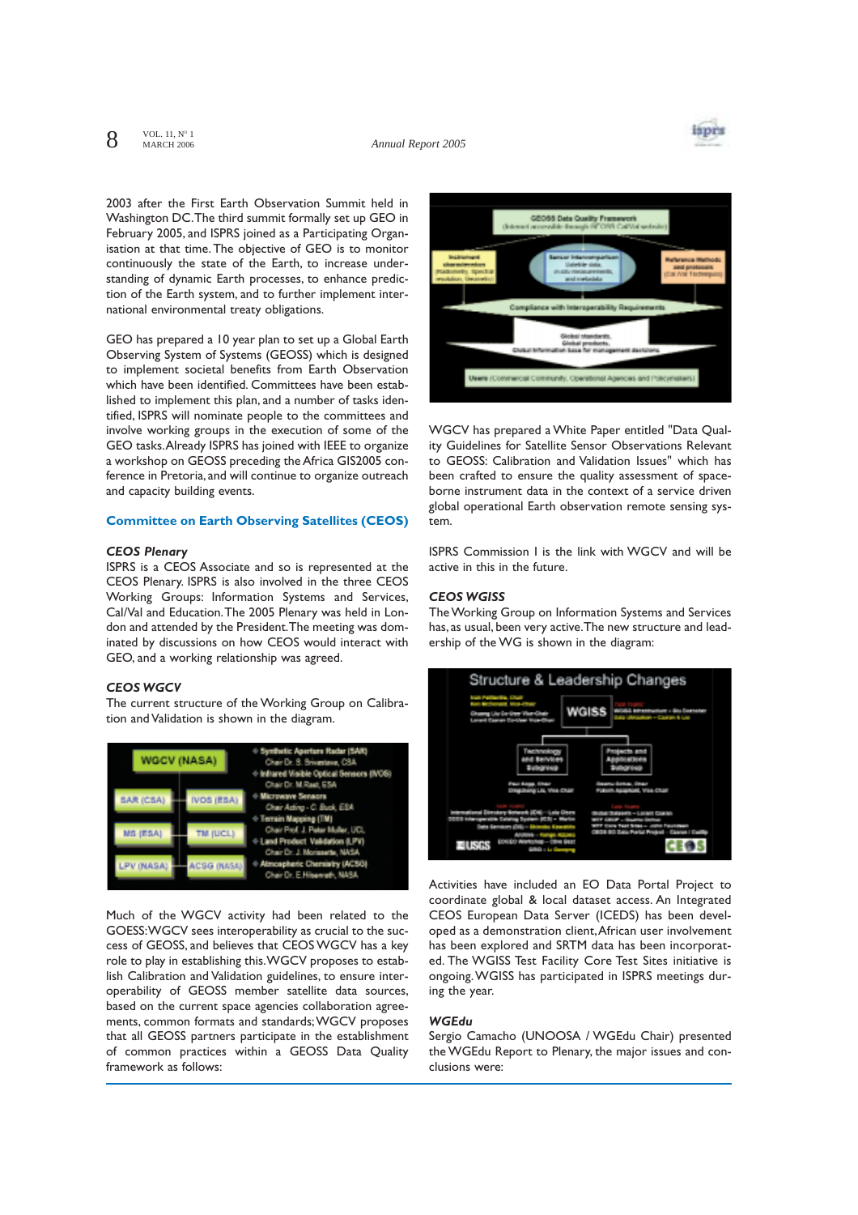2003 after the First Earth Observation Summit held in Washington DC. The third summit formally set up GEO in February 2005, and ISPRS joined as a Participating Organisation at that time. The objective of GEO is to monitor continuously the state of the Earth, to increase understanding of dynamic Earth processes, to enhance prediction of the Earth system, and to further implement international environmental treaty obligations.

GEO has prepared a 10 year plan to set up a Global Earth Observing System of Systems (GEOSS) which is designed to implement societal benefits from Earth Observation which have been identified. Committees have been established to implement this plan, and a number of tasks identified, ISPRS will nominate people to the committees and involve working groups in the execution of some of the GEO tasks. Already ISPRS has joined with IEEE to organize a workshop on GEOSS preceding the Africa GIS2005 conference in Pretoria, and will continue to organize outreach and capacity building events.

## Committee on Earth Observing Satellites (CEOS)

### *CEOS Plenary*

ISPRS is a CEOS Associate and so is represented at the CEOS Plenary. ISPRS is also involved in the three CEOS Working Groups: Information Systems and Services, Cal/Val and Education. The 2005 Plenary was held in London and attended by the President. The meeting was dominated by discussions on how CEOS would interact with GEO, and a working relationship was agreed.

### *CEOS WGCV*

The current structure of the Working Group on Calibration and Validation is shown in the diagram.

Much of the WGCV activity had been related to the GOESS: WGCV sees interoperability as crucial to the success of GEOSS, and believes that CEOS WGCV has a key role to play in establishing this. WGCV proposes to establish Calibration and Validation guidelines, to ensure interoperability of GEOSS member satellite data sources, based on the current space agencies collaboration agreements, common formats and standards; WGCV proposes that all GEOSS partners participate in the establishment of common practices within a GEOSS Data Quality framework as follows:

WGCV has prepared a White Paper entitled "Data Quality Guidelines for Satellite Sensor Observations Relevant to GEOSS: Calibration and Validation Issues" which has been crafted to ensure the quality assessment of spaceborne instrument data in the context of a service driven global operational Earth observation remote sensing system.

ISPRS Commission I is the link with WGCV and will be active in this in the future.

### *CEOS WGISS*

The Working Group on Information Systems and Services has, as usual, been very active. The new structure and leadership of the WG is shown in the diagram:

Activities have included an EO Data Portal Project to coordinate global & local dataset access. An Integrated CEOS European Data Server (ICEDS) has been developed as a demonstration client, African user involvement has been explored and SRTM data has been incorporated. The WGISS Test Facility Core Test Sites initiative is ongoing. WGISS has participated in ISPRS meetings during the year.

### *WGEdu*

Sergio Camacho (UNOOSA / WGEdu Chair) presented the WGEdu Report to Plenary, the major issues and conclusions were: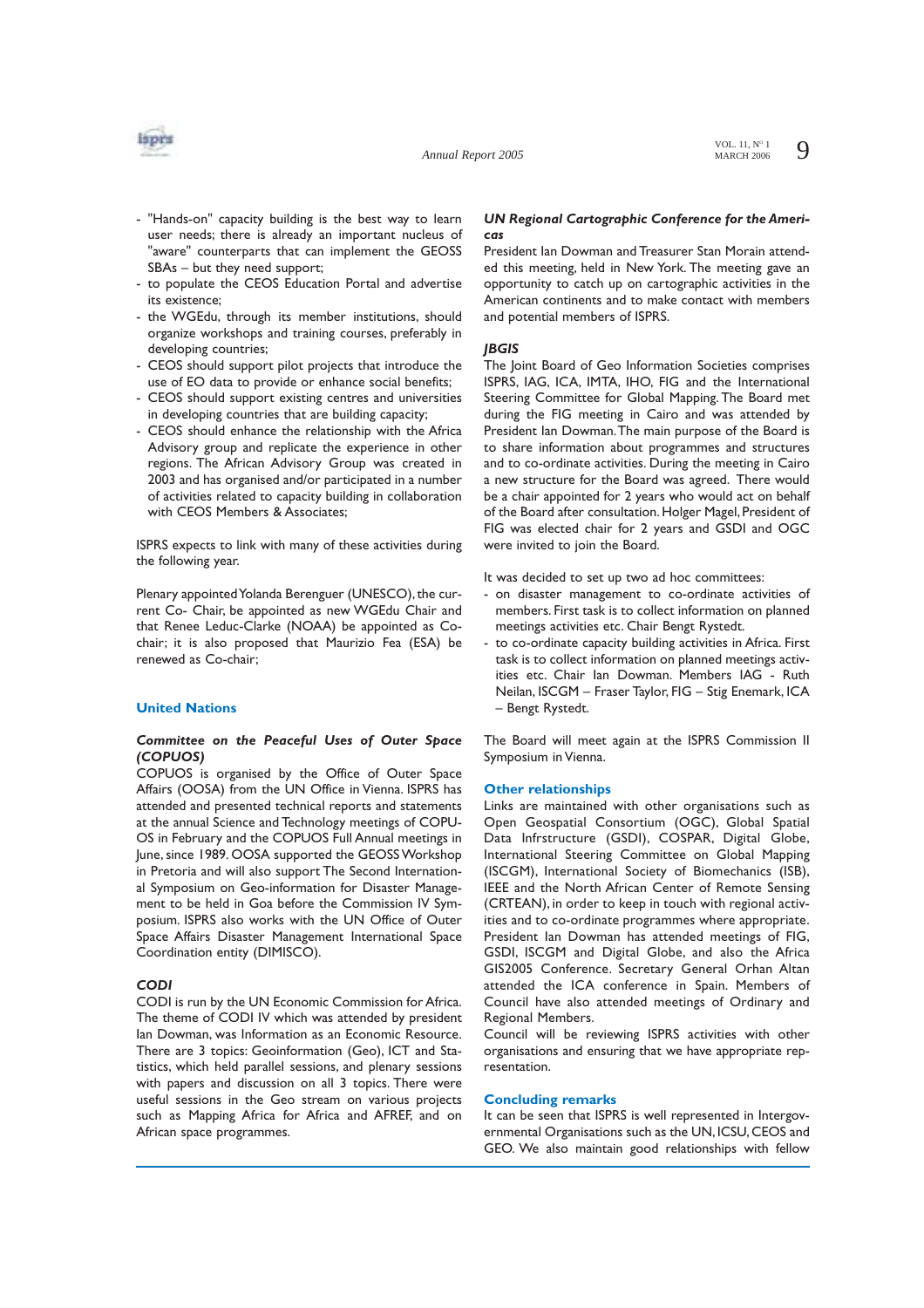- "Hands-on" capacity building is the best way to learn user needs; there is already an important nucleus of "aware" counterparts that can implement the GEOSS SBAs – but they need support;
- to populate the CEOS Education Portal and advertise its existence;
- the WGEdu, through its member institutions, should organize workshops and training courses, preferably in developing countries;
- CEOS should support pilot projects that introduce the use of EO data to provide or enhance social benefits;
- CEOS should support existing centres and universities in developing countries that are building capacity;
- CEOS should enhance the relationship with the Africa Advisory group and replicate the experience in other regions. The African Advisory Group was created in 2003 and has organised and/or participated in a number of activities related to capacity building in collaboration with CEOS Members & Associates;

ISPRS expects to link with many of these activities during the following year.

Plenary appointed Yolanda Berenguer (UNESCO), the current Co- Chair, be appointed as new WGEdu Chair and that Renee Leduc-Clarke (NOAA) be appointed as Co-chair; it is also proposed that Maurizio Fea (ESA) be renewed as Co-chair;

## United Nations

### *Committee on the Peaceful Uses of Outer Space (COPUOS)*

COPUOS is organised by the Office of Outer Space Affairs (OOSA) from the UN Office in Vienna. ISPRS has attended and presented technical reports and statements at the annual Science and Technology meetings of COPUOS in February and the COPUOS Full Annual meetings in June, since 1989. OOSA supported the GEOSS Workshop in Pretoria and will also support The Second International Symposium on Geo-information for Disaster Management to be held in Goa before the Commission IV Symposium. ISPRS also works with the UN Office of Outer Space Affairs Disaster Management International Space Coordination entity (DIMISCO).

### *CODI*

CODI is run by the UN Economic Commission for Africa. The theme of CODI IV which was attended by president Ian Dowman, was Information as an Economic Resource. There are 3 topics: Geoinformation (Geo), ICT and Statistics, which held parallel sessions, and plenary sessions with papers and discussion on all 3 topics. There were useful sessions in the Geo stream on various projects such as Mapping Africa for Africa and AFREF, and on African space programmes.

### *UN Regional Cartographic Conference for the Americas*

President Ian Dowman and Treasurer Stan Morain attended this meeting, held in New York. The meeting gave an opportunity to catch up on cartographic activities in the American continents and to make contact with members and potential members of ISPRS.

### *JBGIS*

The Joint Board of Geo Information Societies comprises ISPRS, IAG, ICA, IMTA, IHO, FIG and the International Steering Committee for Global Mapping. The Board met during the FIG meeting in Cairo and was attended by President Ian Dowman. The main purpose of the Board is to share information about programmes and structures and to co-ordinate activities. During the meeting in Cairo a new structure for the Board was agreed. There would be a chair appointed for 2 years who would act on behalf of the Board after consultation. Holger Magel, President of FIG was elected chair for 2 years and GSDI and OGC were invited to join the Board.

It was decided to set up two ad hoc committees:

- on disaster management to co-ordinate activities of members. First task is to collect information on planned meetings activities etc. Chair Bengt Rystedt.
- to co-ordinate capacity building activities in Africa. First task is to collect information on planned meetings activities etc. Chair Ian Dowman. Members IAG - Ruth Neilan, ISCGM – Fraser Taylor, FIG – Stig Enemark, ICA – Bengt Rystedt.

The Board will meet again at the ISPRS Commission II Symposium in Vienna.

## Other relationships

Links are maintained with other organisations such as Open Geospatial Consortium (OGC), Global Spatial Data Infrstructure (GSDI), COSPAR, Digital Globe, International Steering Committee on Global Mapping (ISCGM), International Society of Biomechanics (ISB), IEEE and the North African Center of Remote Sensing (CRTEAN), in order to keep in touch with regional activities and to co-ordinate programmes where appropriate. President Ian Dowman has attended meetings of FIG, GSDI, ISCGM and Digital Globe, and also the Africa GIS2005 Conference. Secretary General Orhan Altan attended the ICA conference in Spain. Members of Council have also attended meetings of Ordinary and Regional Members.
Council will be reviewing ISPRS activities with other organisations and ensuring that we have appropriate representation.

## Concluding remarks

It can be seen that ISPRS is well represented in Intergovernmental Organisations such as the UN, ICSU, CEOS and GEO. We also maintain good relationships with fellow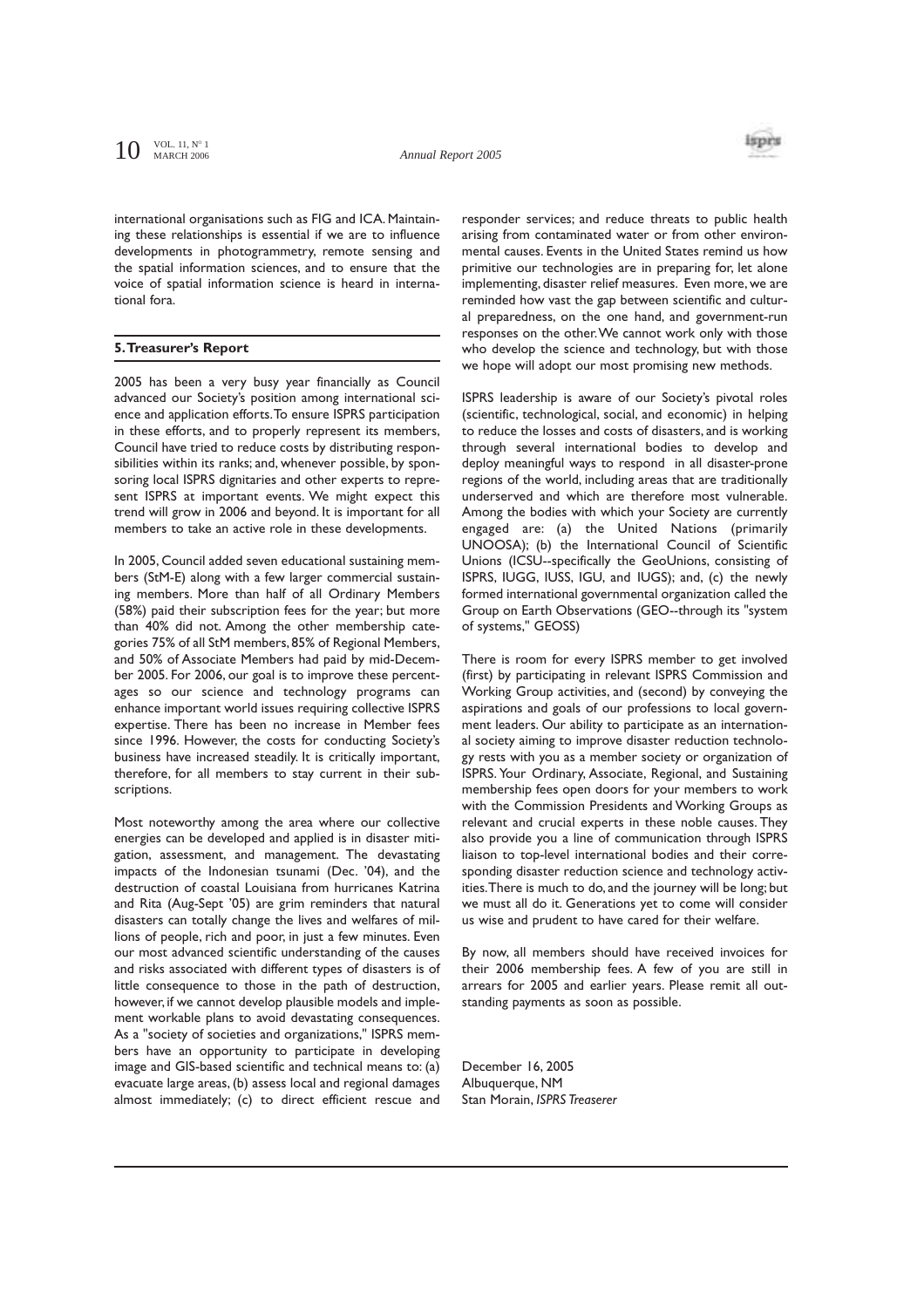international organisations such as FIG and ICA. Maintaining these relationships is essential if we are to influence developments in photogrammetry, remote sensing and the spatial information sciences, and to ensure that the voice of spatial information science is heard in international fora.

## 5. Treasurer's Report

2005 has been a very busy year financially as Council advanced our Society's position among international science and application efforts. To ensure ISPRS participation in these efforts, and to properly represent its members, Council have tried to reduce costs by distributing responsibilities within its ranks; and, whenever possible, by sponsoring local ISPRS dignitaries and other experts to represent ISPRS at important events. We might expect this trend will grow in 2006 and beyond. It is important for all members to take an active role in these developments.

In 2005, Council added seven educational sustaining members (StM-E) along with a few larger commercial sustaining members. More than half of all Ordinary Members (58%) paid their subscription fees for the year; but more than 40% did not. Among the other membership categories 75% of all StM members, 85% of Regional Members, and 50% of Associate Members had paid by mid-December 2005. For 2006, our goal is to improve these percentages so our science and technology programs can enhance important world issues requiring collective ISPRS expertise. There has been no increase in Member fees since 1996. However, the costs for conducting Society's business have increased steadily. It is critically important, therefore, for all members to stay current in their subscriptions.

Most noteworthy among the area where our collective energies can be developed and applied is in disaster mitigation, assessment, and management. The devastating impacts of the Indonesian tsunami (Dec. '04), and the destruction of coastal Louisiana from hurricanes Katrina and Rita (Aug-Sept '05) are grim reminders that natural disasters can totally change the lives and welfares of millions of people, rich and poor, in just a few minutes. Even our most advanced scientific understanding of the causes and risks associated with different types of disasters is of little consequence to those in the path of destruction, however, if we cannot develop plausible models and implement workable plans to avoid devastating consequences. As a "society of societies and organizations," ISPRS members have an opportunity to participate in developing image and GIS-based scientific and technical means to: (a) evacuate large areas, (b) assess local and regional damages almost immediately; (c) to direct efficient rescue and responder services; and reduce threats to public health arising from contaminated water or from other environmental causes. Events in the United States remind us how primitive our technologies are in preparing for, let alone implementing, disaster relief measures. Even more, we are reminded how vast the gap between scientific and cultural preparedness, on the one hand, and government-run responses on the other. We cannot work only with those who develop the science and technology, but with those we hope will adopt our most promising new methods.

ISPRS leadership is aware of our Society's pivotal roles (scientific, technological, social, and economic) in helping to reduce the losses and costs of disasters, and is working through several international bodies to develop and deploy meaningful ways to respond in all disaster-prone regions of the world, including areas that are traditionally underserved and which are therefore most vulnerable. Among the bodies with which your Society are currently engaged are: (a) the United Nations (primarily UNOOSA); (b) the International Council of Scientific Unions (ICSU--specifically the GeoUnions, consisting of ISPRS, IUGG, IUSS, IGU, and IUGS); and, (c) the newly formed international governmental organization called the Group on Earth Observations (GEO--through its "system of systems," GEOSS)

There is room for every ISPRS member to get involved (first) by participating in relevant ISPRS Commission and Working Group activities, and (second) by conveying the aspirations and goals of our professions to local government leaders. Our ability to participate as an international society aiming to improve disaster reduction technology rests with you as a member society or organization of ISPRS. Your Ordinary, Associate, Regional, and Sustaining membership fees open doors for your members to work with the Commission Presidents and Working Groups as relevant and crucial experts in these noble causes. They also provide you a line of communication through ISPRS liaison to top-level international bodies and their corresponding disaster reduction science and technology activities. There is much to do, and the journey will be long; but we must all do it. Generations yet to come will consider us wise and prudent to have cared for their welfare.

By now, all members should have received invoices for their 2006 membership fees. A few of you are still in arrears for 2005 and earlier years. Please remit all outstanding payments as soon as possible.

December 16, 2005  
Albuquerque, NM  
Stan Morain, *ISPRS Treaserer*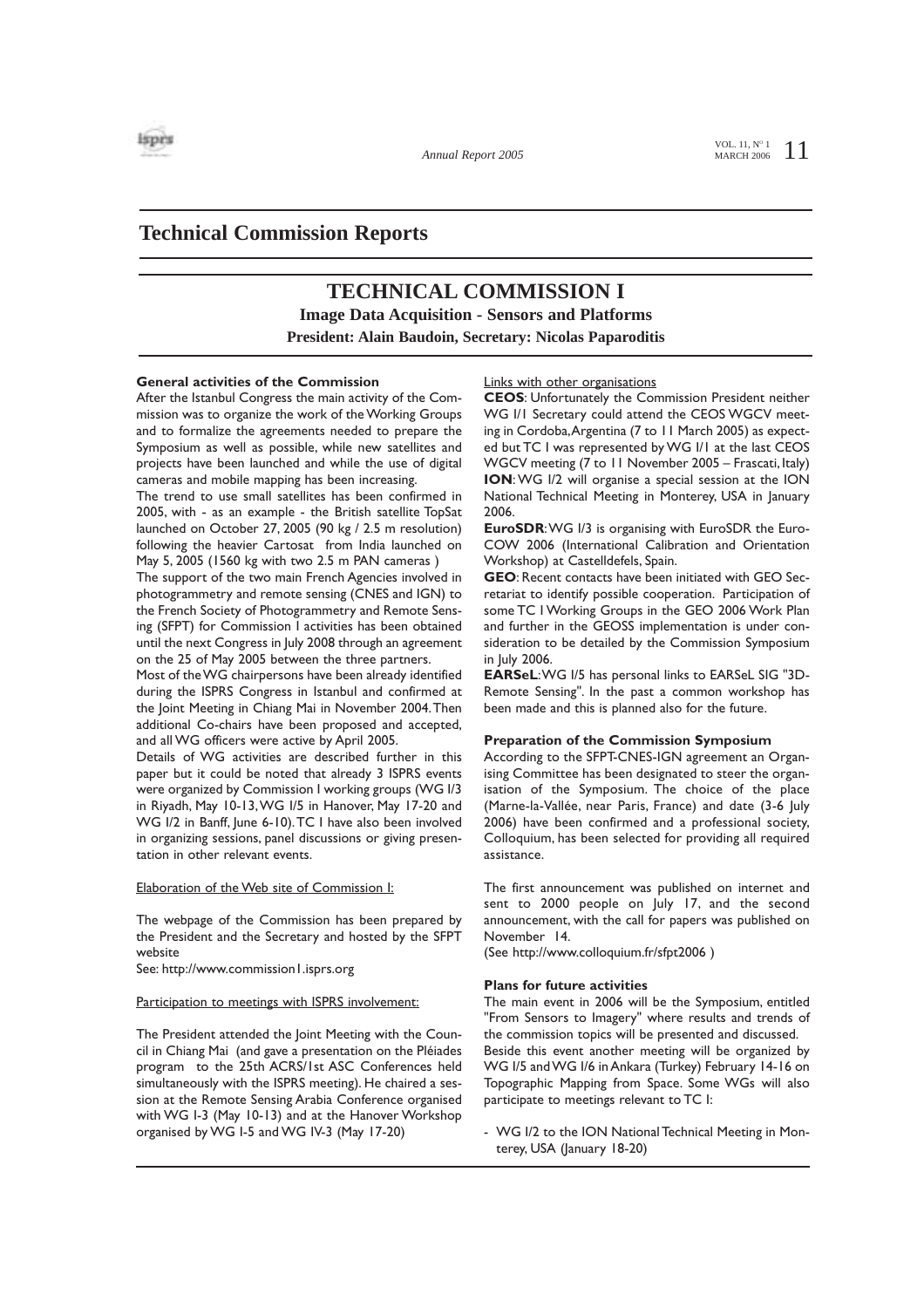## Technical Commission Reports

# TECHNICAL COMMISSION I

**Image Data Acquisition - Sensors and Platforms**

**President: Alain Baudoin, Secretary: Nicolas Paparoditis**

### General activities of the Commission

After the Istanbul Congress the main activity of the Commission was to organize the work of the Working Groups and to formalize the agreements needed to prepare the Symposium as well as possible, while new satellites and projects have been launched and while the use of digital cameras and mobile mapping has been increasing.

The trend to use small satellites has been confirmed in 2005, with - as an example - the British satellite TopSat launched on October 27, 2005 (90 kg / 2.5 m resolution) following the heavier Cartosat from India launched on May 5, 2005 (1560 kg with two 2.5 m PAN cameras )

The support of the two main French Agencies involved in photogrammetry and remote sensing (CNES and IGN) to the French Society of Photogrammetry and Remote Sensing (SFPT) for Commission I activities has been obtained until the next Congress in July 2008 through an agreement on the 25 of May 2005 between the three partners.

Most of the WG chairpersons have been already identified during the ISPRS Congress in Istanbul and confirmed at the Joint Meeting in Chiang Mai in November 2004. Then additional Co-chairs have been proposed and accepted, and all WG officers were active by April 2005.

Details of WG activities are described further in this paper but it could be noted that already 3 ISPRS events were organized by Commission I working groups (WG I/3 in Riyadh, May 10-13, WG I/5 in Hanover, May 17-20 and WG I/2 in Banff, June 6-10). TC I have also been involved in organizing sessions, panel discussions or giving presentation in other relevant events.

Elaboration of the Web site of Commission I:

The webpage of the Commission has been prepared by the President and the Secretary and hosted by the SFPT website

See: http://www.commission1.isprs.org

Participation to meetings with ISPRS involvement:

The President attended the Joint Meeting with the Council in Chiang Mai (and gave a presentation on the Pléiades program to the 25th ACRS/1st ASC Conferences held simultaneously with the ISPRS meeting). He chaired a session at the Remote Sensing Arabia Conference organised with WG I-3 (May 10-13) and at the Hanover Workshop organised by WG I-5 and WG IV-3 (May 17-20)

Links with other organisations

**CEOS**: Unfortunately the Commission President neither WG I/1 Secretary could attend the CEOS WGCV meeting in Cordoba, Argentina (7 to 11 March 2005) as expected but TC I was represented by WG I/1 at the last CEOS WGCV meeting (7 to 11 November 2005 – Frascati, Italy)

**ION**: WG I/2 will organise a special session at the ION National Technical Meeting in Monterey, USA in January 2006.

**EuroSDR**: WG I/3 is organising with EuroSDR the EuroCOW 2006 (International Calibration and Orientation Workshop) at Castelldefels, Spain.

**GEO**: Recent contacts have been initiated with GEO Secretariat to identify possible cooperation. Participation of some TC I Working Groups in the GEO 2006 Work Plan and further in the GEOSS implementation is under consideration to be detailed by the Commission Symposium in July 2006.

**EARSeL**: WG I/5 has personal links to EARSeL SIG "3D-Remote Sensing". In the past a common workshop has been made and this is planned also for the future.

### Preparation of the Commission Symposium

According to the SFPT-CNES-IGN agreement an Organising Committee has been designated to steer the organisation of the Symposium. The choice of the place (Marne-la-Vallée, near Paris, France) and date (3-6 July 2006) have been confirmed and a professional society, Colloquium, has been selected for providing all required assistance.

The first announcement was published on internet and sent to 2000 people on July 17, and the second announcement, with the call for papers was published on November 14.

(See http://www.colloquium.fr/sfpt2006 )

### Plans for future activities

The main event in 2006 will be the Symposium, entitled "From Sensors to Imagery" where results and trends of the commission topics will be presented and discussed.

Beside this event another meeting will be organized by WG I/5 and WG I/6 in Ankara (Turkey) February 14-16 on Topographic Mapping from Space. Some WGs will also participate to meetings relevant to TC I:

- WG I/2 to the ION National Technical Meeting in Monterey, USA (January 18-20)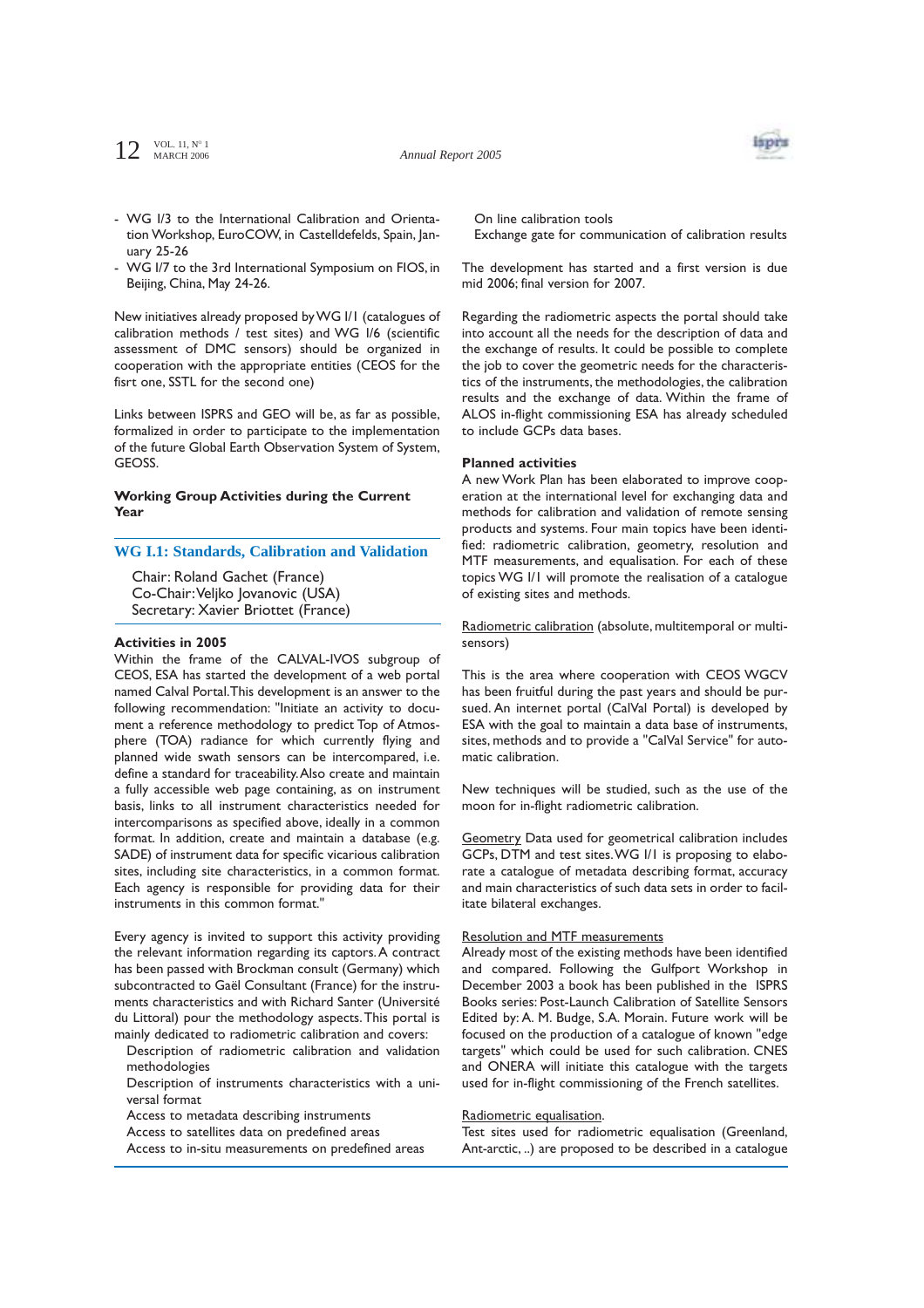- WG I/3 to the International Calibration and Orientation Workshop, EuroCOW, in Castelldefelds, Spain, January 25-26
- WG I/7 to the 3rd International Symposium on FIOS, in Beijing, China, May 24-26.

New initiatives already proposed by WG I/1 (catalogues of calibration methods / test sites) and WG I/6 (scientific assessment of DMC sensors) should be organized in cooperation with the appropriate entities (CEOS for the fisrt one, SSTL for the second one)

Links between ISPRS and GEO will be, as far as possible, formalized in order to participate to the implementation of the future Global Earth Observation System of System, GEOSS.

## Working Group Activities during the Current Year

### WG I.1: Standards, Calibration and Validation

Chair: Roland Gachet (France)
Co-Chair: Veljko Jovanovic (USA)
Secretary: Xavier Briottet (France)

**Activities in 2005**

Within the frame of the CALVAL-IVOS subgroup of CEOS, ESA has started the development of a web portal named Calval Portal. This development is an answer to the following recommendation: "Initiate an activity to document a reference methodology to predict Top of Atmosphere (TOA) radiance for which currently flying and planned wide swath sensors can be intercompared, i.e. define a standard for traceability. Also create and maintain a fully accessible web page containing, as on instrument basis, links to all instrument characteristics needed for intercomparisons as specified above, ideally in a common format. In addition, create and maintain a database (e.g. SADE) of instrument data for specific vicarious calibration sites, including site characteristics, in a common format. Each agency is responsible for providing data for their instruments in this common format."

Every agency is invited to support this activity providing the relevant information regarding its captors. A contract has been passed with Brockman consult (Germany) which subcontracted to Gaël Consultant (France) for the instruments characteristics and with Richard Santer (Université du Littoral) pour the methodology aspects. This portal is mainly dedicated to radiometric calibration and covers:

- Description of radiometric calibration and validation methodologies
- Description of instruments characteristics with a universal format
- Access to metadata describing instruments
- Access to satellites data on predefined areas
- Access to in-situ measurements on predefined areas
- On line calibration tools
- Exchange gate for communication of calibration results

The development has started and a first version is due mid 2006; final version for 2007.

Regarding the radiometric aspects the portal should take into account all the needs for the description of data and the exchange of results. It could be possible to complete the job to cover the geometric needs for the characteristics of the instruments, the methodologies, the calibration results and the exchange of data. Within the frame of ALOS in-flight commissioning ESA has already scheduled to include GCPs data bases.

**Planned activities**

A new Work Plan has been elaborated to improve cooperation at the international level for exchanging data and methods for calibration and validation of remote sensing products and systems. Four main topics have been identified: radiometric calibration, geometry, resolution and MTF measurements, and equalisation. For each of these topics WG I/1 will promote the realisation of a catalogue of existing sites and methods.

Radiometric calibration (absolute, multitemporal or multisensors)

This is the area where cooperation with CEOS WGCV has been fruitful during the past years and should be pursued. An internet portal (CalVal Portal) is developed by ESA with the goal to maintain a data base of instruments, sites, methods and to provide a "CalVal Service" for automatic calibration.

New techniques will be studied, such as the use of the moon for in-flight radiometric calibration.

Geometry Data used for geometrical calibration includes GCPs, DTM and test sites. WG I/1 is proposing to elaborate a catalogue of metadata describing format, accuracy and main characteristics of such data sets in order to facilitate bilateral exchanges.

Resolution and MTF measurements

Already most of the existing methods have been identified and compared. Following the Gulfport Workshop in December 2003 a book has been published in the ISPRS Books series: Post-Launch Calibration of Satellite Sensors Edited by: A. M. Budge, S.A. Morain. Future work will be focused on the production of a catalogue of known "edge targets" which could be used for such calibration. CNES and ONERA will initiate this catalogue with the targets used for in-flight commissioning of the French satellites.

Radiometric equalisation.

Test sites used for radiometric equalisation (Greenland, Ant-arctic, ..) are proposed to be described in a catalogue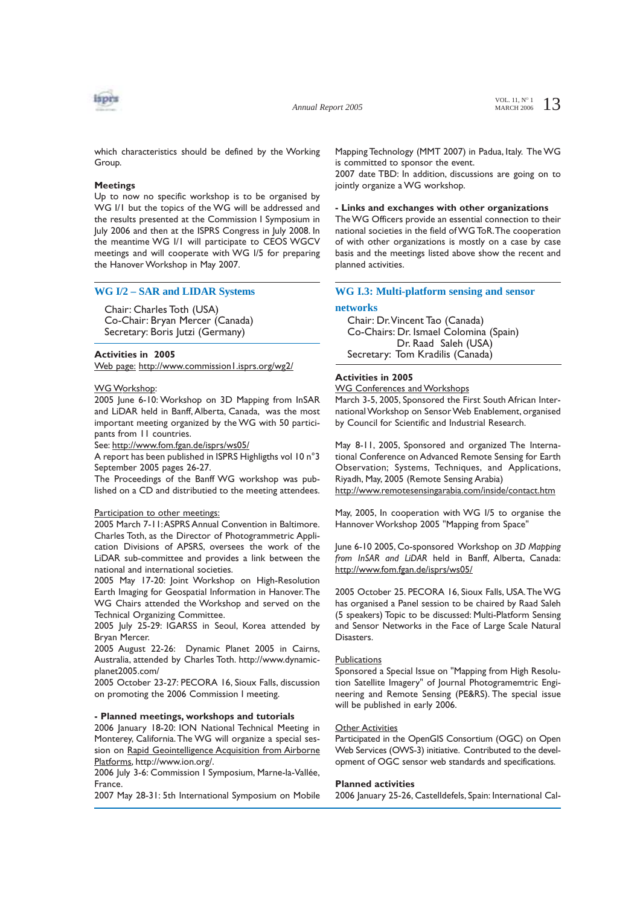which characteristics should be defined by the Working Group.

**Meetings**

Up to now no specific workshop is to be organised by WG I/1 but the topics of the WG will be addressed and the results presented at the Commission I Symposium in July 2006 and then at the ISPRS Congress in July 2008. In the meantime WG I/1 will participate to CEOS WGCV meetings and will cooperate with WG I/5 for preparing the Hanover Workshop in May 2007.

## WG I/2 – SAR and LIDAR Systems

Chair: Charles Toth (USA)
Co-Chair: Bryan Mercer (Canada)
Secretary: Boris Jutzi (Germany)

**Activities in 2005**

Web page: http://www.commission1.isprs.org/wg2/

WG Workshop:

2005 June 6-10: Workshop on 3D Mapping from InSAR and LiDAR held in Banff, Alberta, Canada, was the most important meeting organized by the WG with 50 participants from 11 countries.

See: http://www.fom.fgan.de/isprs/ws05/

A report has been published in ISPRS Highligths vol 10 n°3 September 2005 pages 26-27.

The Proceedings of the Banff WG workshop was published on a CD and distributied to the meeting attendees.

Participation to other meetings:

2005 March 7-11: ASPRS Annual Convention in Baltimore. Charles Toth, as the Director of Photogrammetric Application Divisions of APSRS, oversees the work of the LiDAR sub-committee and provides a link between the national and international societies.

2005 May 17-20: Joint Workshop on High-Resolution Earth Imaging for Geospatial Information in Hanover. The WG Chairs attended the Workshop and served on the Technical Organizing Committee.

2005 July 25-29: IGARSS in Seoul, Korea attended by Bryan Mercer.

2005 August 22-26: Dynamic Planet 2005 in Cairns, Australia, attended by Charles Toth. http://www.dynamicplanet2005.com/

2005 October 23-27: PECORA 16, Sioux Falls, discussion on promoting the 2006 Commission I meeting.

**- Planned meetings, workshops and tutorials**

2006 January 18-20: ION National Technical Meeting in Monterey, California. The WG will organize a special session on Rapid Geointelligence Acquisition from Airborne Platforms, http://www.ion.org/.

2006 July 3-6: Commission I Symposium, Marne-la-Vallée, France.

2007 May 28-31: 5th International Symposium on Mobile Mapping Technology (MMT 2007) in Padua, Italy. The WG is committed to sponsor the event.

2007 date TBD: In addition, discussions are going on to jointly organize a WG workshop.

**- Links and exchanges with other organizations**

The WG Officers provide an essential connection to their national societies in the field of WG ToR. The cooperation of with other organizations is mostly on a case by case basis and the meetings listed above show the recent and planned activities.

## WG I.3: Multi-platform sensing and sensor networks

Chair: Dr. Vincent Tao (Canada)
Co-Chairs: Dr. Ismael Colomina (Spain)
Dr. Raad Saleh (USA)
Secretary: Tom Kradilis (Canada)

**Activities in 2005**

WG Conferences and Workshops

March 3-5, 2005, Sponsored the First South African International Workshop on Sensor Web Enablement, organised by Council for Scientific and Industrial Research.

May 8-11, 2005, Sponsored and organized The International Conference on Advanced Remote Sensing for Earth Observation; Systems, Techniques, and Applications, Riyadh, May, 2005 (Remote Sensing Arabia)
http://www.remotesensingarabia.com/inside/contact.htm

May, 2005, In cooperation with WG I/5 to organise the Hannover Workshop 2005 "Mapping from Space"

June 6-10 2005, Co-sponsored Workshop on *3D Mapping from InSAR and LiDAR* held in Banff, Alberta, Canada: http://www.fom.fgan.de/isprs/ws05/

2005 October 25. PECORA 16, Sioux Falls, USA. The WG has organised a Panel session to be chaired by Raad Saleh (5 speakers) Topic to be discussed: Multi-Platform Sensing and Sensor Networks in the Face of Large Scale Natural Disasters.

Publications

Sponsored a Special Issue on "Mapping from High Resolution Satellite Imagery" of Journal Photogramemtric Engineering and Remote Sensing (PE&RS). The special issue will be published in early 2006.

Other Activities

Participated in the OpenGIS Consortium (OGC) on Open Web Services (OWS-3) initiative. Contributed to the development of OGC sensor web standards and specifications.

**Planned activities**

2006 January 25-26, Castelldefels, Spain: International Cal-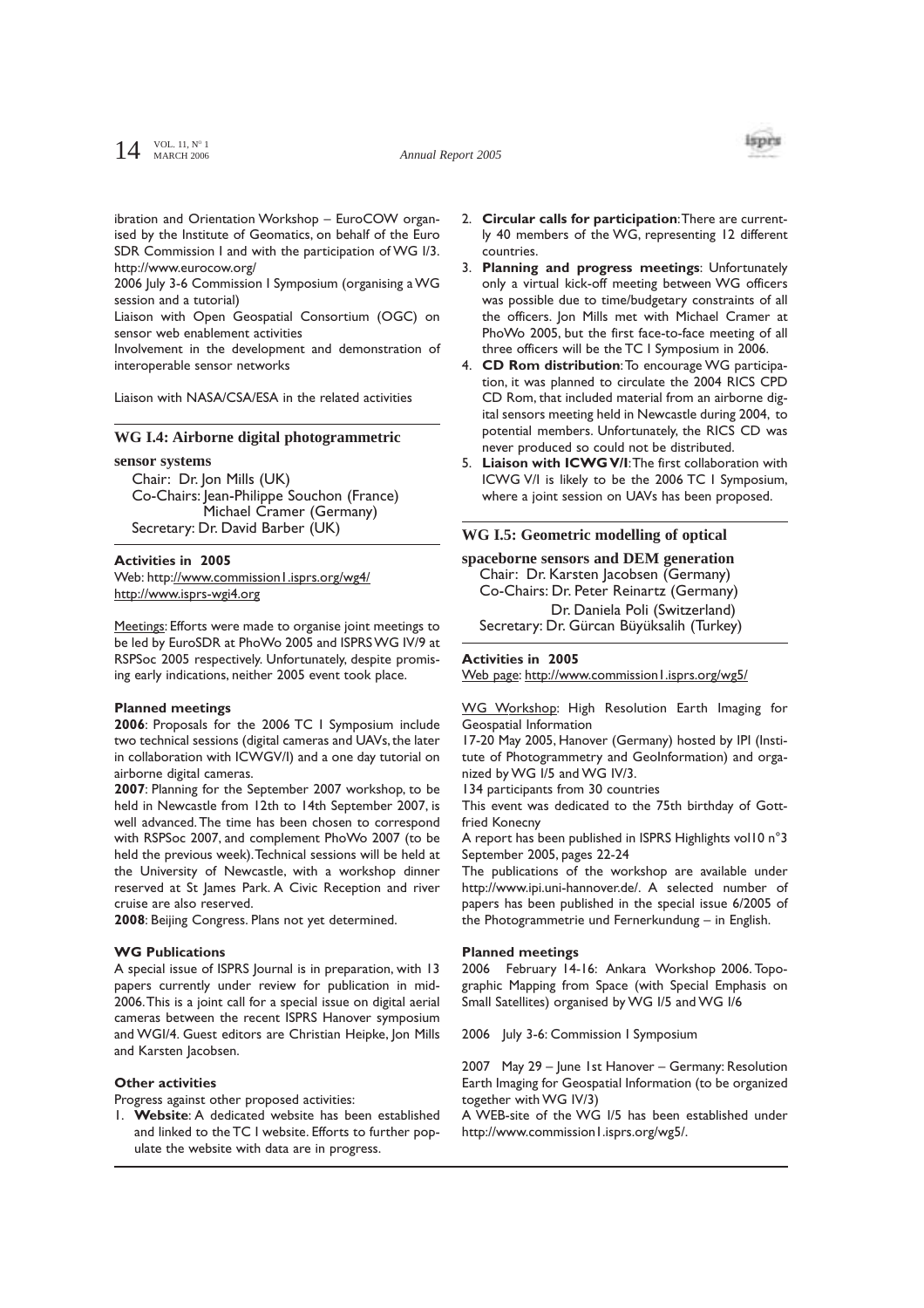ibration and Orientation Workshop – EuroCOW organised by the Institute of Geomatics, on behalf of the Euro SDR Commission I and with the participation of WG I/3. http://www.eurocow.org/

2006 July 3-6 Commission I Symposium (organising a WG session and a tutorial)

Liaison with Open Geospatial Consortium (OGC) on sensor web enablement activities

Involvement in the development and demonstration of interoperable sensor networks

Liaison with NASA/CSA/ESA in the related activities

## WG I.4: Airborne digital photogrammetric sensor systems

Chair: Dr. Jon Mills (UK)
Co-Chairs: Jean-Philippe Souchon (France)
Michael Cramer (Germany)
Secretary: Dr. David Barber (UK)

### Activities in 2005

Web: http://www.commission1.isprs.org/wg4/
http://www.isprs-wgi4.org

Meetings: Efforts were made to organise joint meetings to be led by EuroSDR at PhoWo 2005 and ISPRS WG IV/9 at RSPSoc 2005 respectively. Unfortunately, despite promising early indications, neither 2005 event took place.

### Planned meetings

**2006**: Proposals for the 2006 TC I Symposium include two technical sessions (digital cameras and UAVs, the later in collaboration with ICWGV/I) and a one day tutorial on airborne digital cameras.

**2007**: Planning for the September 2007 workshop, to be held in Newcastle from 12th to 14th September 2007, is well advanced. The time has been chosen to correspond with RSPSoc 2007, and complement PhoWo 2007 (to be held the previous week). Technical sessions will be held at the University of Newcastle, with a workshop dinner reserved at St James Park. A Civic Reception and river cruise are also reserved.

**2008**: Beijing Congress. Plans not yet determined.

### WG Publications

A special issue of ISPRS Journal is in preparation, with 13 papers currently under review for publication in mid-2006. This is a joint call for a special issue on digital aerial cameras between the recent ISPRS Hanover symposium and WGI/4. Guest editors are Christian Heipke, Jon Mills and Karsten Jacobsen.

### Other activities

Progress against other proposed activities:

1. **Website**: A dedicated website has been established and linked to the TC I website. Efforts to further populate the website with data are in progress.
2. **Circular calls for participation**: There are currently 40 members of the WG, representing 12 different countries.
3. **Planning and progress meetings**: Unfortunately only a virtual kick-off meeting between WG officers was possible due to time/budgetary constraints of all the officers. Jon Mills met with Michael Cramer at PhoWo 2005, but the first face-to-face meeting of all three officers will be the TC I Symposium in 2006.
4. **CD Rom distribution**: To encourage WG participation, it was planned to circulate the 2004 RICS CPD CD Rom, that included material from an airborne digital sensors meeting held in Newcastle during 2004, to potential members. Unfortunately, the RICS CD was never produced so could not be distributed.
5. **Liaison with ICWG V/I**: The first collaboration with ICWG V/I is likely to be the 2006 TC I Symposium, where a joint session on UAVs has been proposed.

## WG I.5: Geometric modelling of optical spaceborne sensors and DEM generation

Chair: Dr. Karsten Jacobsen (Germany)
Co-Chairs: Dr. Peter Reinartz (Germany)
Dr. Daniela Poli (Switzerland)
Secretary: Dr. Gürcan Büyüksalih (Turkey)

### Activities in 2005

Web page: http://www.commission1.isprs.org/wg5/

WG Workshop: High Resolution Earth Imaging for Geospatial Information

17-20 May 2005, Hanover (Germany) hosted by IPI (Institute of Photogrammetry and GeoInformation) and organized by WG I/5 and WG IV/3.

134 participants from 30 countries

This event was dedicated to the 75th birthday of Gottfried Konecny

A report has been published in ISPRS Highlights vol10 n°3 September 2005, pages 22-24

The publications of the workshop are available under http://www.ipi.uni-hannover.de/. A selected number of papers has been published in the special issue 6/2005 of the Photogrammetrie und Fernerkundung – in English.

### Planned meetings

2006 February 14-16: Ankara Workshop 2006. Topographic Mapping from Space (with Special Emphasis on Small Satellites) organised by WG I/5 and WG I/6

2006 July 3-6: Commission I Symposium

2007 May 29 – June 1st Hanover – Germany: Resolution Earth Imaging for Geospatial Information (to be organized together with WG IV/3)

A WEB-site of the WG I/5 has been established under http://www.commission1.isprs.org/wg5/.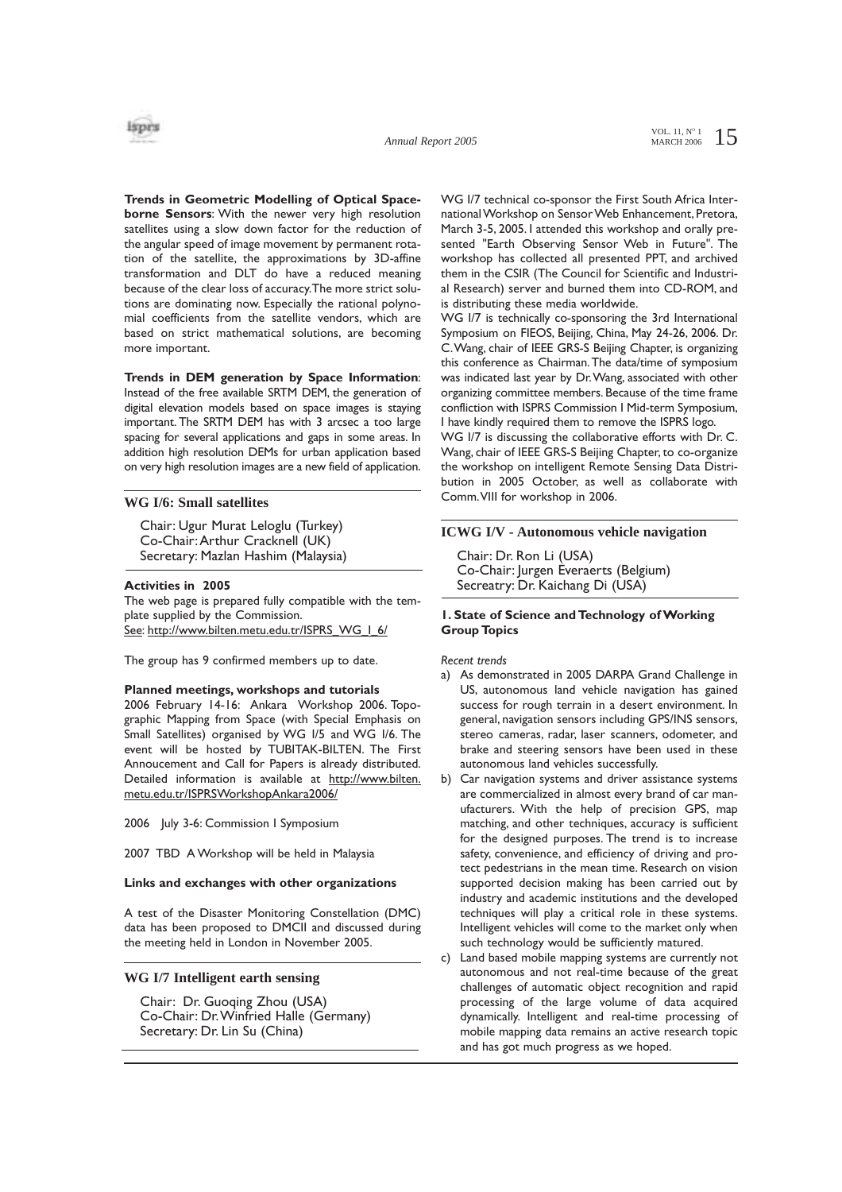**Trends in Geometric Modelling of Optical Spaceborne Sensors**: With the newer very high resolution satellites using a slow down factor for the reduction of the angular speed of image movement by permanent rotation of the satellite, the approximations by 3D-affine transformation and DLT do have a reduced meaning because of the clear loss of accuracy. The more strict solutions are dominating now. Especially the rational polynomial coefficients from the satellite vendors, which are based on strict mathematical solutions, are becoming more important.

**Trends in DEM generation by Space Information**: Instead of the free available SRTM DEM, the generation of digital elevation models based on space images is staying important. The SRTM DEM has with 3 arcsec a too large spacing for several applications and gaps in some areas. In addition high resolution DEMs for urban application based on very high resolution images are a new field of application.

## WG I/6: Small satellites

Chair: Ugur Murat Leloglu (Turkey)
Co-Chair: Arthur Cracknell (UK)
Secretary: Mazlan Hashim (Malaysia)

#### Activities in 2005

The web page is prepared fully compatible with the template supplied by the Commission.
See: http://www.bilten.metu.edu.tr/ISPRS_WG_I_6/

The group has 9 confirmed members up to date.

#### Planned meetings, workshops and tutorials

2006 February 14-16: Ankara Workshop 2006. Topographic Mapping from Space (with Special Emphasis on Small Satellites) organised by WG I/5 and WG I/6. The event will be hosted by TUBITAK-BILTEN. The First Annoucement and Call for Papers is already distributed. Detailed information is available at http://www.bilten.metu.edu.tr/ISPRSWorkshopAnkara2006/

2006 July 3-6: Commission I Symposium

2007 TBD A Workshop will be held in Malaysia

#### Links and exchanges with other organizations

A test of the Disaster Monitoring Constellation (DMC) data has been proposed to DMCII and discussed during the meeting held in London in November 2005.

## WG I/7 Intelligent earth sensing

Chair: Dr. Guoqing Zhou (USA)
Co-Chair: Dr. Winfried Halle (Germany)
Secretary: Dr. Lin Su (China)

WG I/7 technical co-sponsor the First South Africa International Workshop on Sensor Web Enhancement, Pretora, March 3-5, 2005. I attended this workshop and orally presented "Earth Observing Sensor Web in Future". The workshop has collected all presented PPT, and archived them in the CSIR (The Council for Scientific and Industrial Research) server and burned them into CD-ROM, and is distributing these media worldwide.

WG I/7 is technically co-sponsoring the 3rd International Symposium on FIEOS, Beijing, China, May 24-26, 2006. Dr. C. Wang, chair of IEEE GRS-S Beijing Chapter, is organizing this conference as Chairman. The data/time of symposium was indicated last year by Dr. Wang, associated with other organizing committee members. Because of the time frame confliction with ISPRS Commission I Mid-term Symposium, I have kindly required them to remove the ISPRS logo.

WG I/7 is discussing the collaborative efforts with Dr. C. Wang, chair of IEEE GRS-S Beijing Chapter, to co-organize the workshop on intelligent Remote Sensing Data Distribution in 2005 October, as well as collaborate with Comm. VIII for workshop in 2006.

## ICWG I/V - Autonomous vehicle navigation

Chair: Dr. Ron Li (USA)
Co-Chair: Jurgen Everaerts (Belgium)
Secreatry: Dr. Kaichang Di (USA)

#### 1. State of Science and Technology of Working Group Topics

*Recent trends*

a) As demonstrated in 2005 DARPA Grand Challenge in US, autonomous land vehicle navigation has gained success for rough terrain in a desert environment. In general, navigation sensors including GPS/INS sensors, stereo cameras, radar, laser scanners, odometer, and brake and steering sensors have been used in these autonomous land vehicles successfully.
b) Car navigation systems and driver assistance systems are commercialized in almost every brand of car manufacturers. With the help of precision GPS, map matching, and other techniques, accuracy is sufficient for the designed purposes. The trend is to increase safety, convenience, and efficiency of driving and protect pedestrians in the mean time. Research on vision supported decision making has been carried out by industry and academic institutions and the developed techniques will play a critical role in these systems. Intelligent vehicles will come to the market only when such technology would be sufficiently matured.
c) Land based mobile mapping systems are currently not autonomous and not real-time because of the great challenges of automatic object recognition and rapid processing of the large volume of data acquired dynamically. Intelligent and real-time processing of mobile mapping data remains an active research topic and has got much progress as we hoped.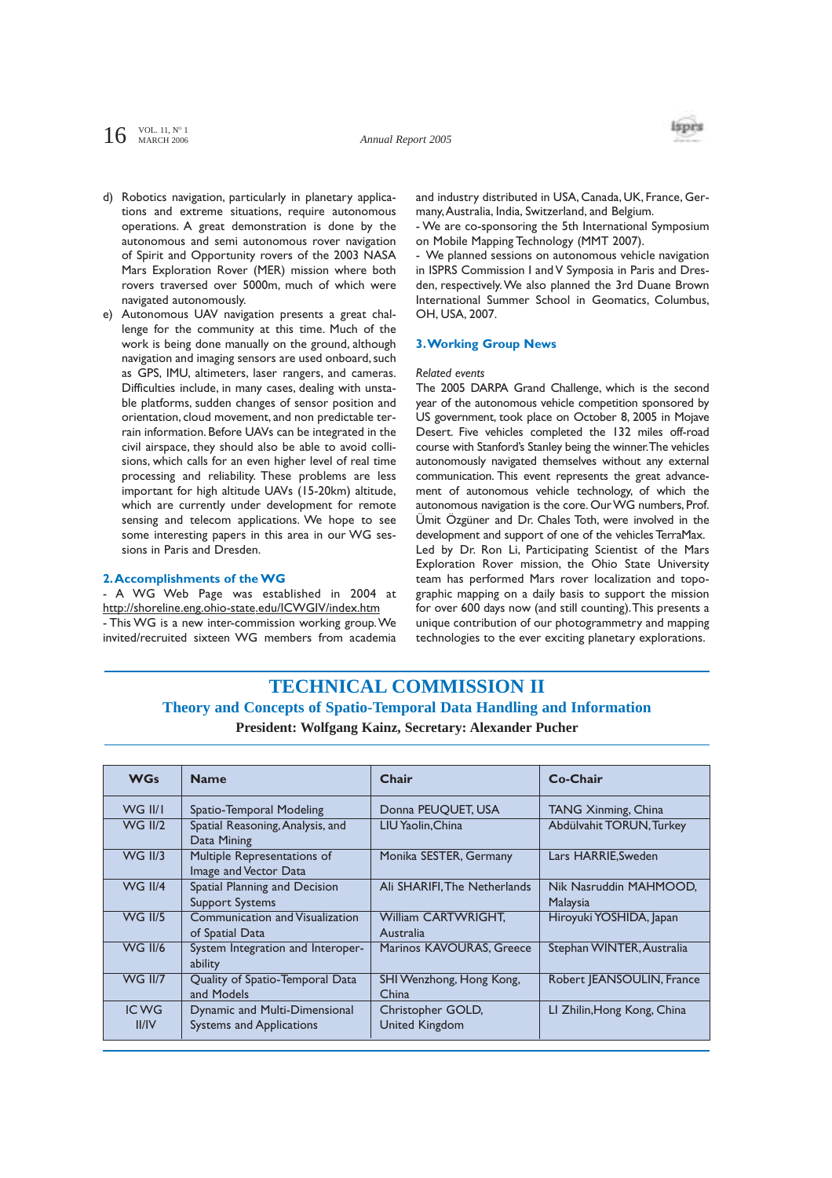d) Robotics navigation, particularly in planetary applications and extreme situations, require autonomous operations. A great demonstration is done by the autonomous and semi autonomous rover navigation of Spirit and Opportunity rovers of the 2003 NASA Mars Exploration Rover (MER) mission where both rovers traversed over 5000m, much of which were navigated autonomously.
e) Autonomous UAV navigation presents a great challenge for the community at this time. Much of the work is being done manually on the ground, although navigation and imaging sensors are used onboard, such as GPS, IMU, altimeters, laser rangers, and cameras. Difficulties include, in many cases, dealing with unstable platforms, sudden changes of sensor position and orientation, cloud movement, and non predictable terrain information. Before UAVs can be integrated in the civil airspace, they should also be able to avoid collisions, which calls for an even higher level of real time processing and reliability. These problems are less important for high altitude UAVs (15-20km) altitude, which are currently under development for remote sensing and telecom applications. We hope to see some interesting papers in this area in our WG sessions in Paris and Dresden.

### 2. Accomplishments of the WG

- A WG Web Page was established in 2004 at http://shoreline.eng.ohio-state.edu/ICWGIV/index.htm
- This WG is a new inter-commission working group. We invited/recruited sixteen WG members from academia and industry distributed in USA, Canada, UK, France, Germany, Australia, India, Switzerland, and Belgium.
- We are co-sponsoring the 5th International Symposium on Mobile Mapping Technology (MMT 2007).
- We planned sessions on autonomous vehicle navigation in ISPRS Commission I and V Symposia in Paris and Dresden, respectively. We also planned the 3rd Duane Brown International Summer School in Geomatics, Columbus, OH, USA, 2007.

### 3. Working Group News

*Related events*

The 2005 DARPA Grand Challenge, which is the second year of the autonomous vehicle competition sponsored by US government, took place on October 8, 2005 in Mojave Desert. Five vehicles completed the 132 miles off-road course with Stanford's Stanley being the winner. The vehicles autonomously navigated themselves without any external communication. This event represents the great advancement of autonomous vehicle technology, of which the autonomous navigation is the core. Our WG numbers, Prof. Ümit Özgüner and Dr. Chales Toth, were involved in the development and support of one of the vehicles TerraMax.

Led by Dr. Ron Li, Participating Scientist of the Mars Exploration Rover mission, the Ohio State University team has performed Mars rover localization and topographic mapping on a daily basis to support the mission for over 600 days now (and still counting). This presents a unique contribution of our photogrammetry and mapping technologies to the ever exciting planetary explorations.

# TECHNICAL COMMISSION II

## Theory and Concepts of Spatio-Temporal Data Handling and Information

**President: Wolfgang Kainz, Secretary: Alexander Pucher**

| WGs | Name | Chair | Co-Chair |
|---|---|---|---|
| WG II/1 | Spatio-Temporal Modeling | Donna PEUQUET, USA | TANG Xinming, China |
| WG II/2 | Spatial Reasoning, Analysis, and Data Mining | LIU Yaolin, China | Abdülvahit TORUN, Turkey |
| WG II/3 | Multiple Representations of Image and Vector Data | Monika SESTER, Germany | Lars HARRIE, Sweden |
| WG II/4 | Spatial Planning and Decision Support Systems | Ali SHARIFI, The Netherlands | Nik Nasruddin MAHMOOD, Malaysia |
| WG II/5 | Communication and Visualization of Spatial Data | William CARTWRIGHT, Australia | Hiroyuki YOSHIDA, Japan |
| WG II/6 | System Integration and Interoperability | Marinos KAVOURAS, Greece | Stephan WINTER, Australia |
| WG II/7 | Quality of Spatio-Temporal Data and Models | SHI Wenzhong, Hong Kong, China | Robert JEANSOULIN, France |
| IC WG II/IV | Dynamic and Multi-Dimensional Systems and Applications | Christopher GOLD, United Kingdom | LI Zhilin, Hong Kong, China |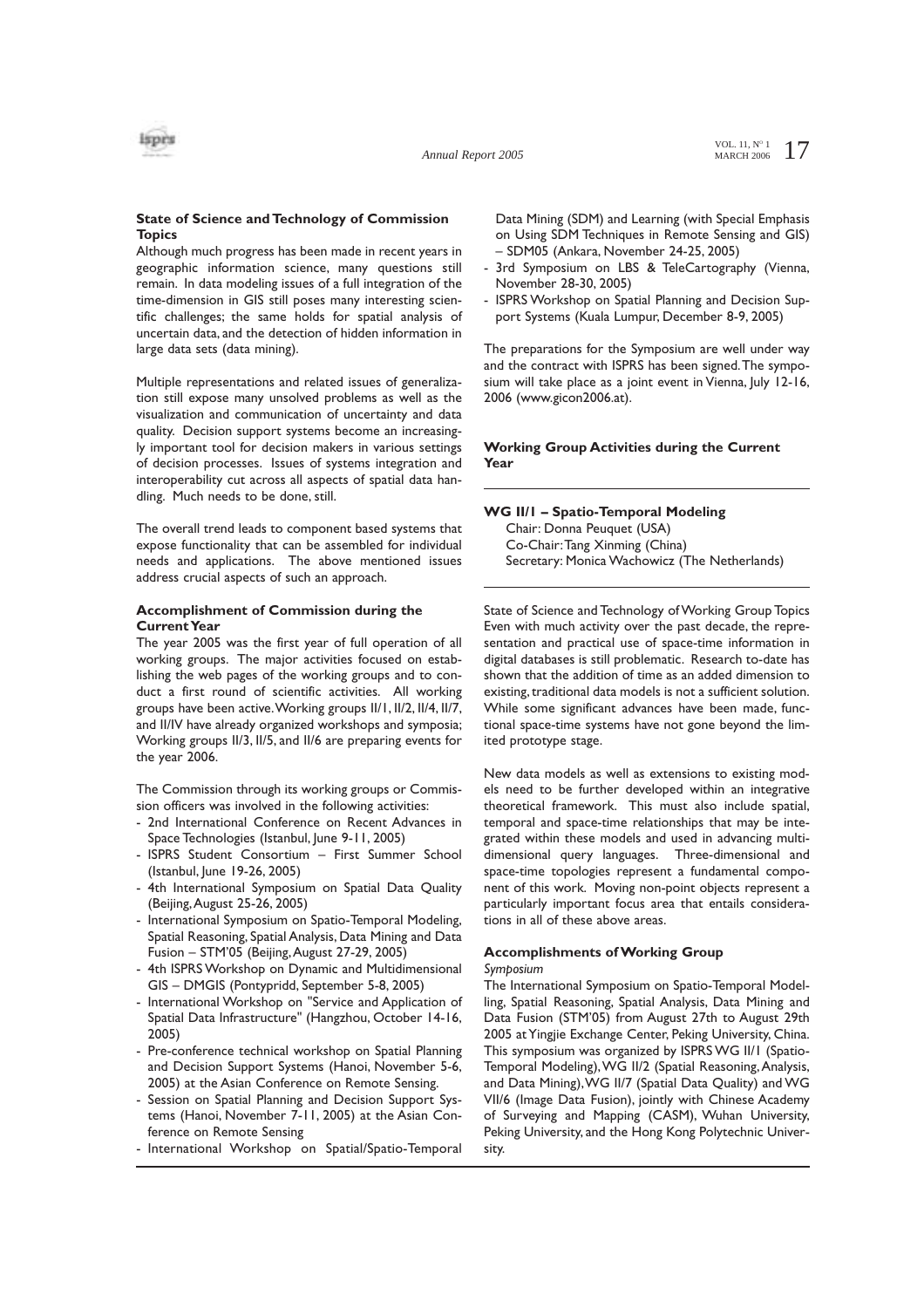#### State of Science and Technology of Commission Topics

Although much progress has been made in recent years in geographic information science, many questions still remain. In data modeling issues of a full integration of the time-dimension in GIS still poses many interesting scientific challenges; the same holds for spatial analysis of uncertain data, and the detection of hidden information in large data sets (data mining).

Multiple representations and related issues of generalization still expose many unsolved problems as well as the visualization and communication of uncertainty and data quality. Decision support systems become an increasingly important tool for decision makers in various settings of decision processes. Issues of systems integration and interoperability cut across all aspects of spatial data handling. Much needs to be done, still.

The overall trend leads to component based systems that expose functionality that can be assembled for individual needs and applications. The above mentioned issues address crucial aspects of such an approach.

#### Accomplishment of Commission during the Current Year

The year 2005 was the first year of full operation of all working groups. The major activities focused on establishing the web pages of the working groups and to conduct a first round of scientific activities. All working groups have been active. Working groups II/1, II/2, II/4, II/7, and II/IV have already organized workshops and symposia; Working groups II/3, II/5, and II/6 are preparing events for the year 2006.

The Commission through its working groups or Commission officers was involved in the following activities:

- 2nd International Conference on Recent Advances in Space Technologies (Istanbul, June 9-11, 2005)
- ISPRS Student Consortium – First Summer School (Istanbul, June 19-26, 2005)
- 4th International Symposium on Spatial Data Quality (Beijing, August 25-26, 2005)
- International Symposium on Spatio-Temporal Modeling, Spatial Reasoning, Spatial Analysis, Data Mining and Data Fusion – STM'05 (Beijing, August 27-29, 2005)
- 4th ISPRS Workshop on Dynamic and Multidimensional GIS – DMGIS (Pontypridd, September 5-8, 2005)
- International Workshop on "Service and Application of Spatial Data Infrastructure" (Hangzhou, October 14-16, 2005)
- Pre-conference technical workshop on Spatial Planning and Decision Support Systems (Hanoi, November 5-6, 2005) at the Asian Conference on Remote Sensing.
- Session on Spatial Planning and Decision Support Systems (Hanoi, November 7-11, 2005) at the Asian Conference on Remote Sensing
- International Workshop on Spatial/Spatio-Temporal Data Mining (SDM) and Learning (with Special Emphasis on Using SDM Techniques in Remote Sensing and GIS) – SDM05 (Ankara, November 24-25, 2005)
- 3rd Symposium on LBS & TeleCartography (Vienna, November 28-30, 2005)
- ISPRS Workshop on Spatial Planning and Decision Support Systems (Kuala Lumpur, December 8-9, 2005)

The preparations for the Symposium are well under way and the contract with ISPRS has been signed. The symposium will take place as a joint event in Vienna, July 12-16, 2006 (www.gicon2006.at).

#### Working Group Activities during the Current Year

#### WG II/1 – Spatio-Temporal Modeling

Chair: Donna Peuquet (USA)
Co-Chair: Tang Xinming (China)
Secretary: Monica Wachowicz (The Netherlands)

State of Science and Technology of Working Group Topics
Even with much activity over the past decade, the representation and practical use of space-time information in digital databases is still problematic. Research to-date has shown that the addition of time as an added dimension to existing, traditional data models is not a sufficient solution. While some significant advances have been made, functional space-time systems have not gone beyond the limited prototype stage.

New data models as well as extensions to existing models need to be further developed within an integrative theoretical framework. This must also include spatial, temporal and space-time relationships that may be integrated within these models and used in advancing multidimensional query languages. Three-dimensional and space-time topologies represent a fundamental component of this work. Moving non-point objects represent a particularly important focus area that entails considerations in all of these above areas.

#### Accomplishments of Working Group

*Symposium*

The International Symposium on Spatio-Temporal Modelling, Spatial Reasoning, Spatial Analysis, Data Mining and Data Fusion (STM'05) from August 27th to August 29th 2005 at Yingjie Exchange Center, Peking University, China. This symposium was organized by ISPRS WG II/1 (Spatio-Temporal Modeling), WG II/2 (Spatial Reasoning, Analysis, and Data Mining), WG II/7 (Spatial Data Quality) and WG VII/6 (Image Data Fusion), jointly with Chinese Academy of Surveying and Mapping (CASM), Wuhan University, Peking University, and the Hong Kong Polytechnic University.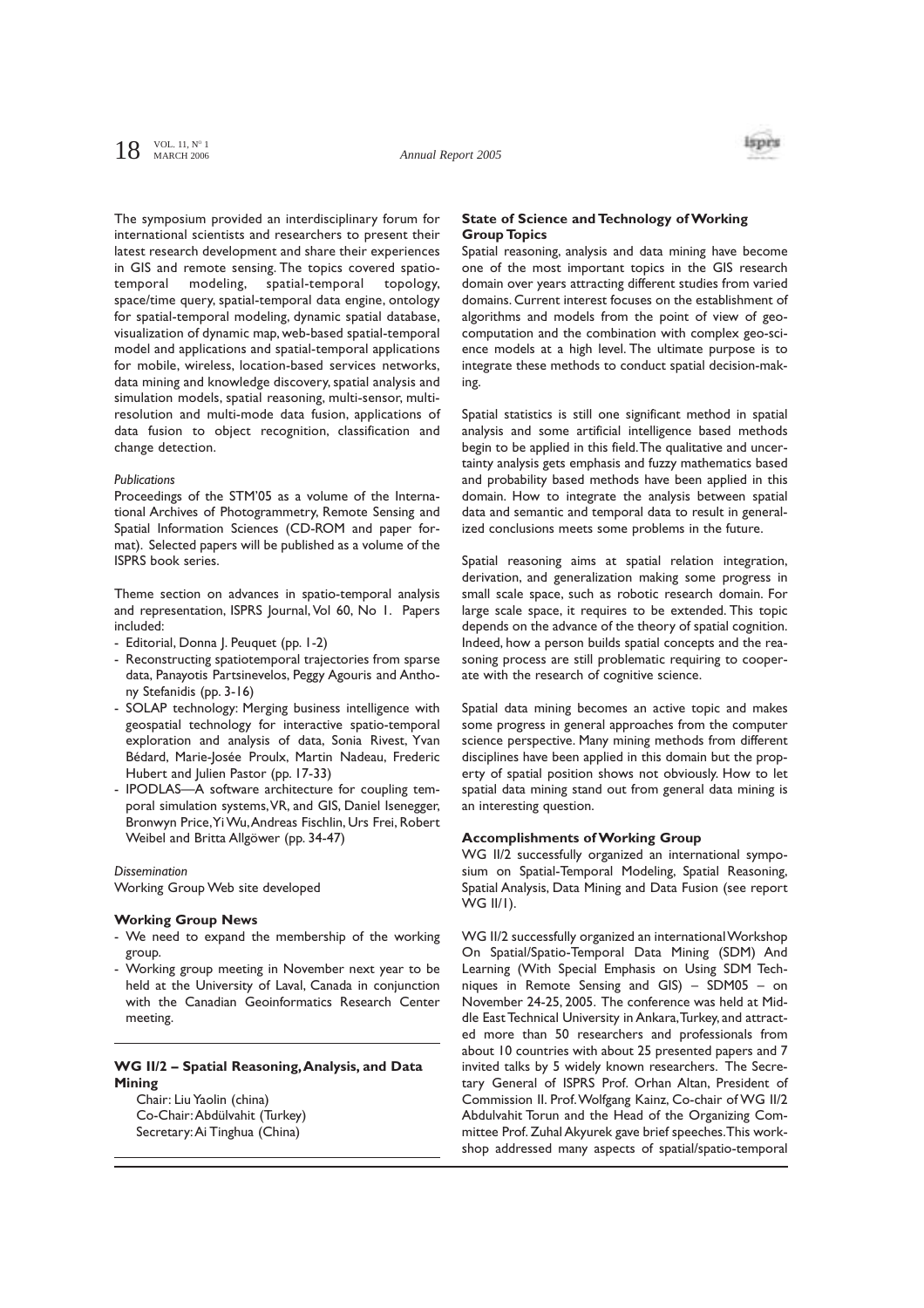The symposium provided an interdisciplinary forum for international scientists and researchers to present their latest research development and share their experiences in GIS and remote sensing. The topics covered spatio-temporal modeling, spatial-temporal topology, space/time query, spatial-temporal data engine, ontology for spatial-temporal modeling, dynamic spatial database, visualization of dynamic map, web-based spatial-temporal model and applications and spatial-temporal applications for mobile, wireless, location-based services networks, data mining and knowledge discovery, spatial analysis and simulation models, spatial reasoning, multi-sensor, multi-resolution and multi-mode data fusion, applications of data fusion to object recognition, classification and change detection.

*Publications*

Proceedings of the STM'05 as a volume of the International Archives of Photogrammetry, Remote Sensing and Spatial Information Sciences (CD-ROM and paper format). Selected papers will be published as a volume of the ISPRS book series.

Theme section on advances in spatio-temporal analysis and representation, ISPRS Journal, Vol 60, No 1. Papers included:

- Editorial, Donna J. Peuquet (pp. 1-2)
- Reconstructing spatiotemporal trajectories from sparse data, Panayotis Partsinevelos, Peggy Agouris and Anthony Stefanidis (pp. 3-16)
- SOLAP technology: Merging business intelligence with geospatial technology for interactive spatio-temporal exploration and analysis of data, Sonia Rivest, Yvan Bédard, Marie-Josée Proulx, Martin Nadeau, Frederic Hubert and Julien Pastor (pp. 17-33)
- IPODLAS—A software architecture for coupling temporal simulation systems, VR, and GIS, Daniel Isenegger, Bronwyn Price, Yi Wu, Andreas Fischlin, Urs Frei, Robert Weibel and Britta Allgöwer (pp. 34-47)

*Dissemination*

Working Group Web site developed

**Working Group News**

- We need to expand the membership of the working group.
- Working group meeting in November next year to be held at the University of Laval, Canada in conjunction with the Canadian Geoinformatics Research Center meeting.

### WG II/2 – Spatial Reasoning, Analysis, and Data Mining

Chair: Liu Yaolin (china)
Co-Chair: Abdülvahit (Turkey)
Secretary: Ai Tinghua (China)

**State of Science and Technology of Working Group Topics**

Spatial reasoning, analysis and data mining have become one of the most important topics in the GIS research domain over years attracting different studies from varied domains. Current interest focuses on the establishment of algorithms and models from the point of view of geo-computation and the combination with complex geo-science models at a high level. The ultimate purpose is to integrate these methods to conduct spatial decision-making.

Spatial statistics is still one significant method in spatial analysis and some artificial intelligence based methods begin to be applied in this field. The qualitative and uncertainty analysis gets emphasis and fuzzy mathematics based and probability based methods have been applied in this domain. How to integrate the analysis between spatial data and semantic and temporal data to result in generalized conclusions meets some problems in the future.

Spatial reasoning aims at spatial relation integration, derivation, and generalization making some progress in small scale space, such as robotic research domain. For large scale space, it requires to be extended. This topic depends on the advance of the theory of spatial cognition. Indeed, how a person builds spatial concepts and the reasoning process are still problematic requiring to cooperate with the research of cognitive science.

Spatial data mining becomes an active topic and makes some progress in general approaches from the computer science perspective. Many mining methods from different disciplines have been applied in this domain but the property of spatial position shows not obviously. How to let spatial data mining stand out from general data mining is an interesting question.

**Accomplishments of Working Group**

WG II/2 successfully organized an international symposium on Spatial-Temporal Modeling, Spatial Reasoning, Spatial Analysis, Data Mining and Data Fusion (see report WG II/1).

WG II/2 successfully organized an international Workshop On Spatial/Spatio-Temporal Data Mining (SDM) And Learning (With Special Emphasis on Using SDM Techniques in Remote Sensing and GIS) – SDM05 – on November 24-25, 2005. The conference was held at Middle East Technical University in Ankara, Turkey, and attracted more than 50 researchers and professionals from about 10 countries with about 25 presented papers and 7 invited talks by 5 widely known researchers. The Secretary General of ISPRS Prof. Orhan Altan, President of Commission II. Prof. Wolfgang Kainz, Co-chair of WG II/2 Abdulvahit Torun and the Head of the Organizing Committee Prof. Zuhal Akyurek gave brief speeches. This workshop addressed many aspects of spatial/spatio-temporal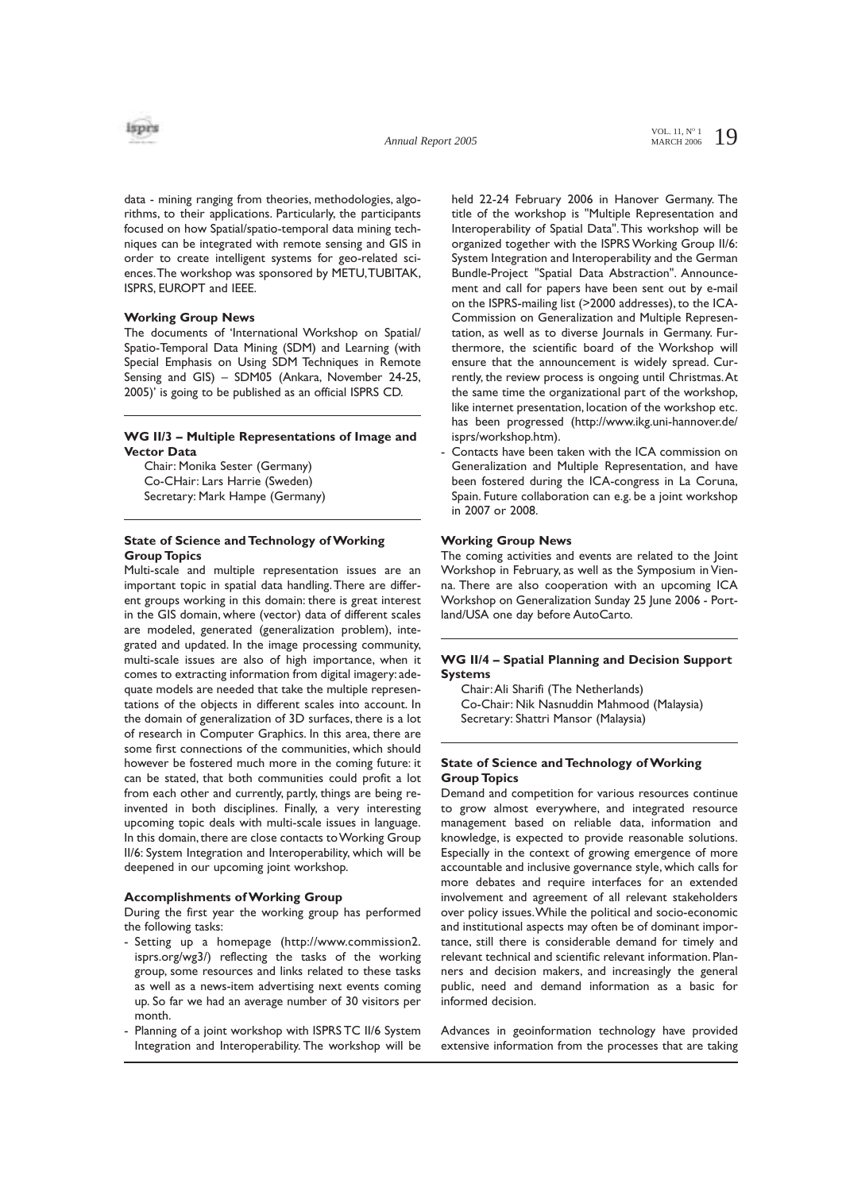data - mining ranging from theories, methodologies, algorithms, to their applications. Particularly, the participants focused on how Spatial/spatio-temporal data mining techniques can be integrated with remote sensing and GIS in order to create intelligent systems for geo-related sciences. The workshop was sponsored by METU, TUBITAK, ISPRS, EUROPT and IEEE.

**Working Group News**

The documents of 'International Workshop on Spatial/ Spatio-Temporal Data Mining (SDM) and Learning (with Special Emphasis on Using SDM Techniques in Remote Sensing and GIS) – SDM05 (Ankara, November 24-25, 2005)' is going to be published as an official ISPRS CD.

---

### WG II/3 – Multiple Representations of Image and Vector Data

Chair: Monika Sester (Germany)
Co-CHair: Lars Harrie (Sweden)
Secretary: Mark Hampe (Germany)

---

**State of Science and Technology of Working Group Topics**

Multi-scale and multiple representation issues are an important topic in spatial data handling. There are different groups working in this domain: there is great interest in the GIS domain, where (vector) data of different scales are modeled, generated (generalization problem), integrated and updated. In the image processing community, multi-scale issues are also of high importance, when it comes to extracting information from digital imagery: adequate models are needed that take the multiple representations of the objects in different scales into account. In the domain of generalization of 3D surfaces, there is a lot of research in Computer Graphics. In this area, there are some first connections of the communities, which should however be fostered much more in the coming future: it can be stated, that both communities could profit a lot from each other and currently, partly, things are being re-invented in both disciplines. Finally, a very interesting upcoming topic deals with multi-scale issues in language. In this domain, there are close contacts to Working Group II/6: System Integration and Interoperability, which will be deepened in our upcoming joint workshop.

**Accomplishments of Working Group**

During the first year the working group has performed the following tasks:

- Setting up a homepage (http://www.commission2.isprs.org/wg3/) reflecting the tasks of the working group, some resources and links related to these tasks as well as a news-item advertising next events coming up. So far we had an average number of 30 visitors per month.
- Planning of a joint workshop with ISPRS TC II/6 System Integration and Interoperability. The workshop will be held 22-24 February 2006 in Hanover Germany. The title of the workshop is "Multiple Representation and Interoperability of Spatial Data". This workshop will be organized together with the ISPRS Working Group II/6: System Integration and Interoperability and the German Bundle-Project "Spatial Data Abstraction". Announcement and call for papers have been sent out by e-mail on the ISPRS-mailing list (>2000 addresses), to the ICA-Commission on Generalization and Multiple Representation, as well as to diverse Journals in Germany. Furthermore, the scientific board of the Workshop will ensure that the announcement is widely spread. Currently, the review process is ongoing until Christmas. At the same time the organizational part of the workshop, like internet presentation, location of the workshop etc. has been progressed (http://www.ikg.uni-hannover.de/isprs/workshop.htm).
- Contacts have been taken with the ICA commission on Generalization and Multiple Representation, and have been fostered during the ICA-congress in La Coruna, Spain. Future collaboration can e.g. be a joint workshop in 2007 or 2008.

**Working Group News**

The coming activities and events are related to the Joint Workshop in February, as well as the Symposium in Vienna. There are also cooperation with an upcoming ICA Workshop on Generalization Sunday 25 June 2006 - Portland/USA one day before AutoCarto.

---

### WG II/4 – Spatial Planning and Decision Support Systems

Chair: Ali Sharifi (The Netherlands)
Co-Chair: Nik Nasnuddin Mahmood (Malaysia)
Secretary: Shattri Mansor (Malaysia)

---

**State of Science and Technology of Working Group Topics**

Demand and competition for various resources continue to grow almost everywhere, and integrated resource management based on reliable data, information and knowledge, is expected to provide reasonable solutions. Especially in the context of growing emergence of more accountable and inclusive governance style, which calls for more debates and require interfaces for an extended involvement and agreement of all relevant stakeholders over policy issues. While the political and socio-economic and institutional aspects may often be of dominant importance, still there is considerable demand for timely and relevant technical and scientific relevant information. Planners and decision makers, and increasingly the general public, need and demand information as a basic for informed decision.

Advances in geoinformation technology have provided extensive information from the processes that are taking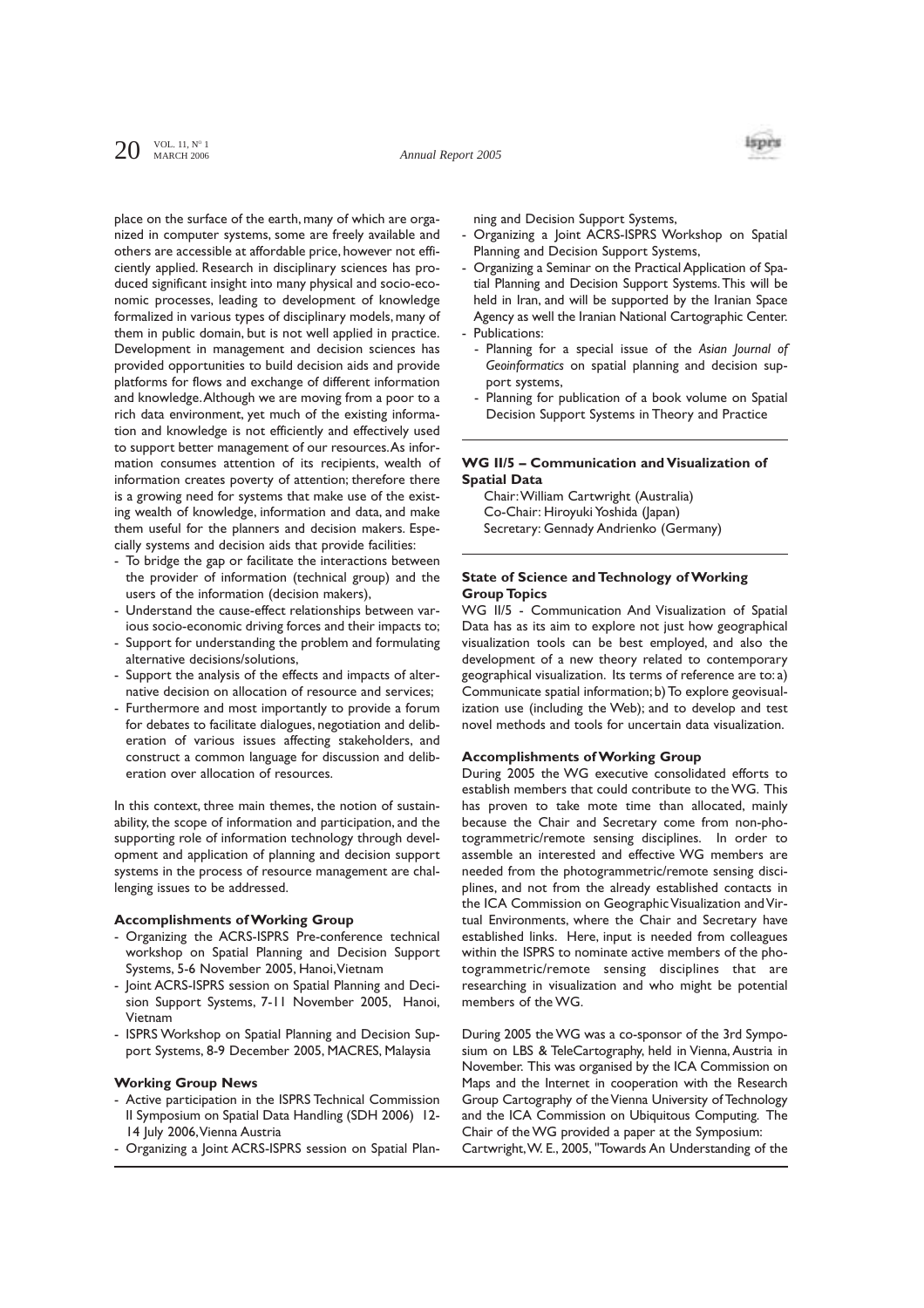place on the surface of the earth, many of which are organized in computer systems, some are freely available and others are accessible at affordable price, however not efficiently applied. Research in disciplinary sciences has produced significant insight into many physical and socio-economic processes, leading to development of knowledge formalized in various types of disciplinary models, many of them in public domain, but is not well applied in practice. Development in management and decision sciences has provided opportunities to build decision aids and provide platforms for flows and exchange of different information and knowledge. Although we are moving from a poor to a rich data environment, yet much of the existing information and knowledge is not efficiently and effectively used to support better management of our resources. As information consumes attention of its recipients, wealth of information creates poverty of attention; therefore there is a growing need for systems that make use of the existing wealth of knowledge, information and data, and make them useful for the planners and decision makers. Especially systems and decision aids that provide facilities:

- To bridge the gap or facilitate the interactions between the provider of information (technical group) and the users of the information (decision makers),
- Understand the cause-effect relationships between various socio-economic driving forces and their impacts to;
- Support for understanding the problem and formulating alternative decisions/solutions,
- Support the analysis of the effects and impacts of alternative decision on allocation of resource and services;
- Furthermore and most importantly to provide a forum for debates to facilitate dialogues, negotiation and deliberation of various issues affecting stakeholders, and construct a common language for discussion and deliberation over allocation of resources.

In this context, three main themes, the notion of sustainability, the scope of information and participation, and the supporting role of information technology through development and application of planning and decision support systems in the process of resource management are challenging issues to be addressed.

**Accomplishments of Working Group**

- Organizing the ACRS-ISPRS Pre-conference technical workshop on Spatial Planning and Decision Support Systems, 5-6 November 2005, Hanoi, Vietnam
- Joint ACRS-ISPRS session on Spatial Planning and Decision Support Systems, 7-11 November 2005, Hanoi, Vietnam
- ISPRS Workshop on Spatial Planning and Decision Support Systems, 8-9 December 2005, MACRES, Malaysia

**Working Group News**

- Active participation in the ISPRS Technical Commission II Symposium on Spatial Data Handling (SDH 2006) 12-14 July 2006, Vienna Austria
- Organizing a Joint ACRS-ISPRS session on Spatial Planning and Decision Support Systems,
- Organizing a Joint ACRS-ISPRS Workshop on Spatial Planning and Decision Support Systems,
- Organizing a Seminar on the Practical Application of Spatial Planning and Decision Support Systems. This will be held in Iran, and will be supported by the Iranian Space Agency as well the Iranian National Cartographic Center.
- Publications:
  - Planning for a special issue of the *Asian Journal of Geoinformatics* on spatial planning and decision support systems,
  - Planning for publication of a book volume on Spatial Decision Support Systems in Theory and Practice

**WG II/5 – Communication and Visualization of Spatial Data**

Chair: William Cartwright (Australia)
Co-Chair: Hiroyuki Yoshida (Japan)
Secretary: Gennady Andrienko (Germany)

**State of Science and Technology of Working Group Topics**

WG II/5 - Communication And Visualization of Spatial Data has as its aim to explore not just how geographical visualization tools can be best employed, and also the development of a new theory related to contemporary geographical visualization. Its terms of reference are to: a) Communicate spatial information; b) To explore geovisualization use (including the Web); and to develop and test novel methods and tools for uncertain data visualization.

**Accomplishments of Working Group**

During 2005 the WG executive consolidated efforts to establish members that could contribute to the WG. This has proven to take mote time than allocated, mainly because the Chair and Secretary come from non-photogrammetric/remote sensing disciplines. In order to assemble an interested and effective WG members are needed from the photogrammetric/remote sensing disciplines, and not from the already established contacts in the ICA Commission on Geographic Visualization and Virtual Environments, where the Chair and Secretary have established links. Here, input is needed from colleagues within the ISPRS to nominate active members of the photogrammetric/remote sensing disciplines that are researching in visualization and who might be potential members of the WG.

During 2005 the WG was a co-sponsor of the 3rd Symposium on LBS & TeleCartography, held in Vienna, Austria in November. This was organised by the ICA Commission on Maps and the Internet in cooperation with the Research Group Cartography of the Vienna University of Technology and the ICA Commission on Ubiquitous Computing. The Chair of the WG provided a paper at the Symposium:
Cartwright, W. E., 2005, "Towards An Understanding of the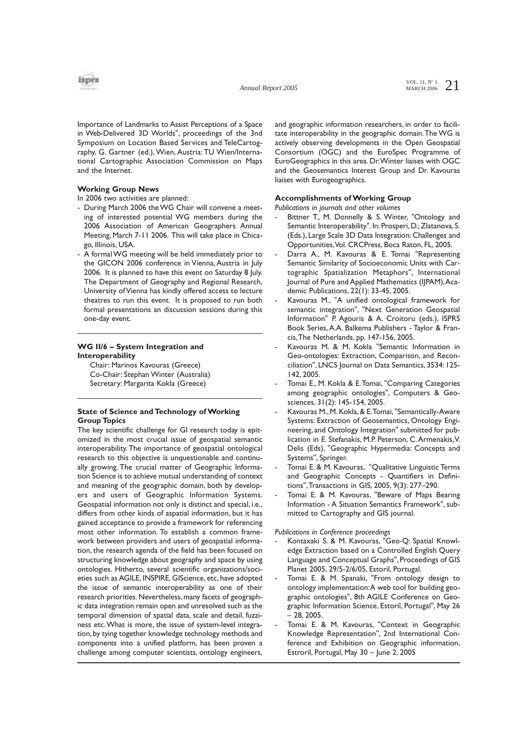Importance of Landmarks to Assist Perceptions of a Space in Web-Delivered 3D Worlds", proceedings of the 3nd Symposium on Location Based Services and TeleCartography, G. Gartner (ed.), Wien, Austria: TU Wien/International Cartographic Association Commission on Maps and the Internet.

### Working Group News

In 2006 two activities are planned:

- During March 2006 the WG Chair will convene a meeting of interested potential WG members during the 2006 Association of American Geographers Annual Meeting, March 7-11 2006. This will take place in Chicago, Illinois, USA.
- A formal WG meeting will be held immediately prior to the GICON 2006 conference in Vienna, Austria in July 2006. It is planned to have this event on Saturday 8 July. The Department of Geography and Regional Research, University of Vienna has kindly offered access to lecture theatres to run this event. It is proposed to run both formal presentations an discussion sessions during this one-day event.

---

## WG II/6 – System Integration and Interoperability

Chair: Marinos Kavouras (Greece)
Co-Chair: Stephan Winter (Australia)
Secretary: Margarita Kokla (Greece)

---

### State of Science and Technology of Working Group Topics

The key scientific challenge for GI research today is epitomized in the most crucial issue of geospatial semantic interoperability. The importance of geospatial ontological research to this objective is unquestionable and continually growing. The crucial matter of Geographic Information Science is to achieve mutual understanding of context and meaning of the geographic domain, both by developers and users of Geographic Information Systems. Geospatial information not only is distinct and special, i.e., differs from other kinds of aspatial information, but it has gained acceptance to provide a framework for referencing most other information. To establish a common framework between providers and users of geospatial information, the research agenda of the field has been focused on structuring knowledge about geography and space by using ontologies. Hitherto, several scientific organizations/societies such as AGILE, INSPIRE, GIScience, etc, have adopted the issue of semantic interoperability as one of their research priorities. Nevertheless, many facets of geographic data integration remain open and unresolved such as the temporal dimension of spatial data, scale and detail, fuzziness etc. What is more, the issue of system-level integration, by tying together knowledge technology methods and components into a unified platform, has been proven a challenge among computer scientists, ontology engineers, and geographic information researchers, in order to facilitate interoperability in the geographic domain. The WG is actively observing developments in the Open Geospatial Consortium (OGC) and the EuroSpec Programme of EuroGeographics in this area. Dr. Winter liaises with OGC and the Geosemantics Interest Group and Dr. Kavouras liaises with Eurogeographics.

### Accomplishments of Working Group

*Publications in journals and other volumes*

- Bittner T., M. Donnelly & S. Winter, "Ontology and Semantic Interoperability". In: Prosperi, D.; Zlatanova, S. (Eds.), Large Scale 3D Data Integration: Challenges and Opportunities, Vol. CRCPress, Boca Raton, FL, 2005.
- Darra A., M. Kavouras & E. Tomai "Representing Semantic Similarity of Socioeconomic Units with Cartographic Spatialization Metaphors", International Journal of Pure and Applied Mathematics (IJPAM), Academic Publications, 22(1): 33-45, 2005.
- Kavouras M., "A unified ontological framework for semantic integration", "Next Generation Geospatial Information" P. Agouris & A. Croitoru (eds.), ISPRS Book Series, A.A. Balkema Publishers - Taylor & Francis, The Netherlands, pp. 147-156, 2005.
- Kavouras M. & M. Kokla "Semantic Information in Geo-ontologies: Extraction, Comparison, and Reconciliation", LNCS Journal on Data Semantics, 3534: 125-142, 2005.
- Tomai E., M. Kokla & E. Tomai, "Comparing Categories among geographic ontologies", Computers & Geosciences, 31(2): 145-154, 2005.
- Kavouras M., M. Kokla, & E. Tomai, "Semantically-Aware Systems: Extraction of Geosemantics, Ontology Engineering, and Ontology Integration" submitted for publication in E. Stefanakis, M.P. Peterson, C. Armenakis, V. Delis (Eds), "Geographic Hypermedia: Concepts and Systems", Springer.
- Tomai E. & M. Kavouras, "Qualitative Linguistic Terms and Geographic Concepts - Quantifiers in Definitions", Transactions in GIS, 2005, 9(3): 277–290.
- Tomai E. & M. Kavouras, "Beware of Maps Bearing Information - A Situation Semantics Framework", submitted to Cartography and GIS journal.

*Publications in Conference proceedings*

- Kontaxaki S. & M. Kavouras, "Geo-Q: Spatial Knowledge Extraction based on a Controlled English Query Language and Conceptual Graphs", Proceedings of GIS Planet 2005, 29/5-2/6/05, Estoril, Portugal.
- Tomai E. & M. Spanaki, "From ontology design to ontology implementation: A web tool for building geographic ontologies", 8th AGILE Conference on Geographic Information Science, Estoril, Portugal", May 26 – 28, 2005.
- Tomai E. & M. Kavouras, "Context in Geographic Knowledge Representation", 2nd International Conference and Exhibition on Geographic information, Estroril, Portugal, May 30 – June 2, 2005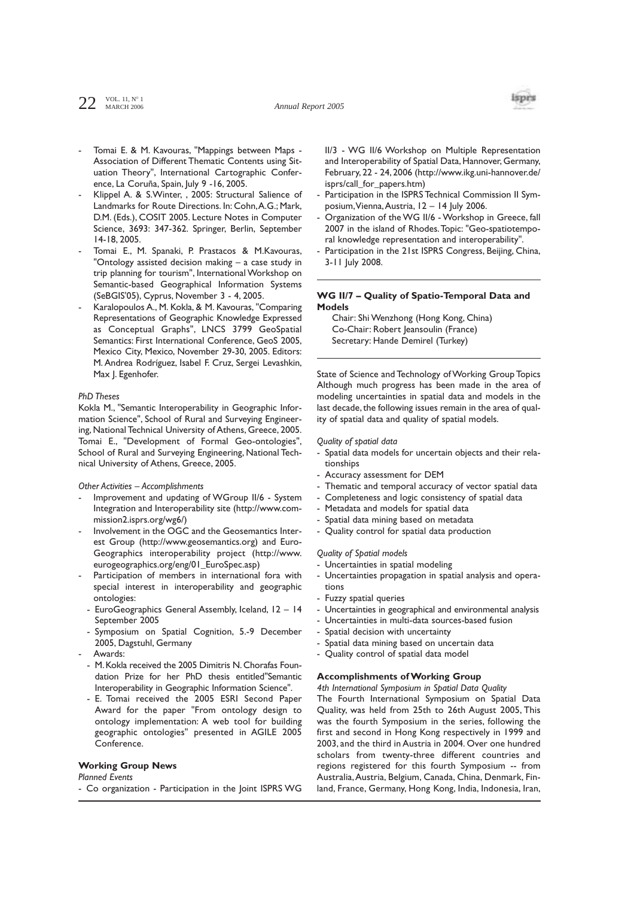- Tomai E. & M. Kavouras, "Mappings between Maps - Association of Different Thematic Contents using Situation Theory", International Cartographic Conference, La Coruña, Spain, July 9 -16, 2005.
- Klippel A. & S.Winter, , 2005: Structural Salience of Landmarks for Route Directions. In: Cohn, A.G.; Mark, D.M. (Eds.), COSIT 2005. Lecture Notes in Computer Science, 3693: 347-362. Springer, Berlin, September 14-18, 2005.
- Tomai E., M. Spanaki, P. Prastacos & M.Kavouras, "Ontology assisted decision making – a case study in trip planning for tourism", International Workshop on Semantic-based Geographical Information Systems (SeBGIS'05), Cyprus, November 3 - 4, 2005.
- Karalopoulos A., M. Kokla, & M. Kavouras, "Comparing Representations of Geographic Knowledge Expressed as Conceptual Graphs", LNCS 3799 GeoSpatial Semantics: First International Conference, GeoS 2005, Mexico City, Mexico, November 29-30, 2005. Editors: M. Andrea Rodríguez, Isabel F. Cruz, Sergei Levashkin, Max J. Egenhofer.

*PhD Theses*

Kokla M., "Semantic Interoperability in Geographic Information Science", School of Rural and Surveying Engineering, National Technical University of Athens, Greece, 2005.
Tomai E., "Development of Formal Geo-ontologies", School of Rural and Surveying Engineering, National Technical University of Athens, Greece, 2005.

*Other Activities – Accomplishments*

- Improvement and updating of WGroup II/6 - System Integration and Interoperability site (http://www.commission2.isprs.org/wg6/)
- Involvement in the OGC and the Geosemantics Interest Group (http://www.geosemantics.org) and EuroGeographics interoperability project (http://www.eurogeographics.org/eng/01_EuroSpec.asp)
- Participation of members in international fora with special interest in interoperability and geographic ontologies:
  - EuroGeographics General Assembly, Iceland, 12 – 14 September 2005
  - Symposium on Spatial Cognition, 5.-9 December 2005, Dagstuhl, Germany
- Awards:
  - M. Kokla received the 2005 Dimitris N. Chorafas Foundation Prize for her PhD thesis entitled"Semantic Interoperability in Geographic Information Science".
  - E. Tomai received the 2005 ESRI Second Paper Award for the paper "From ontology design to ontology implementation: A web tool for building geographic ontologies" presented in AGILE 2005 Conference.

### Working Group News

*Planned Events*

- Co organization - Participation in the Joint ISPRS WG II/3 - WG II/6 Workshop on Multiple Representation and Interoperability of Spatial Data, Hannover, Germany, February, 22 - 24, 2006 (http://www.ikg.uni-hannover.de/isprs/call_for_papers.htm)
- Participation in the ISPRS Technical Commission II Symposium, Vienna, Austria, 12 – 14 July 2006.
- Organization of the WG II/6 - Workshop in Greece, fall 2007 in the island of Rhodes. Topic: "Geo-spatiotemporal knowledge representation and interoperability".
- Participation in the 21st ISPRS Congress, Beijing, China, 3-11 July 2008.

## WG II/7 – Quality of Spatio-Temporal Data and Models

Chair: Shi Wenzhong (Hong Kong, China)
Co-Chair: Robert Jeansoulin (France)
Secretary: Hande Demirel (Turkey)

State of Science and Technology of Working Group Topics
Although much progress has been made in the area of modeling uncertainties in spatial data and models in the last decade, the following issues remain in the area of quality of spatial data and quality of spatial models.

*Quality of spatial data*

- Spatial data models for uncertain objects and their relationships
- Accuracy assessment for DEM
- Thematic and temporal accuracy of vector spatial data
- Completeness and logic consistency of spatial data
- Metadata and models for spatial data
- Spatial data mining based on metadata
- Quality control for spatial data production

*Quality of Spatial models*

- Uncertainties in spatial modeling
- Uncertainties propagation in spatial analysis and operations
- Fuzzy spatial queries
- Uncertainties in geographical and environmental analysis
- Uncertainties in multi-data sources-based fusion
- Spatial decision with uncertainty
- Spatial data mining based on uncertain data
- Quality control of spatial data model

### Accomplishments of Working Group

*4th International Symposium in Spatial Data Quality*

The Fourth International Symposium on Spatial Data Quality, was held from 25th to 26th August 2005, This was the fourth Symposium in the series, following the first and second in Hong Kong respectively in 1999 and 2003, and the third in Austria in 2004. Over one hundred scholars from twenty-three different countries and regions registered for this fourth Symposium -- from Australia, Austria, Belgium, Canada, China, Denmark, Finland, France, Germany, Hong Kong, India, Indonesia, Iran,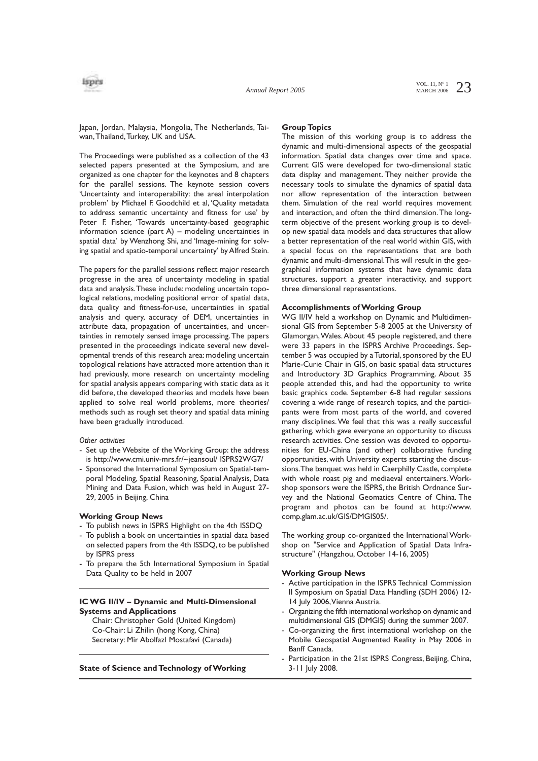Japan, Jordan, Malaysia, Mongolia, The Netherlands, Taiwan, Thailand, Turkey, UK and USA.

The Proceedings were published as a collection of the 43 selected papers presented at the Symposium, and are organized as one chapter for the keynotes and 8 chapters for the parallel sessions. The keynote session covers 'Uncertainty and interoperability: the areal interpolation problem' by Michael F. Goodchild et al, 'Quality metadata to address semantic uncertainty and fitness for use' by Peter F. Fisher, 'Towards uncertainty-based geographic information science (part A) – modeling uncertainties in spatial data' by Wenzhong Shi, and 'Image-mining for solving spatial and spatio-temporal uncertainty' by Alfred Stein.

The papers for the parallel sessions reflect major research progresse in the area of uncertainty modeling in spatial data and analysis. These include: modeling uncertain topological relations, modeling positional error of spatial data, data quality and fitness-for-use, uncertainties in spatial analysis and query, accuracy of DEM, uncertainties in attribute data, propagation of uncertainties, and uncertainties in remotely sensed image processing. The papers presented in the proceedings indicate several new developmental trends of this research area: modeling uncertain topological relations have attracted more attention than it had previously, more research on uncertainty modeling for spatial analysis appears comparing with static data as it did before, the developed theories and models have been applied to solve real world problems, more theories/methods such as rough set theory and spatial data mining have been gradually introduced.

*Other activities*

- Set up the Website of the Working Group: the address is http://www.cmi.univ-mrs.fr/~jeansoul/ ISPRS2WG7/
- Sponsored the International Symposium on Spatial-temporal Modeling, Spatial Reasoning, Spatial Analysis, Data Mining and Data Fusion, which was held in August 27-29, 2005 in Beijing, China

**Working Group News**

- To publish news in ISPRS Highlight on the 4th ISSDQ
- To publish a book on uncertainties in spatial data based on selected papers from the 4th ISSDQ, to be published by ISPRS press
- To prepare the 5th International Symposium in Spatial Data Quality to be held in 2007

### IC WG II/IV – Dynamic and Multi-Dimensional Systems and Applications

Chair: Christopher Gold (United Kingdom)
Co-Chair: Li Zhilin (hong Kong, China)
Secretary: Mir Abolfazl Mostafavi (Canada)

**State of Science and Technology of Working Group Topics**

The mission of this working group is to address the dynamic and multi-dimensional aspects of the geospatial information. Spatial data changes over time and space. Current GIS were developed for two-dimensional static data display and management. They neither provide the necessary tools to simulate the dynamics of spatial data nor allow representation of the interaction between them. Simulation of the real world requires movement and interaction, and often the third dimension. The long-term objective of the present working group is to develop new spatial data models and data structures that allow a better representation of the real world within GIS, with a special focus on the representations that are both dynamic and multi-dimensional. This will result in the geographical information systems that have dynamic data structures, support a greater interactivity, and support three dimensional representations.

**Accomplishments of Working Group**

WG II/IV held a workshop on Dynamic and Multidimensional GIS from September 5-8 2005 at the University of Glamorgan, Wales. About 45 people registered, and there were 33 papers in the ISPRS Archive Proceedings. September 5 was occupied by a Tutorial, sponsored by the EU Marie-Curie Chair in GIS, on basic spatial data structures and Introductory 3D Graphics Programming. About 35 people attended this, and had the opportunity to write basic graphics code. September 6-8 had regular sessions covering a wide range of research topics, and the participants were from most parts of the world, and covered many disciplines. We feel that this was a really successful gathering, which gave everyone an opportunity to discuss research activities. One session was devoted to opportunities for EU-China (and other) collaborative funding opportunities, with University experts starting the discussions. The banquet was held in Caerphilly Castle, complete with whole roast pig and mediaeval entertainers. Workshop sponsors were the ISPRS, the British Ordnance Survey and the National Geomatics Centre of China. The program and photos can be found at http://www.comp.glam.ac.uk/GIS/DMGIS05/.

The working group co-organized the International Workshop on "Service and Application of Spatial Data Infrastructure" (Hangzhou, October 14-16, 2005)

**Working Group News**

- Active participation in the ISPRS Technical Commission II Symposium on Spatial Data Handling (SDH 2006) 12-14 July 2006, Vienna Austria.
- Organizing the fifth international workshop on dynamic and multidimensional GIS (DMGIS) during the summer 2007.
- Co-organizing the first international workshop on the Mobile Geospatial Augmented Reality in May 2006 in Banff Canada.
- Participation in the 21st ISPRS Congress, Beijing, China, 3-11 July 2008.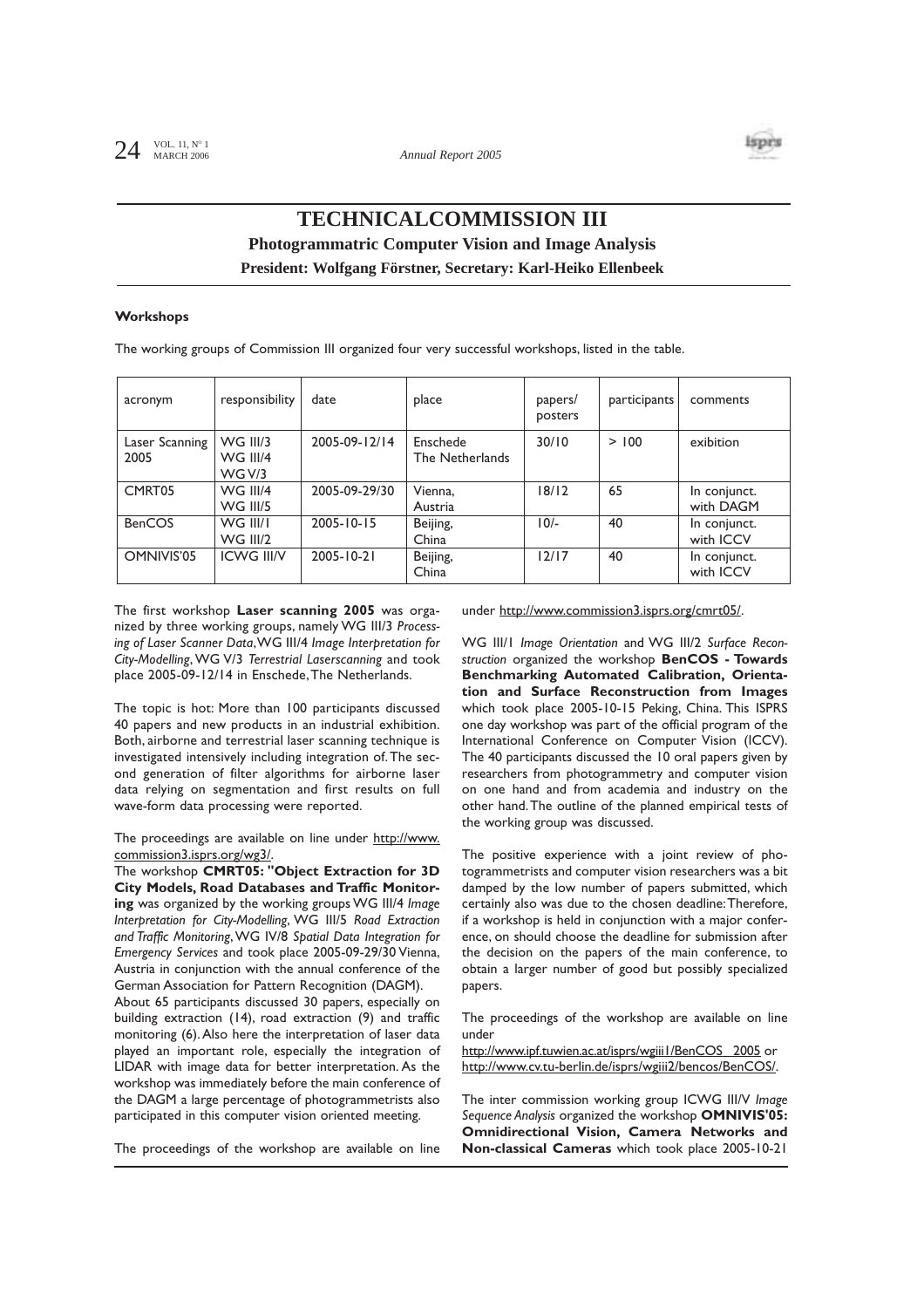# TECHNICALCOMMISSION III

### Photogrammatric Computer Vision and Image Analysis

### President: Wolfgang Förstner, Secretary: Karl-Heiko Ellenbeek

**Workshops**

The working groups of Commission III organized four very successful workshops, listed in the table.

| acronym | responsibility | date | place | papers/ posters | participants | comments |
|---|---|---|---|---|---|---|
| Laser Scanning 2005 | WG III/3 WG III/4 WG V/3 | 2005-09-12/14 | Enschede The Netherlands | 30/10 | > 100 | exibition |
| CMRT05 | WG III/4 WG III/5 | 2005-09-29/30 | Vienna, Austria | 18/12 | 65 | In conjunct. with DAGM |
| BenCOS | WG III/1 WG III/2 | 2005-10-15 | Beijing, China | 10/- | 40 | In conjunct. with ICCV |
| OMNIVIS'05 | ICWG III/V | 2005-10-21 | Beijing, China | 12/17 | 40 | In conjunct. with ICCV |

The first workshop **Laser scanning 2005** was organized by three working groups, namely WG III/3 *Processing of Laser Scanner Data*, WG III/4 *Image Interpretation for City-Modelling*, WG V/3 *Terrestrial Laserscanning* and took place 2005-09-12/14 in Enschede, The Netherlands.

The topic is hot: More than 100 participants discussed 40 papers and new products in an industrial exhibition. Both, airborne and terrestrial laser scanning technique is investigated intensively including integration of. The second generation of filter algorithms for airborne laser data relying on segmentation and first results on full wave-form data processing were reported.

The proceedings are available on line under http://www.commission3.isprs.org/wg3/.

The workshop **CMRT05: "Object Extraction for 3D City Models, Road Databases and Traffic Monitoring** was organized by the working groups WG III/4 *Image Interpretation for City-Modelling*, WG III/5 *Road Extraction and Traffic Monitoring*, WG IV/8 *Spatial Data Integration for Emergency Services* and took place 2005-09-29/30 Vienna, Austria in conjunction with the annual conference of the German Association for Pattern Recognition (DAGM).

About 65 participants discussed 30 papers, especially on building extraction (14), road extraction (9) and traffic monitoring (6). Also here the interpretation of laser data played an important role, especially the integration of LIDAR with image data for better interpretation. As the workshop was immediately before the main conference of the DAGM a large percentage of photogrammetrists also participated in this computer vision oriented meeting.

The proceedings of the workshop are available on line under http://www.commission3.isprs.org/cmrt05/.

WG III/1 *Image Orientation* and WG III/2 *Surface Reconstruction* organized the workshop **BenCOS - Towards Benchmarking Automated Calibration, Orientation and Surface Reconstruction from Images** which took place 2005-10-15 Peking, China. This ISPRS one day workshop was part of the official program of the International Conference on Computer Vision (ICCV). The 40 participants discussed the 10 oral papers given by researchers from photogrammetry and computer vision on one hand and from academia and industry on the other hand. The outline of the planned empirical tests of the working group was discussed.

The positive experience with a joint review of photogrammetrists and computer vision researchers was a bit damped by the low number of papers submitted, which certainly also was due to the chosen deadline: Therefore, if a workshop is held in conjunction with a major conference, on should choose the deadline for submission after the decision on the papers of the main conference, to obtain a larger number of good but possibly specialized papers.

The proceedings of the workshop are available on line under

http://www.ipf.tuwien.ac.at/isprs/wgiii1/BenCOS_2005 or http://www.cv.tu-berlin.de/isprs/wgiii2/bencos/BenCOS/.

The inter commission working group ICWG III/V *Image Sequence Analysis* organized the workshop **OMNIVIS'05: Omnidirectional Vision, Camera Networks and Non-classical Cameras** which took place 2005-10-21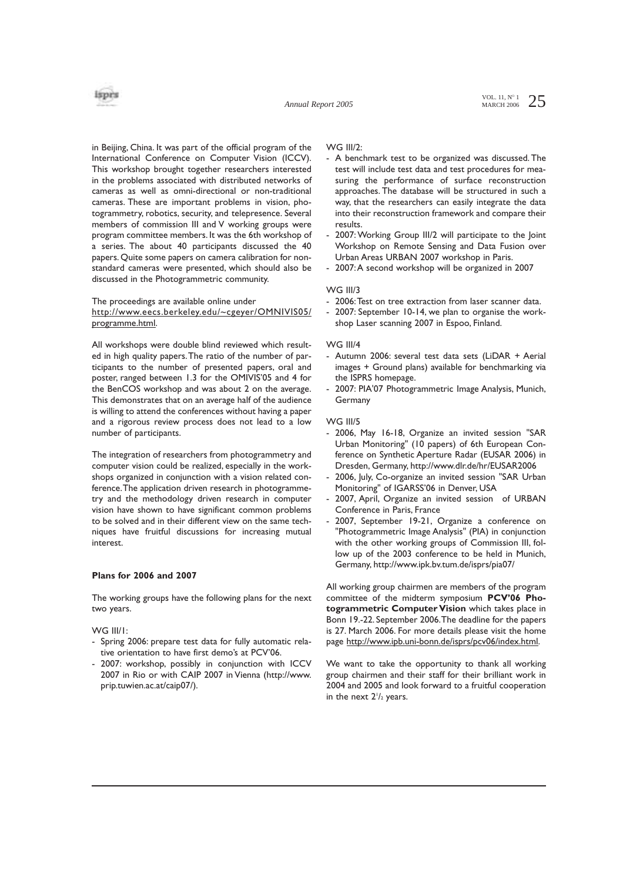in Beijing, China. It was part of the official program of the International Conference on Computer Vision (ICCV). This workshop brought together researchers interested in the problems associated with distributed networks of cameras as well as omni-directional or non-traditional cameras. These are important problems in vision, photogrammetry, robotics, security, and telepresence. Several members of commission III and V working groups were program committee members. It was the 6th workshop of a series. The about 40 participants discussed the 40 papers. Quite some papers on camera calibration for non-standard cameras were presented, which should also be discussed in the Photogrammetric community.

The proceedings are available online under http://www.eecs.berkeley.edu/~cgeyer/OMNIVIS05/programme.html.

All workshops were double blind reviewed which resulted in high quality papers. The ratio of the number of participants to the number of presented papers, oral and poster, ranged between 1.3 for the OMIVIS'05 and 4 for the BenCOS workshop and was about 2 on the average. This demonstrates that on an average half of the audience is willing to attend the conferences without having a paper and a rigorous review process does not lead to a low number of participants.

The integration of researchers from photogrammetry and computer vision could be realized, especially in the workshops organized in conjunction with a vision related conference. The application driven research in photogrammetry and the methodology driven research in computer vision have shown to have significant common problems to be solved and in their different view on the same techniques have fruitful discussions for increasing mutual interest.

**Plans for 2006 and 2007**

The working groups have the following plans for the next two years.

WG III/1:

- Spring 2006: prepare test data for fully automatic relative orientation to have first demo's at PCV'06.
- 2007: workshop, possibly in conjunction with ICCV 2007 in Rio or with CAIP 2007 in Vienna (http://www.prip.tuwien.ac.at/caip07/).

WG III/2:

- A benchmark test to be organized was discussed. The test will include test data and test procedures for measuring the performance of surface reconstruction approaches. The database will be structured in such a way, that the researchers can easily integrate the data into their reconstruction framework and compare their results.
- 2007: Working Group III/2 will participate to the Joint Workshop on Remote Sensing and Data Fusion over Urban Areas URBAN 2007 workshop in Paris.
- 2007: A second workshop will be organized in 2007

WG III/3

- 2006: Test on tree extraction from laser scanner data.
- 2007: September 10-14, we plan to organise the workshop Laser scanning 2007 in Espoo, Finland.

WG III/4

- Autumn 2006: several test data sets (LiDAR + Aerial images + Ground plans) available for benchmarking via the ISPRS homepage.
- 2007: PIA'07 Photogrammetric Image Analysis, Munich, Germany

WG III/5

- 2006, May 16-18, Organize an invited session "SAR Urban Monitoring" (10 papers) of 6th European Conference on Synthetic Aperture Radar (EUSAR 2006) in Dresden, Germany, http://www.dlr.de/hr/EUSAR2006
- 2006, July, Co-organize an invited session "SAR Urban Monitoring" of IGARSS'06 in Denver, USA
- 2007, April, Organize an invited session of URBAN Conference in Paris, France
- 2007, September 19-21, Organize a conference on "Photogrammetric Image Analysis" (PIA) in conjunction with the other working groups of Commission III, follow up of the 2003 conference to be held in Munich, Germany, http://www.ipk.bv.tum.de/isprs/pia07/

All working group chairmen are members of the program committee of the midterm symposium **PCV'06 Photogrammetric Computer Vision** which takes place in Bonn 19.-22. September 2006. The deadline for the papers is 27. March 2006. For more details please visit the home page http://www.ipb.uni-bonn.de/isprs/pcv06/index.html.

We want to take the opportunity to thank all working group chairmen and their staff for their brilliant work in 2004 and 2005 and look forward to a fruitful cooperation in the next 2½ years.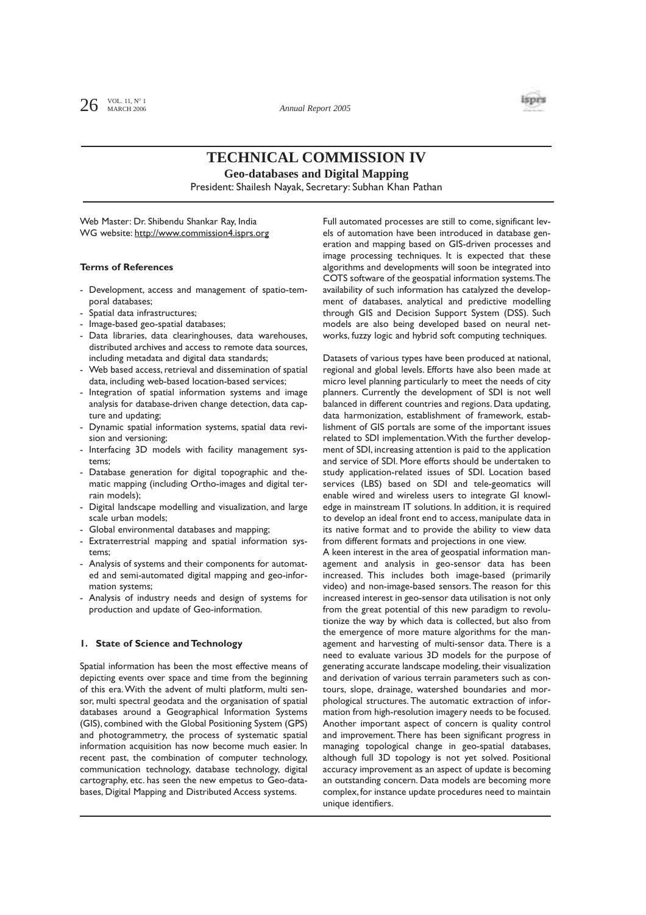# TECHNICAL COMMISSION IV

## Geo-databases and Digital Mapping

President: Shailesh Nayak, Secretary: Subhan Khan Pathan

Web Master: Dr. Shibendu Shankar Ray, India
WG website: http://www.commission4.isprs.org

**Terms of References**

- Development, access and management of spatio-temporal databases;
- Spatial data infrastructures;
- Image-based geo-spatial databases;
- Data libraries, data clearinghouses, data warehouses, distributed archives and access to remote data sources, including metadata and digital data standards;
- Web based access, retrieval and dissemination of spatial data, including web-based location-based services;
- Integration of spatial information systems and image analysis for database-driven change detection, data capture and updating;
- Dynamic spatial information systems, spatial data revision and versioning;
- Interfacing 3D models with facility management systems;
- Database generation for digital topographic and thematic mapping (including Ortho-images and digital terrain models);
- Digital landscape modelling and visualization, and large scale urban models;
- Global environmental databases and mapping;
- Extraterrestrial mapping and spatial information systems;
- Analysis of systems and their components for automated and semi-automated digital mapping and geo-information systems;
- Analysis of industry needs and design of systems for production and update of Geo-information.

**1. State of Science and Technology**

Spatial information has been the most effective means of depicting events over space and time from the beginning of this era. With the advent of multi platform, multi sensor, multi spectral geodata and the organisation of spatial databases around a Geographical Information Systems (GIS), combined with the Global Positioning System (GPS) and photogrammetry, the process of systematic spatial information acquisition has now become much easier. In recent past, the combination of computer technology, communication technology, database technology, digital cartography, etc. has seen the new empetus to Geo-databases, Digital Mapping and Distributed Access systems.

Full automated processes are still to come, significant levels of automation have been introduced in database generation and mapping based on GIS-driven processes and image processing techniques. It is expected that these algorithms and developments will soon be integrated into COTS software of the geospatial information systems. The availability of such information has catalyzed the development of databases, analytical and predictive modelling through GIS and Decision Support System (DSS). Such models are also being developed based on neural networks, fuzzy logic and hybrid soft computing techniques.

Datasets of various types have been produced at national, regional and global levels. Efforts have also been made at micro level planning particularly to meet the needs of city planners. Currently the development of SDI is not well balanced in different countries and regions. Data updating, data harmonization, establishment of framework, establishment of GIS portals are some of the important issues related to SDI implementation. With the further development of SDI, increasing attention is paid to the application and service of SDI. More efforts should be undertaken to study application-related issues of SDI. Location based services (LBS) based on SDI and tele-geomatics will enable wired and wireless users to integrate GI knowledge in mainstream IT solutions. In addition, it is required to develop an ideal front end to access, manipulate data in its native format and to provide the ability to view data from different formats and projections in one view.

A keen interest in the area of geospatial information management and analysis in geo-sensor data has been increased. This includes both image-based (primarily video) and non-image-based sensors. The reason for this increased interest in geo-sensor data utilisation is not only from the great potential of this new paradigm to revolutionize the way by which data is collected, but also from the emergence of more mature algorithms for the management and harvesting of multi-sensor data. There is a need to evaluate various 3D models for the purpose of generating accurate landscape modeling, their visualization and derivation of various terrain parameters such as contours, slope, drainage, watershed boundaries and morphological structures. The automatic extraction of information from high-resolution imagery needs to be focused. Another important aspect of concern is quality control and improvement. There has been significant progress in managing topological change in geo-spatial databases, although full 3D topology is not yet solved. Positional accuracy improvement as an aspect of update is becoming an outstanding concern. Data models are becoming more complex, for instance update procedures need to maintain unique identifiers.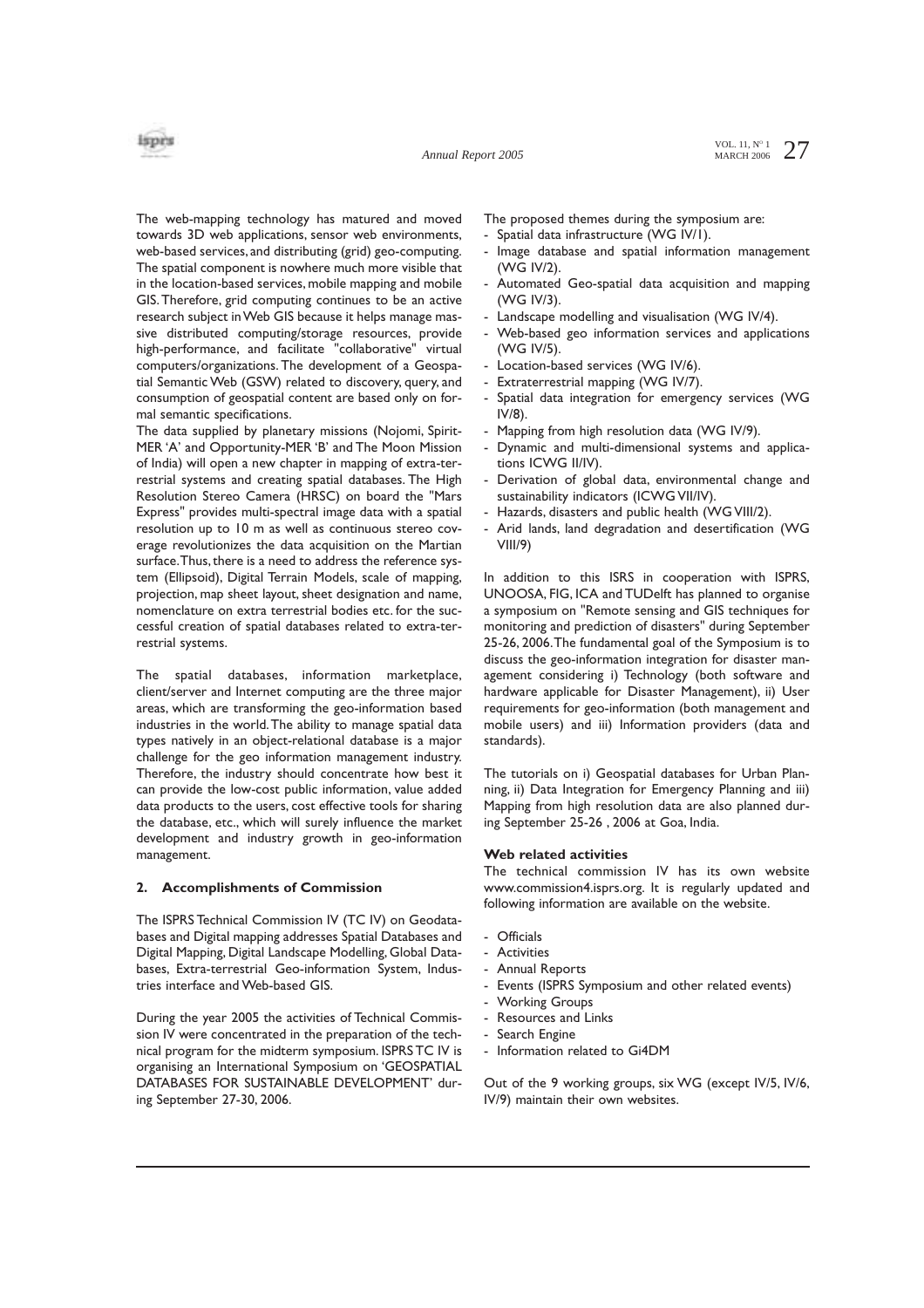The web-mapping technology has matured and moved towards 3D web applications, sensor web environments, web-based services, and distributing (grid) geo-computing. The spatial component is nowhere much more visible that in the location-based services, mobile mapping and mobile GIS. Therefore, grid computing continues to be an active research subject in Web GIS because it helps manage massive distributed computing/storage resources, provide high-performance, and facilitate "collaborative" virtual computers/organizations. The development of a Geospatial Semantic Web (GSW) related to discovery, query, and consumption of geospatial content are based only on formal semantic specifications.

The data supplied by planetary missions (Nojomi, Spirit-MER 'A' and Opportunity-MER 'B' and The Moon Mission of India) will open a new chapter in mapping of extra-terrestrial systems and creating spatial databases. The High Resolution Stereo Camera (HRSC) on board the "Mars Express" provides multi-spectral image data with a spatial resolution up to 10 m as well as continuous stereo coverage revolutionizes the data acquisition on the Martian surface. Thus, there is a need to address the reference system (Ellipsoid), Digital Terrain Models, scale of mapping, projection, map sheet layout, sheet designation and name, nomenclature on extra terrestrial bodies etc. for the successful creation of spatial databases related to extra-terrestrial systems.

The spatial databases, information marketplace, client/server and Internet computing are the three major areas, which are transforming the geo-information based industries in the world. The ability to manage spatial data types natively in an object-relational database is a major challenge for the geo information management industry. Therefore, the industry should concentrate how best it can provide the low-cost public information, value added data products to the users, cost effective tools for sharing the database, etc., which will surely influence the market development and industry growth in geo-information management.

## 2. Accomplishments of Commission

The ISPRS Technical Commission IV (TC IV) on Geodatabases and Digital mapping addresses Spatial Databases and Digital Mapping, Digital Landscape Modelling, Global Databases, Extra-terrestrial Geo-information System, Industries interface and Web-based GIS.

During the year 2005 the activities of Technical Commission IV were concentrated in the preparation of the technical program for the midterm symposium. ISPRS TC IV is organising an International Symposium on 'GEOSPATIAL DATABASES FOR SUSTAINABLE DEVELOPMENT' during September 27-30, 2006.

The proposed themes during the symposium are:

- Spatial data infrastructure (WG IV/1).
- Image database and spatial information management (WG IV/2).
- Automated Geo-spatial data acquisition and mapping (WG IV/3).
- Landscape modelling and visualisation (WG IV/4).
- Web-based geo information services and applications (WG IV/5).
- Location-based services (WG IV/6).
- Extraterrestrial mapping (WG IV/7).
- Spatial data integration for emergency services (WG IV/8).
- Mapping from high resolution data (WG IV/9).
- Dynamic and multi-dimensional systems and applications ICWG II/IV).
- Derivation of global data, environmental change and sustainability indicators (ICWG VII/IV).
- Hazards, disasters and public health (WG VIII/2).
- Arid lands, land degradation and desertification (WG VIII/9)

In addition to this ISRS in cooperation with ISPRS, UNOOSA, FIG, ICA and TUDelft has planned to organise a symposium on "Remote sensing and GIS techniques for monitoring and prediction of disasters" during September 25-26, 2006. The fundamental goal of the Symposium is to discuss the geo-information integration for disaster management considering i) Technology (both software and hardware applicable for Disaster Management), ii) User requirements for geo-information (both management and mobile users) and iii) Information providers (data and standards).

The tutorials on i) Geospatial databases for Urban Planning, ii) Data Integration for Emergency Planning and iii) Mapping from high resolution data are also planned during September 25-26 , 2006 at Goa, India.

**Web related activities**

The technical commission IV has its own website www.commission4.isprs.org. It is regularly updated and following information are available on the website.

- Officials
- Activities
- Annual Reports
- Events (ISPRS Symposium and other related events)
- Working Groups
- Resources and Links
- Search Engine
- Information related to Gi4DM

Out of the 9 working groups, six WG (except IV/5, IV/6, IV/9) maintain their own websites.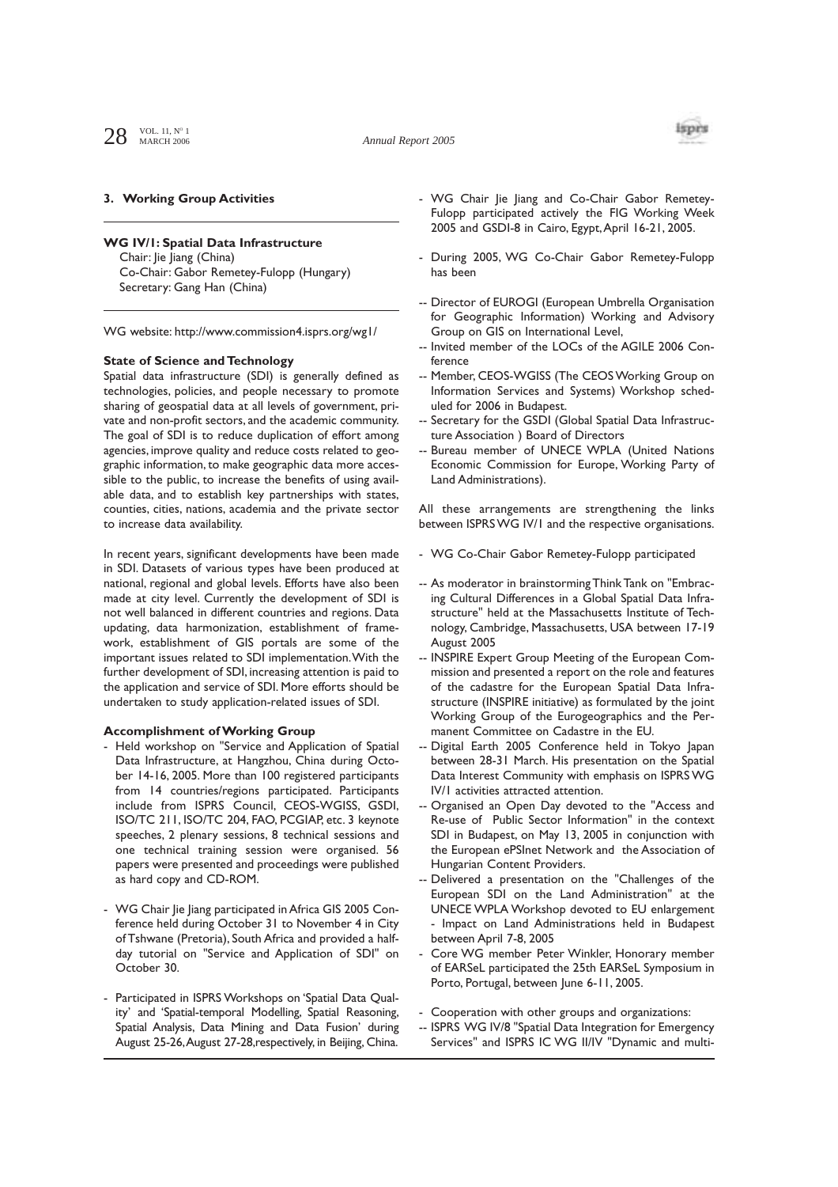### 3. Working Group Activities

**WG IV/1: Spatial Data Infrastructure**
Chair: Jie Jiang (China)
Co-Chair: Gabor Remetey-Fulopp (Hungary)
Secretary: Gang Han (China)

WG website: http://www.commission4.isprs.org/wg1/

**State of Science and Technology**

Spatial data infrastructure (SDI) is generally defined as technologies, policies, and people necessary to promote sharing of geospatial data at all levels of government, private and non-profit sectors, and the academic community. The goal of SDI is to reduce duplication of effort among agencies, improve quality and reduce costs related to geographic information, to make geographic data more accessible to the public, to increase the benefits of using available data, and to establish key partnerships with states, counties, cities, nations, academia and the private sector to increase data availability.

In recent years, significant developments have been made in SDI. Datasets of various types have been produced at national, regional and global levels. Efforts have also been made at city level. Currently the development of SDI is not well balanced in different countries and regions. Data updating, data harmonization, establishment of framework, establishment of GIS portals are some of the important issues related to SDI implementation. With the further development of SDI, increasing attention is paid to the application and service of SDI. More efforts should be undertaken to study application-related issues of SDI.

**Accomplishment of Working Group**

- Held workshop on "Service and Application of Spatial Data Infrastructure, at Hangzhou, China during October 14-16, 2005. More than 100 registered participants from 14 countries/regions participated. Participants include from ISPRS Council, CEOS-WGISS, GSDI, ISO/TC 211, ISO/TC 204, FAO, PCGIAP, etc. 3 keynote speeches, 2 plenary sessions, 8 technical sessions and one technical training session were organised. 56 papers were presented and proceedings were published as hard copy and CD-ROM.

- WG Chair Jie Jiang participated in Africa GIS 2005 Conference held during October 31 to November 4 in City of Tshwane (Pretoria), South Africa and provided a half-day tutorial on "Service and Application of SDI" on October 30.

- Participated in ISPRS Workshops on 'Spatial Data Quality' and 'Spatial-temporal Modelling, Spatial Reasoning, Spatial Analysis, Data Mining and Data Fusion' during August 25-26, August 27-28, respectively, in Beijing, China.

- WG Chair Jie Jiang and Co-Chair Gabor Remetey-Fulopp participated actively the FIG Working Week 2005 and GSDI-8 in Cairo, Egypt, April 16-21, 2005.

- During 2005, WG Co-Chair Gabor Remetey-Fulopp has been

-- Director of EUROGI (European Umbrella Organisation for Geographic Information) Working and Advisory Group on GIS on International Level,
-- Invited member of the LOCs of the AGILE 2006 Conference
-- Member, CEOS-WGISS (The CEOS Working Group on Information Services and Systems) Workshop scheduled for 2006 in Budapest.
-- Secretary for the GSDI (Global Spatial Data Infrastructure Association ) Board of Directors
-- Bureau member of UNECE WPLA (United Nations Economic Commission for Europe, Working Party of Land Administrations).

All these arrangements are strengthening the links between ISPRS WG IV/1 and the respective organisations.

- WG Co-Chair Gabor Remetey-Fulopp participated

-- As moderator in brainstorming Think Tank on "Embracing Cultural Differences in a Global Spatial Data Infrastructure" held at the Massachusetts Institute of Technology, Cambridge, Massachusetts, USA between 17-19 August 2005
-- INSPIRE Expert Group Meeting of the European Commission and presented a report on the role and features of the cadastre for the European Spatial Data Infrastructure (INSPIRE initiative) as formulated by the joint Working Group of the Eurogeographics and the Permanent Committee on Cadastre in the EU.
-- Digital Earth 2005 Conference held in Tokyo Japan between 28-31 March. His presentation on the Spatial Data Interest Community with emphasis on ISPRS WG IV/1 activities attracted attention.
-- Organised an Open Day devoted to the "Access and Re-use of Public Sector Information" in the context SDI in Budapest, on May 13, 2005 in conjunction with the European ePSInet Network and the Association of Hungarian Content Providers.
-- Delivered a presentation on the "Challenges of the European SDI on the Land Administration" at the UNECE WPLA Workshop devoted to EU enlargement - Impact on Land Administrations held in Budapest between April 7-8, 2005

- Core WG member Peter Winkler, Honorary member of EARSeL participated the 25th EARSeL Symposium in Porto, Portugal, between June 6-11, 2005.

- Cooperation with other groups and organizations:
-- ISPRS WG IV/8 "Spatial Data Integration for Emergency Services" and ISPRS IC WG II/IV "Dynamic and multi-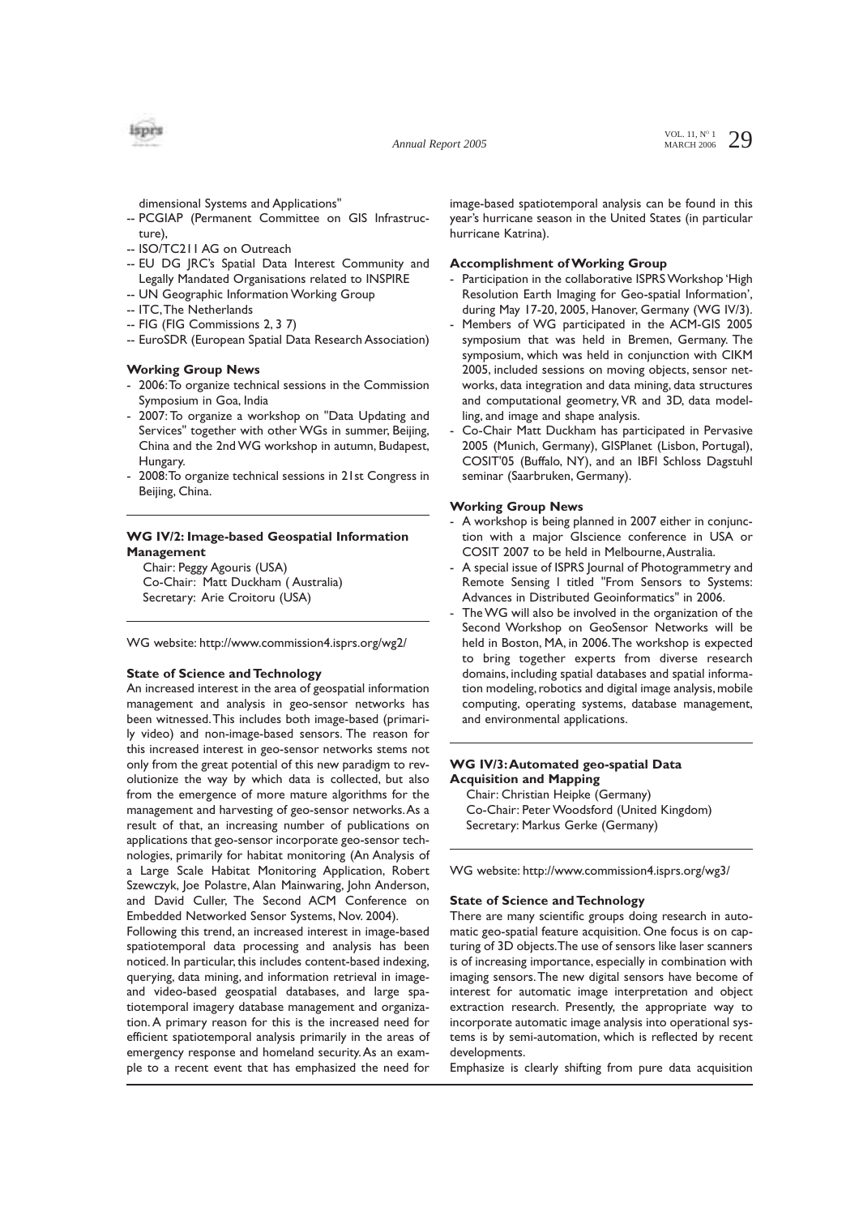dimensional Systems and Applications"
-- PCGIAP (Permanent Committee on GIS Infrastructure),
-- ISO/TC211 AG on Outreach
-- EU DG JRC's Spatial Data Interest Community and Legally Mandated Organisations related to INSPIRE
-- UN Geographic Information Working Group
-- ITC, The Netherlands
-- FIG (FIG Commissions 2, 3 7)
-- EuroSDR (European Spatial Data Research Association)

**Working Group News**

- 2006: To organize technical sessions in the Commission Symposium in Goa, India
- 2007: To organize a workshop on "Data Updating and Services" together with other WGs in summer, Beijing, China and the 2nd WG workshop in autumn, Budapest, Hungary.
- 2008: To organize technical sessions in 21st Congress in Beijing, China.

---

**WG IV/2: Image-based Geospatial Information Management**

Chair: Peggy Agouris (USA)
Co-Chair: Matt Duckham (Australia)
Secretary: Arie Croitoru (USA)

---

WG website: http://www.commission4.isprs.org/wg2/

**State of Science and Technology**

An increased interest in the area of geospatial information management and analysis in geo-sensor networks has been witnessed. This includes both image-based (primarily video) and non-image-based sensors. The reason for this increased interest in geo-sensor networks stems not only from the great potential of this new paradigm to revolutionize the way by which data is collected, but also from the emergence of more mature algorithms for the management and harvesting of geo-sensor networks. As a result of that, an increasing number of publications on applications that geo-sensor incorporate geo-sensor technologies, primarily for habitat monitoring (An Analysis of a Large Scale Habitat Monitoring Application, Robert Szewczyk, Joe Polastre, Alan Mainwaring, John Anderson, and David Culler, The Second ACM Conference on Embedded Networked Sensor Systems, Nov. 2004).

Following this trend, an increased interest in image-based spatiotemporal data processing and analysis has been noticed. In particular, this includes content-based indexing, querying, data mining, and information retrieval in image- and video-based geospatial databases, and large spatiotemporal imagery database management and organization. A primary reason for this is the increased need for efficient spatiotemporal analysis primarily in the areas of emergency response and homeland security. As an example to a recent event that has emphasized the need for image-based spatiotemporal analysis can be found in this year's hurricane season in the United States (in particular hurricane Katrina).

**Accomplishment of Working Group**

- Participation in the collaborative ISPRS Workshop 'High Resolution Earth Imaging for Geo-spatial Information', during May 17-20, 2005, Hanover, Germany (WG IV/3).
- Members of WG participated in the ACM-GIS 2005 symposium that was held in Bremen, Germany. The symposium, which was held in conjunction with CIKM 2005, included sessions on moving objects, sensor networks, data integration and data mining, data structures and computational geometry, VR and 3D, data modelling, and image and shape analysis.
- Co-Chair Matt Duckham has participated in Pervasive 2005 (Munich, Germany), GISPlanet (Lisbon, Portugal), COSIT'05 (Buffalo, NY), and an IBFI Schloss Dagstuhl seminar (Saarbruken, Germany).

**Working Group News**

- A workshop is being planned in 2007 either in conjunction with a major GIscience conference in USA or COSIT 2007 to be held in Melbourne, Australia.
- A special issue of ISPRS Journal of Photogrammetry and Remote Sensing I titled "From Sensors to Systems: Advances in Distributed Geoinformatics" in 2006.
- The WG will also be involved in the organization of the Second Workshop on GeoSensor Networks will be held in Boston, MA, in 2006. The workshop is expected to bring together experts from diverse research domains, including spatial databases and spatial information modeling, robotics and digital image analysis, mobile computing, operating systems, database management, and environmental applications.

---

**WG IV/3: Automated geo-spatial Data Acquisition and Mapping**

Chair: Christian Heipke (Germany)
Co-Chair: Peter Woodsford (United Kingdom)
Secretary: Markus Gerke (Germany)

---

WG website: http://www.commission4.isprs.org/wg3/

**State of Science and Technology**

There are many scientific groups doing research in automatic geo-spatial feature acquisition. One focus is on capturing of 3D objects. The use of sensors like laser scanners is of increasing importance, especially in combination with imaging sensors. The new digital sensors have become of interest for automatic image interpretation and object extraction research. Presently, the appropriate way to incorporate automatic image analysis into operational systems is by semi-automation, which is reflected by recent developments.

Emphasize is clearly shifting from pure data acquisition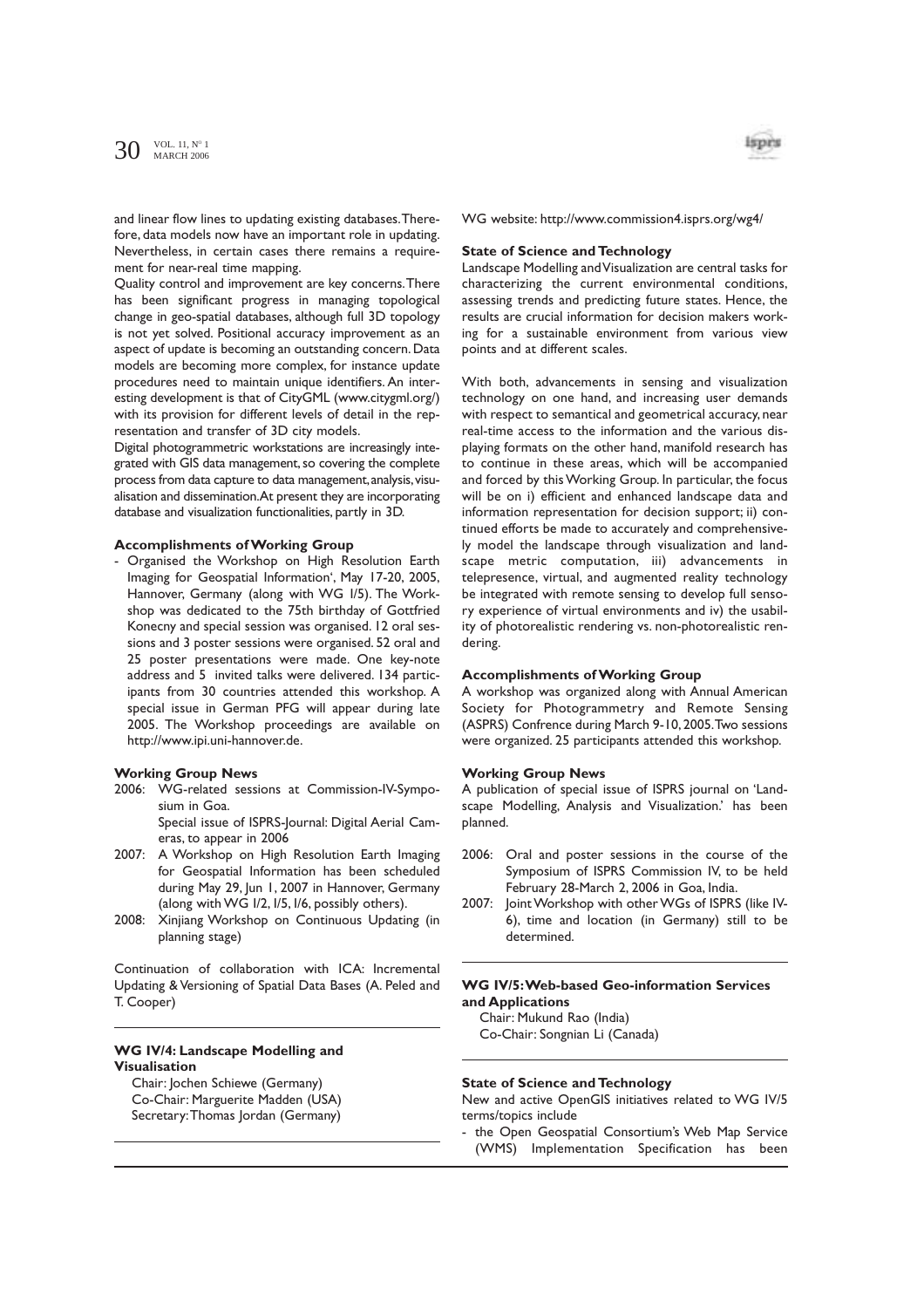and linear flow lines to updating existing databases. Therefore, data models now have an important role in updating. Nevertheless, in certain cases there remains a requirement for near-real time mapping.

Quality control and improvement are key concerns. There has been significant progress in managing topological change in geo-spatial databases, although full 3D topology is not yet solved. Positional accuracy improvement as an aspect of update is becoming an outstanding concern. Data models are becoming more complex, for instance update procedures need to maintain unique identifiers. An interesting development is that of CityGML (www.citygml.org/) with its provision for different levels of detail in the representation and transfer of 3D city models.

Digital photogrammetric workstations are increasingly integrated with GIS data management, so covering the complete process from data capture to data management, analysis, visualisation and dissemination. At present they are incorporating database and visualization functionalities, partly in 3D.

#### Accomplishments of Working Group

- Organised the Workshop on High Resolution Earth Imaging for Geospatial Information', May 17-20, 2005, Hannover, Germany (along with WG I/5). The Workshop was dedicated to the 75th birthday of Gottfried Konecny and special session was organised. 12 oral sessions and 3 poster sessions were organised. 52 oral and 25 poster presentations were made. One key-note address and 5 invited talks were delivered. 134 participants from 30 countries attended this workshop. A special issue in German PFG will appear during late 2005. The Workshop proceedings are available on http://www.ipi.uni-hannover.de.

#### Working Group News

2006: WG-related sessions at Commission-IV-Symposium in Goa.
Special issue of ISPRS-Journal: Digital Aerial Cameras, to appear in 2006

2007: A Workshop on High Resolution Earth Imaging for Geospatial Information has been scheduled during May 29, Jun 1, 2007 in Hannover, Germany (along with WG I/2, I/5, I/6, possibly others).

2008: Xinjiang Workshop on Continuous Updating (in planning stage)

Continuation of collaboration with ICA: Incremental Updating & Versioning of Spatial Data Bases (A. Peled and T. Cooper)

---

### WG IV/4: Landscape Modelling and Visualisation

Chair: Jochen Schiewe (Germany)
Co-Chair: Marguerite Madden (USA)
Secretary: Thomas Jordan (Germany)

---

WG website: http://www.commission4.isprs.org/wg4/

#### State of Science and Technology

Landscape Modelling and Visualization are central tasks for characterizing the current environmental conditions, assessing trends and predicting future states. Hence, the results are crucial information for decision makers working for a sustainable environment from various view points and at different scales.

With both, advancements in sensing and visualization technology on one hand, and increasing user demands with respect to semantical and geometrical accuracy, near real-time access to the information and the various displaying formats on the other hand, manifold research has to continue in these areas, which will be accompanied and forced by this Working Group. In particular, the focus will be on i) efficient and enhanced landscape data and information representation for decision support; ii) continued efforts be made to accurately and comprehensively model the landscape through visualization and landscape metric computation, iii) advancements in telepresence, virtual, and augmented reality technology be integrated with remote sensing to develop full sensory experience of virtual environments and iv) the usability of photorealistic rendering vs. non-photorealistic rendering.

#### Accomplishments of Working Group

A workshop was organized along with Annual American Society for Photogrammetry and Remote Sensing (ASPRS) Confrence during March 9-10, 2005. Two sessions were organized. 25 participants attended this workshop.

#### Working Group News

A publication of special issue of ISPRS journal on 'Landscape Modelling, Analysis and Visualization.' has been planned.

2006: Oral and poster sessions in the course of the Symposium of ISPRS Commission IV, to be held February 28-March 2, 2006 in Goa, India.

2007: Joint Workshop with other WGs of ISPRS (like IV-6), time and location (in Germany) still to be determined.

---

### WG IV/5: Web-based Geo-information Services and Applications

Chair: Mukund Rao (India)
Co-Chair: Songnian Li (Canada)

---

#### State of Science and Technology

New and active OpenGIS initiatives related to WG IV/5 terms/topics include

- the Open Geospatial Consortium's Web Map Service (WMS) Implementation Specification has been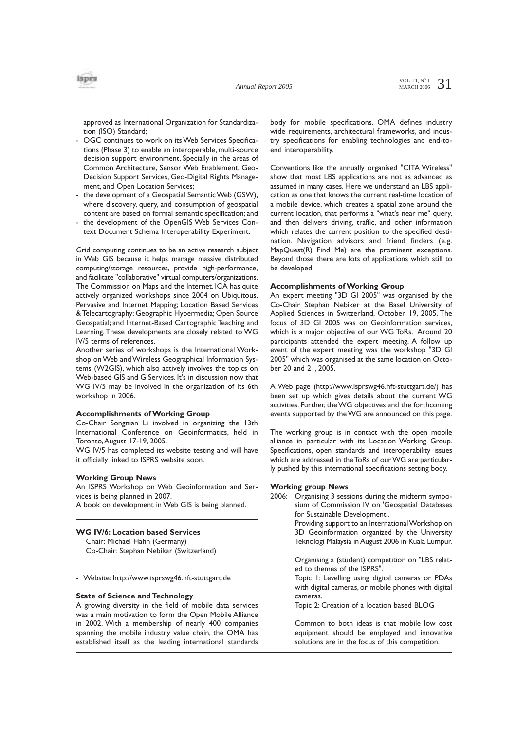approved as International Organization for Standardization (ISO) Standard;

- OGC continues to work on its Web Services Specifications (Phase 3) to enable an interoperable, multi-source decision support environment, Specially in the areas of Common Architecture, Sensor Web Enablement, Geo-Decision Support Services, Geo-Digital Rights Management, and Open Location Services;
- the development of a Geospatial Semantic Web (GSW), where discovery, query, and consumption of geospatial content are based on formal semantic specification; and
- the development of the OpenGIS Web Services Context Document Schema Interoperability Experiment.

Grid computing continues to be an active research subject in Web GIS because it helps manage massive distributed computing/storage resources, provide high-performance, and facilitate "collaborative" virtual computers/organizations. The Commission on Maps and the Internet, ICA has quite actively organized workshops since 2004 on Ubiquitous, Pervasive and Internet Mapping; Location Based Services & Telecartography; Geographic Hypermedia; Open Source Geospatial; and Internet-Based Cartographic Teaching and Learning. These developments are closely related to WG IV/5 terms of references.

Another series of workshops is the International Workshop on Web and Wireless Geographical Information Systems (W2GIS), which also actively involves the topics on Web-based GIS and GIServices. It's in discussion now that WG IV/5 may be involved in the organization of its 6th workshop in 2006.

**Accomplishments of Working Group**

Co-Chair Songnian Li involved in organizing the 13th International Conference on Geoinformatics, held in Toronto, August 17-19, 2005.

WG IV/5 has completed its website testing and will have it officially linked to ISPRS website soon.

**Working Group News**

An ISPRS Workshop on Web Geoinformation and Services is being planned in 2007.

A book on development in Web GIS is being planned.

---

**WG IV/6: Location based Services**

Chair: Michael Hahn (Germany)
Co-Chair: Stephan Nebikar (Switzerland)

---

- Website: http://www.isprswg46.hft-stuttgart.de

**State of Science and Technology**

A growing diversity in the field of mobile data services was a main motivation to form the Open Mobile Alliance in 2002. With a membership of nearly 400 companies spanning the mobile industry value chain, the OMA has established itself as the leading international standards body for mobile specifications. OMA defines industry wide requirements, architectural frameworks, and industry specifications for enabling technologies and end-to-end interoperability.

Conventions like the annually organised "CITA Wireless" show that most LBS applications are not as advanced as assumed in many cases. Here we understand an LBS application as one that knows the current real-time location of a mobile device, which creates a spatial zone around the current location, that performs a "what's near me" query, and then delivers driving, traffic, and other information which relates the current position to the specified destination. Navigation advisors and friend finders (e.g. MapQuest(R) Find Me) are the prominent exceptions. Beyond those there are lots of applications which still to be developed.

**Accomplishments of Working Group**

An expert meeting "3D GI 2005" was organised by the Co-Chair Stephan Nebiker at the Basel University of Applied Sciences in Switzerland, October 19, 2005. The focus of 3D GI 2005 was on Geoinformation services, which is a major objective of our WG ToRs. Around 20 participants attended the expert meeting. A follow up event of the expert meeting was the workshop "3D GI 2005" which was organised at the same location on October 20 and 21, 2005.

A Web page (http://www.isprswg46.hft-stuttgart.de/) has been set up which gives details about the current WG activities. Further, the WG objectives and the forthcoming events supported by the WG are announced on this page.

The working group is in contact with the open mobile alliance in particular with its Location Working Group. Specifications, open standards and interoperability issues which are addressed in the ToRs of our WG are particularly pushed by this international specifications setting body.

**Working group News**

2006: Organising 3 sessions during the midterm symposium of Commission IV on 'Geospatial Databases for Sustainable Development'.

Providing support to an International Workshop on 3D Geoinformation organized by the University Teknologi Malaysia in August 2006 in Kuala Lumpur.

Organising a (student) competition on "LBS related to themes of the ISPRS".

Topic 1: Levelling using digital cameras or PDAs with digital cameras, or mobile phones with digital cameras.

Topic 2: Creation of a location based BLOG

Common to both ideas is that mobile low cost equipment should be employed and innovative solutions are in the focus of this competition.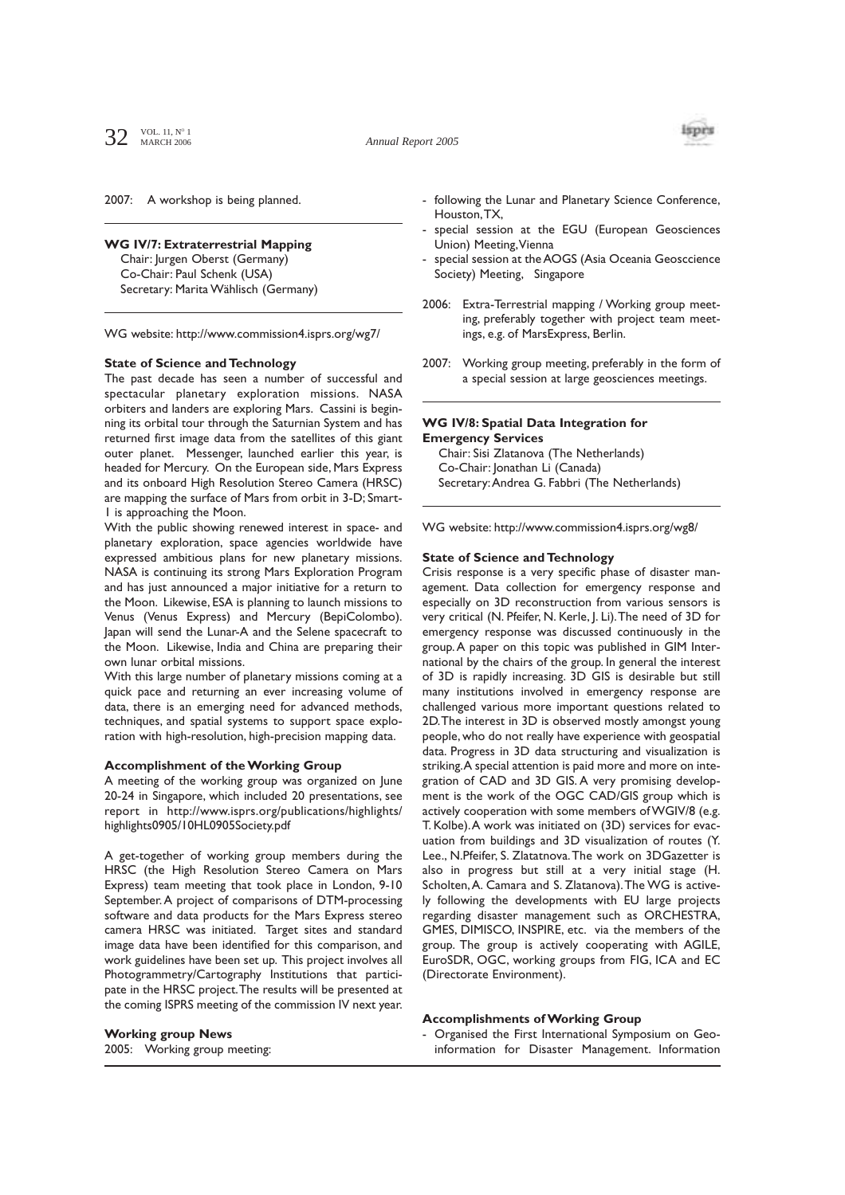2007: A workshop is being planned.

### WG IV/7: Extraterrestrial Mapping

Chair: Jurgen Oberst (Germany)
Co-Chair: Paul Schenk (USA)
Secretary: Marita Wählisch (Germany)

WG website: http://www.commission4.isprs.org/wg7/

**State of Science and Technology**

The past decade has seen a number of successful and spectacular planetary exploration missions. NASA orbiters and landers are exploring Mars. Cassini is beginning its orbital tour through the Saturnian System and has returned first image data from the satellites of this giant outer planet. Messenger, launched earlier this year, is headed for Mercury. On the European side, Mars Express and its onboard High Resolution Stereo Camera (HRSC) are mapping the surface of Mars from orbit in 3-D; Smart-1 is approaching the Moon.

With the public showing renewed interest in space- and planetary exploration, space agencies worldwide have expressed ambitious plans for new planetary missions. NASA is continuing its strong Mars Exploration Program and has just announced a major initiative for a return to the Moon. Likewise, ESA is planning to launch missions to Venus (Venus Express) and Mercury (BepiColombo). Japan will send the Lunar-A and the Selene spacecraft to the Moon. Likewise, India and China are preparing their own lunar orbital missions.

With this large number of planetary missions coming at a quick pace and returning an ever increasing volume of data, there is an emerging need for advanced methods, techniques, and spatial systems to support space exploration with high-resolution, high-precision mapping data.

**Accomplishment of the Working Group**

A meeting of the working group was organized on June 20-24 in Singapore, which included 20 presentations, see report in http://www.isprs.org/publications/highlights/highlights0905/10HL0905Society.pdf

A get-together of working group members during the HRSC (the High Resolution Stereo Camera on Mars Express) team meeting that took place in London, 9-10 September. A project of comparisons of DTM-processing software and data products for the Mars Express stereo camera HRSC was initiated. Target sites and standard image data have been identified for this comparison, and work guidelines have been set up. This project involves all Photogrammetry/Cartography Institutions that participate in the HRSC project. The results will be presented at the coming ISPRS meeting of the commission IV next year.

**Working group News**

2005: Working group meeting:

- following the Lunar and Planetary Science Conference, Houston, TX,
- special session at the EGU (European Geosciences Union) Meeting, Vienna
- special session at the AOGS (Asia Oceania Geosccience Society) Meeting, Singapore

2006: Extra-Terrestrial mapping / Working group meeting, preferably together with project team meetings, e.g. of MarsExpress, Berlin.

2007: Working group meeting, preferably in the form of a special session at large geosciences meetings.

### WG IV/8: Spatial Data Integration for Emergency Services

Chair: Sisi Zlatanova (The Netherlands)
Co-Chair: Jonathan Li (Canada)
Secretary: Andrea G. Fabbri (The Netherlands)

WG website: http://www.commission4.isprs.org/wg8/

**State of Science and Technology**

Crisis response is a very specific phase of disaster management. Data collection for emergency response and especially on 3D reconstruction from various sensors is very critical (N. Pfeifer, N. Kerle, J. Li). The need of 3D for emergency response was discussed continuously in the group. A paper on this topic was published in GIM International by the chairs of the group. In general the interest of 3D is rapidly increasing. 3D GIS is desirable but still many institutions involved in emergency response are challenged various more important questions related to 2D. The interest in 3D is observed mostly amongst young people, who do not really have experience with geospatial data. Progress in 3D data structuring and visualization is striking. A special attention is paid more and more on integration of CAD and 3D GIS. A very promising development is the work of the OGC CAD/GIS group which is actively cooperation with some members of WGIV/8 (e.g. T. Kolbe). A work was initiated on (3D) services for evacuation from buildings and 3D visualization of routes (Y. Lee., N.Pfeifer, S. Zlatatnova. The work on 3DGazetter is also in progress but still at a very initial stage (H. Scholten, A. Camara and S. Zlatanova). The WG is actively following the developments with EU large projects regarding disaster management such as ORCHESTRA, GMES, DIMISCO, INSPIRE, etc. via the members of the group. The group is actively cooperating with AGILE, EuroSDR, OGC, working groups from FIG, ICA and EC (Directorate Environment).

**Accomplishments of Working Group**

- Organised the First International Symposium on Geo-information for Disaster Management. Information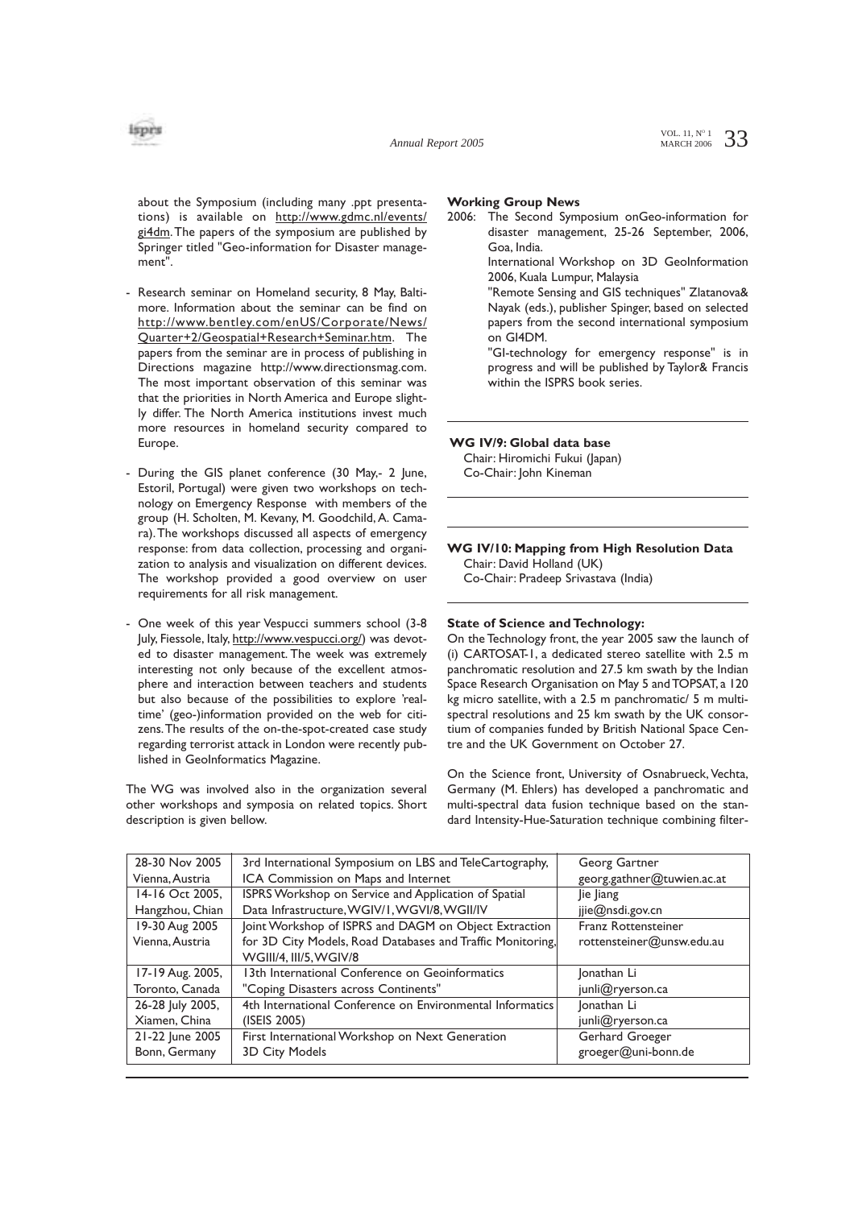about the Symposium (including many .ppt presentations) is available on http://www.gdmc.nl/events/gi4dm. The papers of the symposium are published by Springer titled "Geo-information for Disaster management".

- Research seminar on Homeland security, 8 May, Baltimore. Information about the seminar can be find on http://www.bentley.com/enUS/Corporate/News/Quarter+2/Geospatial+Research+Seminar.htm. The papers from the seminar are in process of publishing in Directions magazine http://www.directionsmag.com. The most important observation of this seminar was that the priorities in North America and Europe slightly differ. The North America institutions invest much more resources in homeland security compared to Europe.

- During the GIS planet conference (30 May,- 2 June, Estoril, Portugal) were given two workshops on technology on Emergency Response with members of the group (H. Scholten, M. Kevany, M. Goodchild, A. Camara). The workshops discussed all aspects of emergency response: from data collection, processing and organization to analysis and visualization on different devices. The workshop provided a good overview on user requirements for all risk management.

- One week of this year Vespucci summers school (3-8 July, Fiessole, Italy, http://www.vespucci.org/) was devoted to disaster management. The week was extremely interesting not only because of the excellent atmosphere and interaction between teachers and students but also because of the possibilities to explore 'real-time' (geo-)information provided on the web for citizens. The results of the on-the-spot-created case study regarding terrorist attack in London were recently published in GeoInformatics Magazine.

The WG was involved also in the organization several other workshops and symposia on related topics. Short description is given bellow.

| 28-30 Nov 2005 Vienna, Austria | 3rd International Symposium on LBS and TeleCartography, ICA Commission on Maps and Internet | Georg Gartner georg.gathner@tuwien.ac.at |
|---|---|---|
| 14-16 Oct 2005, Hangzhou, Chian | ISPRS Workshop on Service and Application of Spatial Data Infrastructure, WGIV/1, WGVI/8, WGII/IV | Jie Jiang jjie@nsdi.gov.cn |
| 19-30 Aug 2005 Vienna, Austria | Joint Workshop of ISPRS and DAGM on Object Extraction for 3D City Models, Road Databases and Traffic Monitoring, WGIII/4, III/5, WGIV/8 | Franz Rottensteiner rottensteiner@unsw.edu.au |
| 17-19 Aug. 2005, Toronto, Canada | 13th International Conference on Geoinformatics "Coping Disasters across Continents" | Jonathan Li junli@ryerson.ca |
| 26-28 July 2005, Xiamen, China | 4th International Conference on Environmental Informatics (ISEIS 2005) | Jonathan Li junli@ryerson.ca |
| 21-22 June 2005 Bonn, Germany | First International Workshop on Next Generation 3D City Models | Gerhard Groeger groeger@uni-bonn.de |

**Working Group News**

2006: The Second Symposium onGeo-information for disaster management, 25-26 September, 2006, Goa, India.

International Workshop on 3D GeoInformation 2006, Kuala Lumpur, Malaysia

"Remote Sensing and GIS techniques" Zlatanova& Nayak (eds.), publisher Spinger, based on selected papers from the second international symposium on GI4DM.

"GI-technology for emergency response" is in progress and will be published by Taylor& Francis within the ISPRS book series.

**WG IV/9: Global data base**

Chair: Hiromichi Fukui (Japan)
Co-Chair: John Kineman

**WG IV/10: Mapping from High Resolution Data**

Chair: David Holland (UK)
Co-Chair: Pradeep Srivastava (India)

**State of Science and Technology:**

On the Technology front, the year 2005 saw the launch of (i) CARTOSAT-1, a dedicated stereo satellite with 2.5 m panchromatic resolution and 27.5 km swath by the Indian Space Research Organisation on May 5 and TOPSAT, a 120 kg micro satellite, with a 2.5 m panchromatic/ 5 m multispectral resolutions and 25 km swath by the UK consortium of companies funded by British National Space Centre and the UK Government on October 27.

On the Science front, University of Osnabrueck, Vechta, Germany (M. Ehlers) has developed a panchromatic and multi-spectral data fusion technique based on the standard Intensity-Hue-Saturation technique combining filter-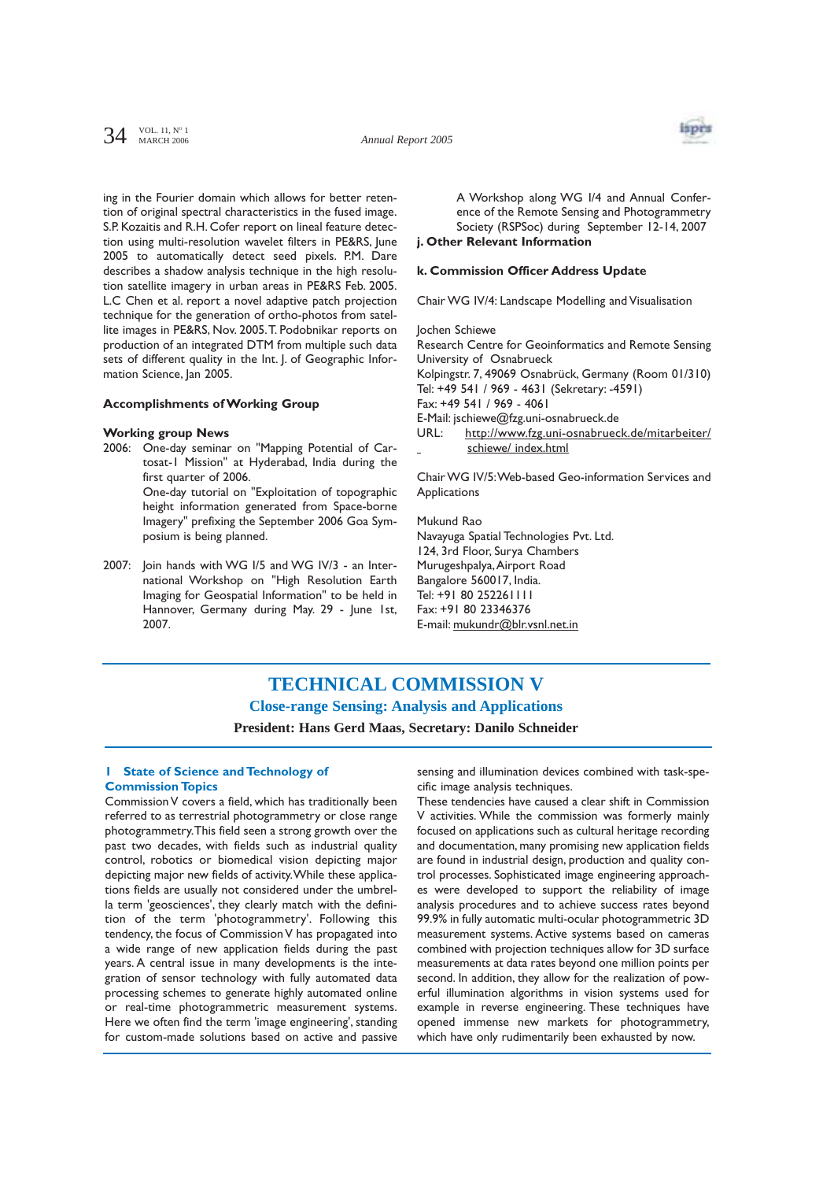ing in the Fourier domain which allows for better retention of original spectral characteristics in the fused image. S.P. Kozaitis and R.H. Cofer report on lineal feature detection using multi-resolution wavelet filters in PE&RS, June 2005 to automatically detect seed pixels. P.M. Dare describes a shadow analysis technique in the high resolution satellite imagery in urban areas in PE&RS Feb. 2005. L.C Chen et al. report a novel adaptive patch projection technique for the generation of ortho-photos from satellite images in PE&RS, Nov. 2005. T. Podobnikar reports on production of an integrated DTM from multiple such data sets of different quality in the Int. J. of Geographic Information Science, Jan 2005.

**Accomplishments of Working Group**

**Working group News**

2006: One-day seminar on "Mapping Potential of Cartosat-I Mission" at Hyderabad, India during the first quarter of 2006.
One-day tutorial on "Exploitation of topographic height information generated from Space-borne Imagery" prefixing the September 2006 Goa Symposium is being planned.

2007: Join hands with WG I/5 and WG IV/3 - an International Workshop on "High Resolution Earth Imaging for Geospatial Information" to be held in Hannover, Germany during May. 29 - June 1st, 2007.
A Workshop along WG I/4 and Annual Conference of the Remote Sensing and Photogrammetry Society (RSPSoc) during September 12-14, 2007

**j. Other Relevant Information**

**k. Commission Officer Address Update**

Chair WG IV/4: Landscape Modelling and Visualisation

Jochen Schiewe
Research Centre for Geoinformatics and Remote Sensing
University of Osnabrueck
Kolpingstr. 7, 49069 Osnabrück, Germany (Room 01/310)
Tel: +49 541 / 969 - 4631 (Sekretary: -4591)
Fax: +49 541 / 969 - 4061
E-Mail: jschiewe@fzg.uni-osnabrueck.de
URL: http://www.fzg.uni-osnabrueck.de/mitarbeiter/schiewe/ index.html

Chair WG IV/5: Web-based Geo-information Services and Applications

Mukund Rao
Navayuga Spatial Technologies Pvt. Ltd.
124, 3rd Floor, Surya Chambers
Murugeshpalya, Airport Road
Bangalore 560017, India.
Tel: +91 80 25226111
Fax: +91 80 23346376
E-mail: mukundr@blr.vsnl.net.in

# TECHNICAL COMMISSION V

## Close-range Sensing: Analysis and Applications

**President: Hans Gerd Maas, Secretary: Danilo Schneider**

### 1 State of Science and Technology of Commission Topics

Commission V covers a field, which has traditionally been referred to as terrestrial photogrammetry or close range photogrammetry. This field seen a strong growth over the past two decades, with fields such as industrial quality control, robotics or biomedical vision depicting major depicting major new fields of activity. While these applications fields are usually not considered under the umbrella term 'geosciences', they clearly match with the definition of the term 'photogrammetry'. Following this tendency, the focus of Commission V has propagated into a wide range of new application fields during the past years. A central issue in many developments is the integration of sensor technology with fully automated data processing schemes to generate highly automated online or real-time photogrammetric measurement systems. Here we often find the term 'image engineering', standing for custom-made solutions based on active and passive sensing and illumination devices combined with task-specific image analysis techniques.

These tendencies have caused a clear shift in Commission V activities. While the commission was formerly mainly focused on applications such as cultural heritage recording and documentation, many promising new application fields are found in industrial design, production and quality control processes. Sophisticated image engineering approaches were developed to support the reliability of image analysis procedures and to achieve success rates beyond 99.9% in fully automatic multi-ocular photogrammetric 3D measurement systems. Active systems based on cameras combined with projection techniques allow for 3D surface measurements at data rates beyond one million points per second. In addition, they allow for the realization of powerful illumination algorithms in vision systems used for example in reverse engineering. These techniques have opened immense new markets for photogrammetry, which have only rudimentarily been exhausted by now.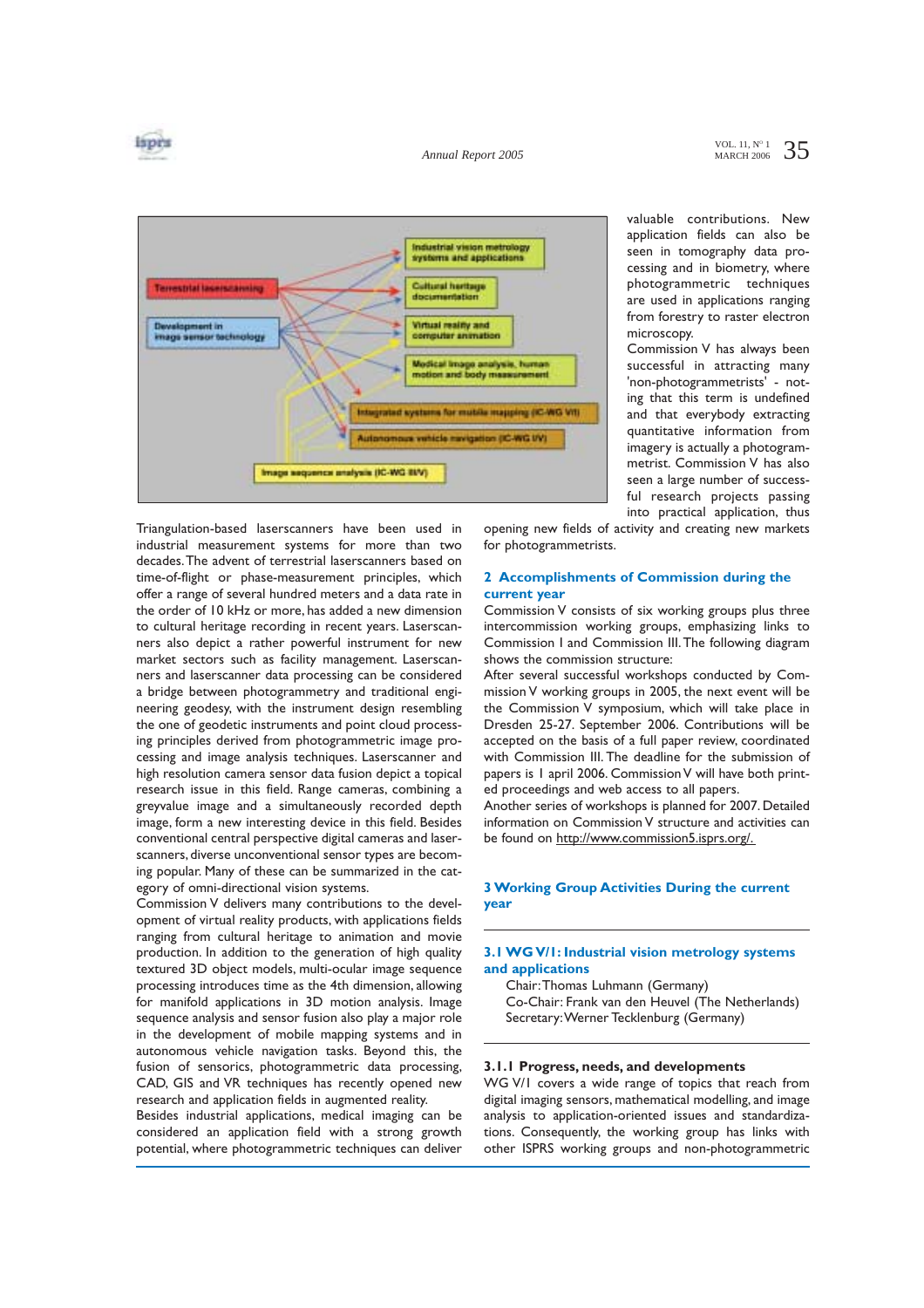Triangulation-based laserscanners have been used in industrial measurement systems for more than two decades. The advent of terrestrial laserscanners based on time-of-flight or phase-measurement principles, which offer a range of several hundred meters and a data rate in the order of 10 kHz or more, has added a new dimension to cultural heritage recording in recent years. Laserscanners also depict a rather powerful instrument for new market sectors such as facility management. Laserscanners and laserscanner data processing can be considered a bridge between photogrammetry and traditional engineering geodesy, with the instrument design resembling the one of geodetic instruments and point cloud processing principles derived from photogrammetric image processing and image analysis techniques. Laserscanner and high resolution camera sensor data fusion depict a topical research issue in this field. Range cameras, combining a greyvalue image and a simultaneously recorded depth image, form a new interesting device in this field. Besides conventional central perspective digital cameras and laserscanners, diverse unconventional sensor types are becoming popular. Many of these can be summarized in the category of omni-directional vision systems.

Commission V delivers many contributions to the development of virtual reality products, with applications fields ranging from cultural heritage to animation and movie production. In addition to the generation of high quality textured 3D object models, multi-ocular image sequence processing introduces time as the 4th dimension, allowing for manifold applications in 3D motion analysis. Image sequence analysis and sensor fusion also play a major role in the development of mobile mapping systems and in autonomous vehicle navigation tasks. Beyond this, the fusion of sensorics, photogrammetric data processing, CAD, GIS and VR techniques has recently opened new research and application fields in augmented reality.

Besides industrial applications, medical imaging can be considered an application field with a strong growth potential, where photogrammetric techniques can deliver valuable contributions. New application fields can also be seen in tomography data processing and in biometry, where photogrammetric techniques are used in applications ranging from forestry to raster electron microscopy.

Commission V has always been successful in attracting many 'non-photogrammetrists' - noting that this term is undefined and that everybody extracting quantitative information from imagery is actually a photogrammetrist. Commission V has also seen a large number of successful research projects passing into practical application, thus opening new fields of activity and creating new markets for photogrammetrists.

## 2 Accomplishments of Commission during the current year

Commission V consists of six working groups plus three intercommission working groups, emphasizing links to Commission I and Commission III. The following diagram shows the commission structure:

After several successful workshops conducted by Commission V working groups in 2005, the next event will be the Commission V symposium, which will take place in Dresden 25-27. September 2006. Contributions will be accepted on the basis of a full paper review, coordinated with Commission III. The deadline for the submission of papers is 1 april 2006. Commission V will have both printed proceedings and web access to all papers.

Another series of workshops is planned for 2007. Detailed information on Commission V structure and activities can be found on http://www.commission5.isprs.org/.

## 3 Working Group Activities During the current year

### 3.1 WG V/1: Industrial vision metrology systems and applications

Chair: Thomas Luhmann (Germany)
Co-Chair: Frank van den Heuvel (The Netherlands)
Secretary: Werner Tecklenburg (Germany)

#### 3.1.1 Progress, needs, and developments

WG V/1 covers a wide range of topics that reach from digital imaging sensors, mathematical modelling, and image analysis to application-oriented issues and standardizations. Consequently, the working group has links with other ISPRS working groups and non-photogrammetric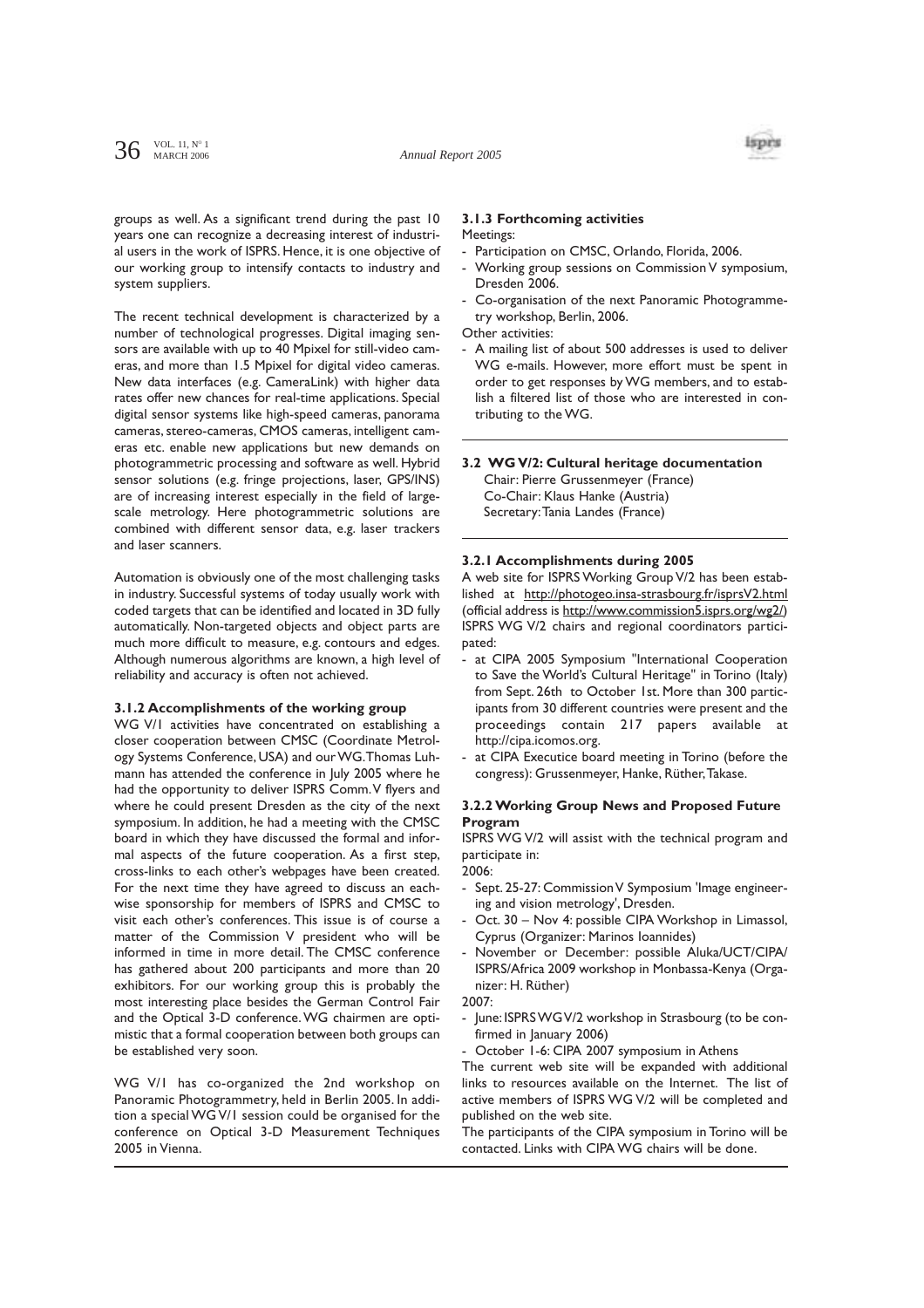groups as well. As a significant trend during the past 10 years one can recognize a decreasing interest of industrial users in the work of ISPRS. Hence, it is one objective of our working group to intensify contacts to industry and system suppliers.

The recent technical development is characterized by a number of technological progresses. Digital imaging sensors are available with up to 40 Mpixel for still-video cameras, and more than 1.5 Mpixel for digital video cameras. New data interfaces (e.g. CameraLink) with higher data rates offer new chances for real-time applications. Special digital sensor systems like high-speed cameras, panorama cameras, stereo-cameras, CMOS cameras, intelligent cameras etc. enable new applications but new demands on photogrammetric processing and software as well. Hybrid sensor solutions (e.g. fringe projections, laser, GPS/INS) are of increasing interest especially in the field of large-scale metrology. Here photogrammetric solutions are combined with different sensor data, e.g. laser trackers and laser scanners.

Automation is obviously one of the most challenging tasks in industry. Successful systems of today usually work with coded targets that can be identified and located in 3D fully automatically. Non-targeted objects and object parts are much more difficult to measure, e.g. contours and edges. Although numerous algorithms are known, a high level of reliability and accuracy is often not achieved.

### 3.1.2 Accomplishments of the working group

WG V/1 activities have concentrated on establishing a closer cooperation between CMSC (Coordinate Metrology Systems Conference, USA) and our WG. Thomas Luhmann has attended the conference in July 2005 where he had the opportunity to deliver ISPRS Comm. V flyers and where he could present Dresden as the city of the next symposium. In addition, he had a meeting with the CMSC board in which they have discussed the formal and informal aspects of the future cooperation. As a first step, cross-links to each other's webpages have been created. For the next time they have agreed to discuss an each-wise sponsorship for members of ISPRS and CMSC to visit each other's conferences. This issue is of course a matter of the Commission V president who will be informed in time in more detail. The CMSC conference has gathered about 200 participants and more than 20 exhibitors. For our working group this is probably the most interesting place besides the German Control Fair and the Optical 3-D conference. WG chairmen are optimistic that a formal cooperation between both groups can be established very soon.

WG V/1 has co-organized the 2nd workshop on Panoramic Photogrammetry, held in Berlin 2005. In addition a special WG V/1 session could be organised for the conference on Optical 3-D Measurement Techniques 2005 in Vienna.

### 3.1.3 Forthcoming activities

Meetings:

- Participation on CMSC, Orlando, Florida, 2006.
- Working group sessions on Commission V symposium, Dresden 2006.
- Co-organisation of the next Panoramic Photogrammetry workshop, Berlin, 2006.

Other activities:

- A mailing list of about 500 addresses is used to deliver WG e-mails. However, more effort must be spent in order to get responses by WG members, and to establish a filtered list of those who are interested in contributing to the WG.

## 3.2 WG V/2: Cultural heritage documentation

Chair: Pierre Grussenmeyer (France)
Co-Chair: Klaus Hanke (Austria)
Secretary: Tania Landes (France)

### 3.2.1 Accomplishments during 2005

A web site for ISPRS Working Group V/2 has been established at http://photogeo.insa-strasbourg.fr/isprsV2.html (official address is http://www.commission5.isprs.org/wg2/) ISPRS WG V/2 chairs and regional coordinators participated:

- at CIPA 2005 Symposium "International Cooperation to Save the World's Cultural Heritage" in Torino (Italy) from Sept. 26th to October 1st. More than 300 participants from 30 different countries were present and the proceedings contain 217 papers available at http://cipa.icomos.org.
- at CIPA Executice board meeting in Torino (before the congress): Grussenmeyer, Hanke, Rüther, Takase.

### 3.2.2 Working Group News and Proposed Future Program

ISPRS WG V/2 will assist with the technical program and participate in:

2006:

- Sept. 25-27: Commission V Symposium 'Image engineering and vision metrology', Dresden.
- Oct. 30 – Nov 4: possible CIPA Workshop in Limassol, Cyprus (Organizer: Marinos Ioannides)
- November or December: possible Aluka/UCT/CIPA/ISPRS/Africa 2009 workshop in Monbassa-Kenya (Organizer: H. Rüther)

2007:

- June: ISPRS WG V/2 workshop in Strasbourg (to be confirmed in January 2006)
- October 1-6: CIPA 2007 symposium in Athens

The current web site will be expanded with additional links to resources available on the Internet. The list of active members of ISPRS WG V/2 will be completed and published on the web site.

The participants of the CIPA symposium in Torino will be contacted. Links with CIPA WG chairs will be done.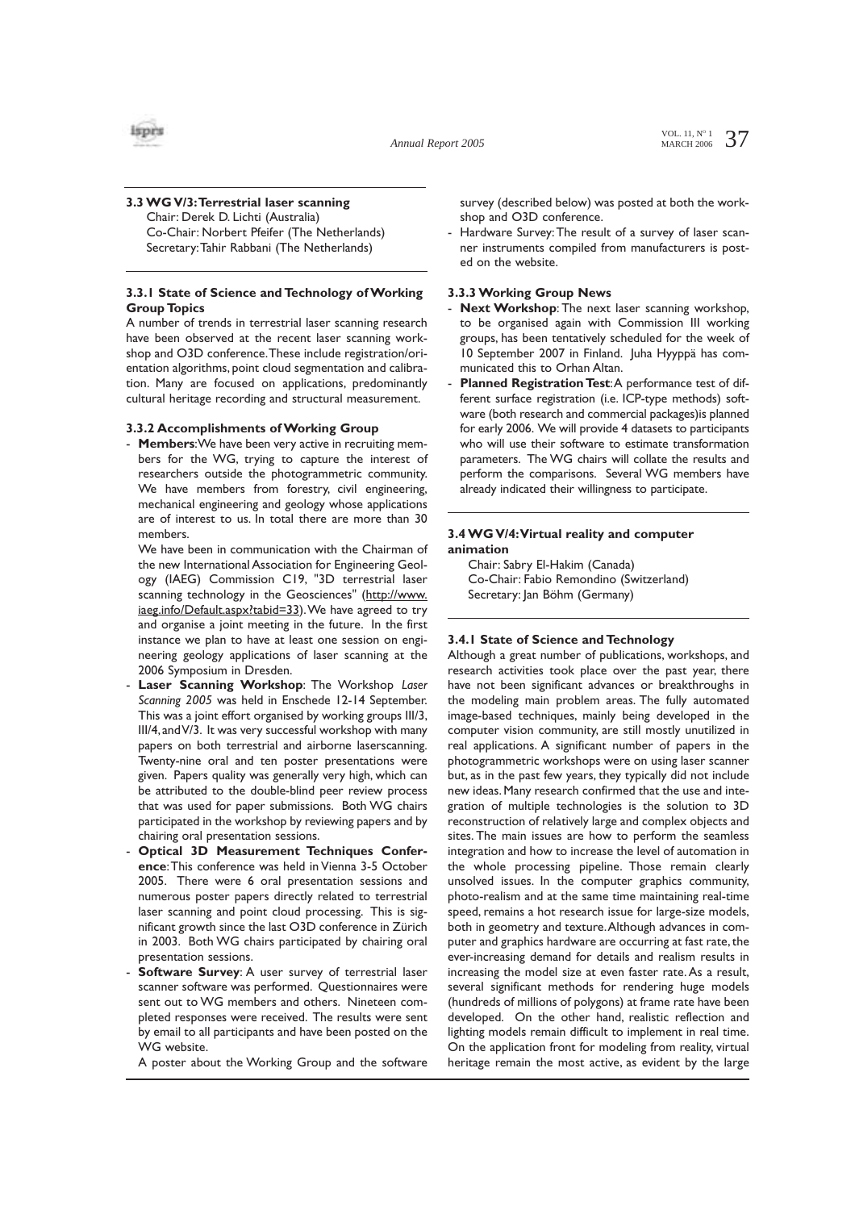### 3.3 WG V/3: Terrestrial laser scanning

Chair: Derek D. Lichti (Australia)
Co-Chair: Norbert Pfeifer (The Netherlands)
Secretary: Tahir Rabbani (The Netherlands)

#### 3.3.1 State of Science and Technology of Working Group Topics

A number of trends in terrestrial laser scanning research have been observed at the recent laser scanning workshop and O3D conference. These include registration/orientation algorithms, point cloud segmentation and calibration. Many are focused on applications, predominantly cultural heritage recording and structural measurement.

#### 3.3.2 Accomplishments of Working Group

- **Members**: We have been very active in recruiting members for the WG, trying to capture the interest of researchers outside the photogrammetric community. We have members from forestry, civil engineering, mechanical engineering and geology whose applications are of interest to us. In total there are more than 30 members.

  We have been in communication with the Chairman of the new International Association for Engineering Geology (IAEG) Commission C19, "3D terrestrial laser scanning technology in the Geosciences" (http://www.iaeg.info/Default.aspx?tabid=33). We have agreed to try and organise a joint meeting in the future. In the first instance we plan to have at least one session on engineering geology applications of laser scanning at the 2006 Symposium in Dresden.
- **Laser Scanning Workshop**: The Workshop *Laser Scanning 2005* was held in Enschede 12-14 September. This was a joint effort organised by working groups III/3, III/4, and V/3. It was very successful workshop with many papers on both terrestrial and airborne laserscanning. Twenty-nine oral and ten poster presentations were given. Papers quality was generally very high, which can be attributed to the double-blind peer review process that was used for paper submissions. Both WG chairs participated in the workshop by reviewing papers and by chairing oral presentation sessions.
- **Optical 3D Measurement Techniques Conference**: This conference was held in Vienna 3-5 October 2005. There were 6 oral presentation sessions and numerous poster papers directly related to terrestrial laser scanning and point cloud processing. This is significant growth since the last O3D conference in Zürich in 2003. Both WG chairs participated by chairing oral presentation sessions.
- **Software Survey**: A user survey of terrestrial laser scanner software was performed. Questionnaires were sent out to WG members and others. Nineteen completed responses were received. The results were sent by email to all participants and have been posted on the WG website.

  A poster about the Working Group and the software survey (described below) was posted at both the workshop and O3D conference.
- Hardware Survey: The result of a survey of laser scanner instruments compiled from manufacturers is posted on the website.

#### 3.3.3 Working Group News

- **Next Workshop**: The next laser scanning workshop, to be organised again with Commission III working groups, has been tentatively scheduled for the week of 10 September 2007 in Finland. Juha Hyyppä has communicated this to Orhan Altan.
- **Planned Registration Test**: A performance test of different surface registration (i.e. ICP-type methods) software (both research and commercial packages)is planned for early 2006. We will provide 4 datasets to participants who will use their software to estimate transformation parameters. The WG chairs will collate the results and perform the comparisons. Several WG members have already indicated their willingness to participate.

### 3.4 WG V/4: Virtual reality and computer animation

Chair: Sabry El-Hakim (Canada)
Co-Chair: Fabio Remondino (Switzerland)
Secretary: Jan Böhm (Germany)

#### 3.4.1 State of Science and Technology

Although a great number of publications, workshops, and research activities took place over the past year, there have not been significant advances or breakthroughs in the modeling main problem areas. The fully automated image-based techniques, mainly being developed in the computer vision community, are still mostly unutilized in real applications. A significant number of papers in the photogrammetric workshops were on using laser scanner but, as in the past few years, they typically did not include new ideas. Many research confirmed that the use and integration of multiple technologies is the solution to 3D reconstruction of relatively large and complex objects and sites. The main issues are how to perform the seamless integration and how to increase the level of automation in the whole processing pipeline. Those remain clearly unsolved issues. In the computer graphics community, photo-realism and at the same time maintaining real-time speed, remains a hot research issue for large-size models, both in geometry and texture. Although advances in computer and graphics hardware are occurring at fast rate, the ever-increasing demand for details and realism results in increasing the model size at even faster rate. As a result, several significant methods for rendering huge models (hundreds of millions of polygons) at frame rate have been developed. On the other hand, realistic reflection and lighting models remain difficult to implement in real time. On the application front for modeling from reality, virtual heritage remain the most active, as evident by the large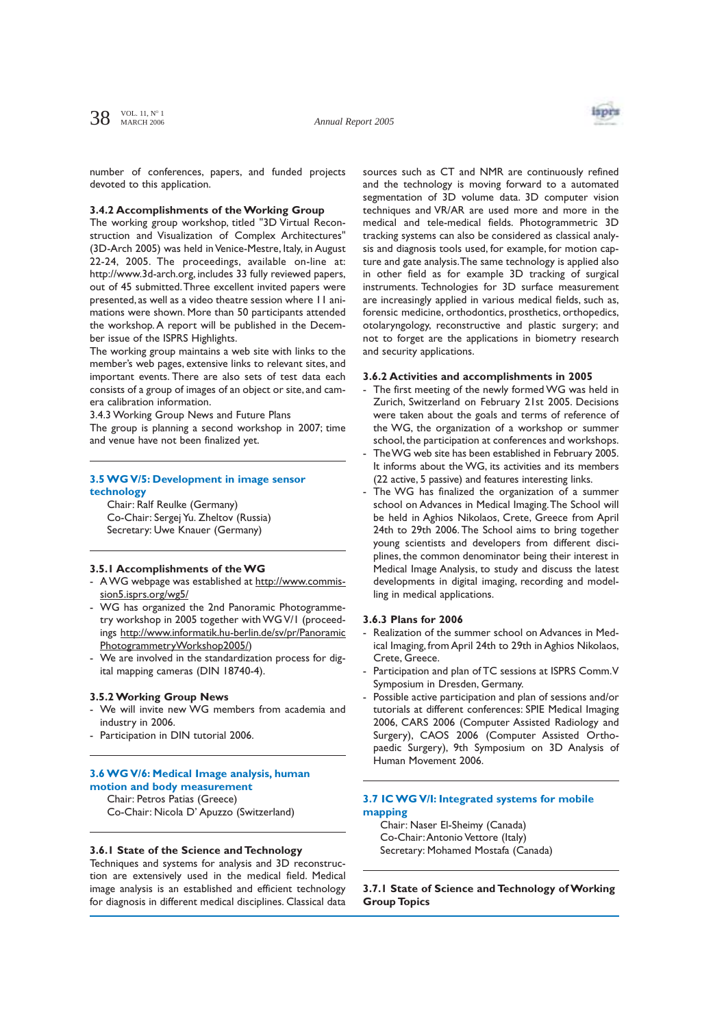number of conferences, papers, and funded projects devoted to this application.

### 3.4.2 Accomplishments of the Working Group

The working group workshop, titled "3D Virtual Reconstruction and Visualization of Complex Architectures" (3D-Arch 2005) was held in Venice-Mestre, Italy, in August 22-24, 2005. The proceedings, available on-line at: http://www.3d-arch.org, includes 33 fully reviewed papers, out of 45 submitted. Three excellent invited papers were presented, as well as a video theatre session where 11 animations were shown. More than 50 participants attended the workshop. A report will be published in the December issue of the ISPRS Highlights.

The working group maintains a web site with links to the member's web pages, extensive links to relevant sites, and important events. There are also sets of test data each consists of a group of images of an object or site, and camera calibration information.

3.4.3 Working Group News and Future Plans

The group is planning a second workshop in 2007; time and venue have not been finalized yet.

## 3.5 WG V/5: Development in image sensor technology

Chair: Ralf Reulke (Germany)
Co-Chair: Sergej Yu. Zheltov (Russia)
Secretary: Uwe Knauer (Germany)

### 3.5.1 Accomplishments of the WG

- A WG webpage was established at http://www.commission5.isprs.org/wg5/
- WG has organized the 2nd Panoramic Photogrammetry workshop in 2005 together with WG V/1 (proceedings http://www.informatik.hu-berlin.de/sv/pr/PanoramicPhotogrammetryWorkshop2005/)
- We are involved in the standardization process for digital mapping cameras (DIN 18740-4).

### 3.5.2 Working Group News

- We will invite new WG members from academia and industry in 2006.
- Participation in DIN tutorial 2006.

## 3.6 WG V/6: Medical Image analysis, human motion and body measurement

Chair: Petros Patias (Greece)
Co-Chair: Nicola D' Apuzzo (Switzerland)

### 3.6.1 State of the Science and Technology

Techniques and systems for analysis and 3D reconstruction are extensively used in the medical field. Medical image analysis is an established and efficient technology for diagnosis in different medical disciplines. Classical data sources such as CT and NMR are continuously refined and the technology is moving forward to a automated segmentation of 3D volume data. 3D computer vision techniques and VR/AR are used more and more in the medical and tele-medical fields. Photogrammetric 3D tracking systems can also be considered as classical analysis and diagnosis tools used, for example, for motion capture and gate analysis. The same technology is applied also in other field as for example 3D tracking of surgical instruments. Technologies for 3D surface measurement are increasingly applied in various medical fields, such as, forensic medicine, orthodontics, prosthetics, orthopedics, otolaryngology, reconstructive and plastic surgery; and not to forget are the applications in biometry research and security applications.

### 3.6.2 Activities and accomplishments in 2005

- The first meeting of the newly formed WG was held in Zurich, Switzerland on February 21st 2005. Decisions were taken about the goals and terms of reference of the WG, the organization of a workshop or summer school, the participation at conferences and workshops.
- The WG web site has been established in February 2005. It informs about the WG, its activities and its members (22 active, 5 passive) and features interesting links.
- The WG has finalized the organization of a summer school on Advances in Medical Imaging. The School will be held in Aghios Nikolaos, Crete, Greece from April 24th to 29th 2006. The School aims to bring together young scientists and developers from different disciplines, the common denominator being their interest in Medical Image Analysis, to study and discuss the latest developments in digital imaging, recording and modelling in medical applications.

### 3.6.3 Plans for 2006

- Realization of the summer school on Advances in Medical Imaging, from April 24th to 29th in Aghios Nikolaos, Crete, Greece.
- Participation and plan of TC sessions at ISPRS Comm. V Symposium in Dresden, Germany.
- Possible active participation and plan of sessions and/or tutorials at different conferences: SPIE Medical Imaging 2006, CARS 2006 (Computer Assisted Radiology and Surgery), CAOS 2006 (Computer Assisted Orthopaedic Surgery), 9th Symposium on 3D Analysis of Human Movement 2006.

## 3.7 IC WG V/I: Integrated systems for mobile mapping

Chair: Naser El-Sheimy (Canada)
Co-Chair: Antonio Vettore (Italy)
Secretary: Mohamed Mostafa (Canada)

### 3.7.1 State of Science and Technology of Working Group Topics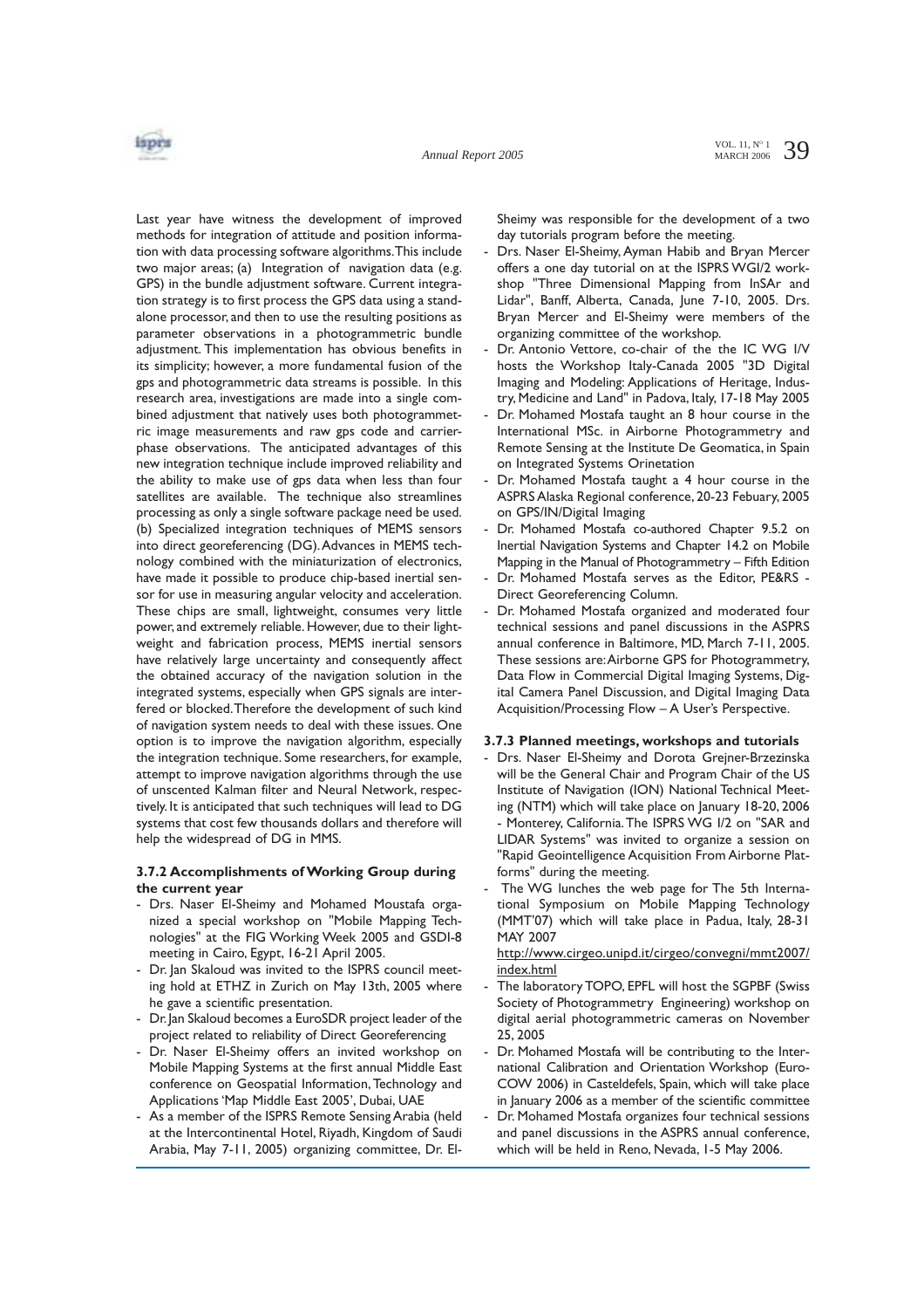Last year have witness the development of improved methods for integration of attitude and position information with data processing software algorithms. This include two major areas; (a) Integration of navigation data (e.g. GPS) in the bundle adjustment software. Current integration strategy is to first process the GPS data using a standalone processor, and then to use the resulting positions as parameter observations in a photogrammetric bundle adjustment. This implementation has obvious benefits in its simplicity; however, a more fundamental fusion of the gps and photogrammetric data streams is possible. In this research area, investigations are made into a single combined adjustment that natively uses both photogrammetric image measurements and raw gps code and carrier-phase observations. The anticipated advantages of this new integration technique include improved reliability and the ability to make use of gps data when less than four satellites are available. The technique also streamlines processing as only a single software package need be used. (b) Specialized integration techniques of MEMS sensors into direct georeferencing (DG). Advances in MEMS technology combined with the miniaturization of electronics, have made it possible to produce chip-based inertial sensor for use in measuring angular velocity and acceleration. These chips are small, lightweight, consumes very little power, and extremely reliable. However, due to their lightweight and fabrication process, MEMS inertial sensors have relatively large uncertainty and consequently affect the obtained accuracy of the navigation solution in the integrated systems, especially when GPS signals are interfered or blocked. Therefore the development of such kind of navigation system needs to deal with these issues. One option is to improve the navigation algorithm, especially the integration technique. Some researchers, for example, attempt to improve navigation algorithms through the use of unscented Kalman filter and Neural Network, respectively. It is anticipated that such techniques will lead to DG systems that cost few thousands dollars and therefore will help the widespread of DG in MMS.

### 3.7.2 Accomplishments of Working Group during the current year

- Drs. Naser El-Sheimy and Mohamed Moustafa organized a special workshop on "Mobile Mapping Technologies" at the FIG Working Week 2005 and GSDI-8 meeting in Cairo, Egypt, 16-21 April 2005.
- Dr. Jan Skaloud was invited to the ISPRS council meeting hold at ETHZ in Zurich on May 13th, 2005 where he gave a scientific presentation.
- Dr. Jan Skaloud becomes a EuroSDR project leader of the project related to reliability of Direct Georeferencing
- Dr. Naser El-Sheimy offers an invited workshop on Mobile Mapping Systems at the first annual Middle East conference on Geospatial Information, Technology and Applications 'Map Middle East 2005', Dubai, UAE
- As a member of the ISPRS Remote Sensing Arabia (held at the Intercontinental Hotel, Riyadh, Kingdom of Saudi Arabia, May 7-11, 2005) organizing committee, Dr. El-Sheimy was responsible for the development of a two day tutorials program before the meeting.
- Drs. Naser El-Sheimy, Ayman Habib and Bryan Mercer offers a one day tutorial on at the ISPRS WGI/2 workshop "Three Dimensional Mapping from InSAr and Lidar", Banff, Alberta, Canada, June 7-10, 2005. Drs. Bryan Mercer and El-Sheimy were members of the organizing committee of the workshop.
- Dr. Antonio Vettore, co-chair of the the IC WG I/V hosts the Workshop Italy-Canada 2005 "3D Digital Imaging and Modeling: Applications of Heritage, Industry, Medicine and Land" in Padova, Italy, 17-18 May 2005
- Dr. Mohamed Mostafa taught an 8 hour course in the International MSc. in Airborne Photogrammetry and Remote Sensing at the Institute De Geomatica, in Spain on Integrated Systems Orinetation
- Dr. Mohamed Mostafa taught a 4 hour course in the ASPRS Alaska Regional conference, 20-23 Febuary, 2005 on GPS/IN/Digital Imaging
- Dr. Mohamed Mostafa co-authored Chapter 9.5.2 on Inertial Navigation Systems and Chapter 14.2 on Mobile Mapping in the Manual of Photogrammetry – Fifth Edition
- Dr. Mohamed Mostafa serves as the Editor, PE&RS - Direct Georeferencing Column.
- Dr. Mohamed Mostafa organized and moderated four technical sessions and panel discussions in the ASPRS annual conference in Baltimore, MD, March 7-11, 2005. These sessions are: Airborne GPS for Photogrammetry, Data Flow in Commercial Digital Imaging Systems, Digital Camera Panel Discussion, and Digital Imaging Data Acquisition/Processing Flow – A User's Perspective.

### 3.7.3 Planned meetings, workshops and tutorials

- Drs. Naser El-Sheimy and Dorota Grejner-Brzezinska will be the General Chair and Program Chair of the US Institute of Navigation (ION) National Technical Meeting (NTM) which will take place on January 18-20, 2006 - Monterey, California. The ISPRS WG I/2 on "SAR and LIDAR Systems" was invited to organize a session on "Rapid Geointelligence Acquisition From Airborne Platforms" during the meeting.
- The WG lunches the web page for The 5th International Symposium on Mobile Mapping Technology (MMT'07) which will take place in Padua, Italy, 28-31 MAY 2007
  http://www.cirgeo.unipd.it/cirgeo/convegni/mmt2007/index.html
- The laboratory TOPO, EPFL will host the SGPBF (Swiss Society of Photogrammetry Engineering) workshop on digital aerial photogrammetric cameras on November 25, 2005
- Dr. Mohamed Mostafa will be contributing to the International Calibration and Orientation Workshop (EuroCOW 2006) in Casteldefels, Spain, which will take place in January 2006 as a member of the scientific committee
- Dr. Mohamed Mostafa organizes four technical sessions and panel discussions in the ASPRS annual conference, which will be held in Reno, Nevada, 1-5 May 2006.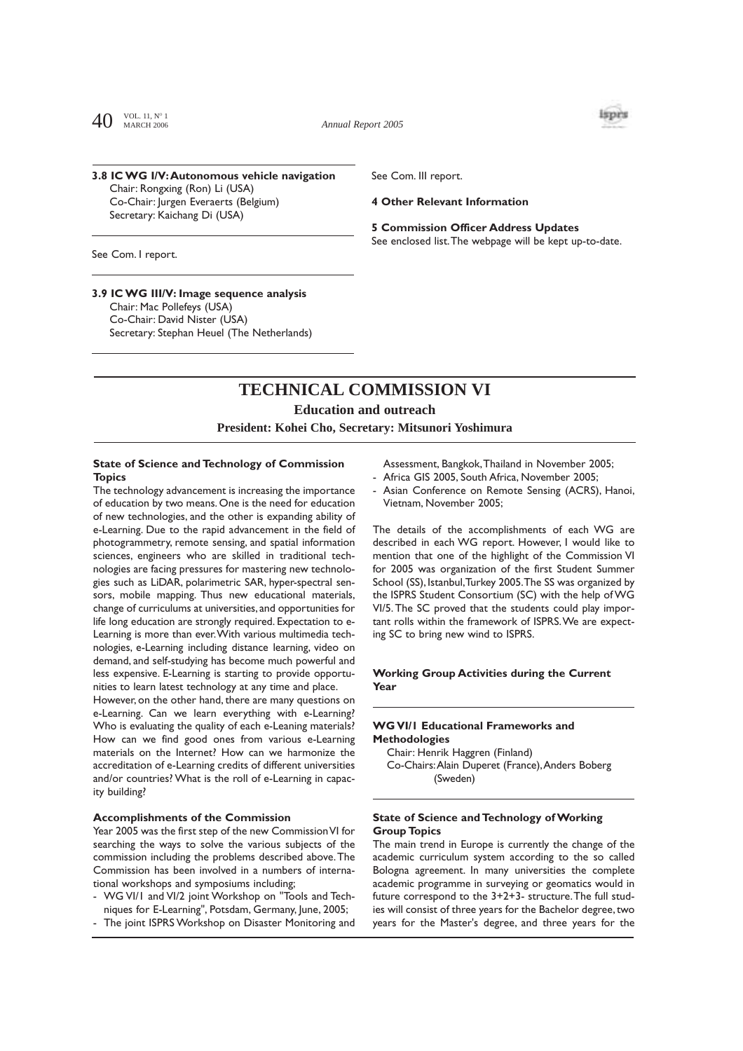### 3.8 IC WG I/V: Autonomous vehicle navigation

Chair: Rongxing (Ron) Li (USA)
Co-Chair: Jurgen Everaerts (Belgium)
Secretary: Kaichang Di (USA)

See Com. I report.

### 3.9 IC WG III/V: Image sequence analysis

Chair: Mac Pollefeys (USA)
Co-Chair: David Nister (USA)
Secretary: Stephan Heuel (The Netherlands)

See Com. III report.

### 4 Other Relevant Information

### 5 Commission Officer Address Updates

See enclosed list. The webpage will be kept up-to-date.

# TECHNICAL COMMISSION VI

## Education and outreach

**President: Kohei Cho, Secretary: Mitsunori Yoshimura**

### State of Science and Technology of Commission Topics

The technology advancement is increasing the importance of education by two means. One is the need for education of new technologies, and the other is expanding ability of e-Learning. Due to the rapid advancement in the field of photogrammetry, remote sensing, and spatial information sciences, engineers who are skilled in traditional technologies are facing pressures for mastering new technologies such as LiDAR, polarimetric SAR, hyper-spectral sensors, mobile mapping. Thus new educational materials, change of curriculums at universities, and opportunities for life long education are strongly required. Expectation to e-Learning is more than ever. With various multimedia technologies, e-Learning including distance learning, video on demand, and self-studying has become much powerful and less expensive. E-Learning is starting to provide opportunities to learn latest technology at any time and place.

However, on the other hand, there are many questions on e-Learning. Can we learn everything with e-Learning? Who is evaluating the quality of each e-Leaning materials? How can we find good ones from various e-Learning materials on the Internet? How can we harmonize the accreditation of e-Learning credits of different universities and/or countries? What is the roll of e-Learning in capacity building?

### Accomplishments of the Commission

Year 2005 was the first step of the new Commission VI for searching the ways to solve the various subjects of the commission including the problems described above. The Commission has been involved in a numbers of international workshops and symposiums including;

- WG VI/1 and VI/2 joint Workshop on "Tools and Techniques for E-Learning", Potsdam, Germany, June, 2005;
- The joint ISPRS Workshop on Disaster Monitoring and Assessment, Bangkok, Thailand in November 2005;
- Africa GIS 2005, South Africa, November 2005;
- Asian Conference on Remote Sensing (ACRS), Hanoi, Vietnam, November 2005;

The details of the accomplishments of each WG are described in each WG report. However, I would like to mention that one of the highlight of the Commission VI for 2005 was organization of the first Student Summer School (SS), Istanbul, Turkey 2005. The SS was organized by the ISPRS Student Consortium (SC) with the help of WG VI/5. The SC proved that the students could play important rolls within the framework of ISPRS. We are expecting SC to bring new wind to ISPRS.

### Working Group Activities during the Current Year

### WG VI/1 Educational Frameworks and Methodologies

Chair: Henrik Haggren (Finland)
Co-Chairs: Alain Duperet (France), Anders Boberg (Sweden)

### State of Science and Technology of Working Group Topics

The main trend in Europe is currently the change of the academic curriculum system according to the so called Bologna agreement. In many universities the complete academic programme in surveying or geomatics would in future correspond to the 3+2+3- structure. The full studies will consist of three years for the Bachelor degree, two years for the Master's degree, and three years for the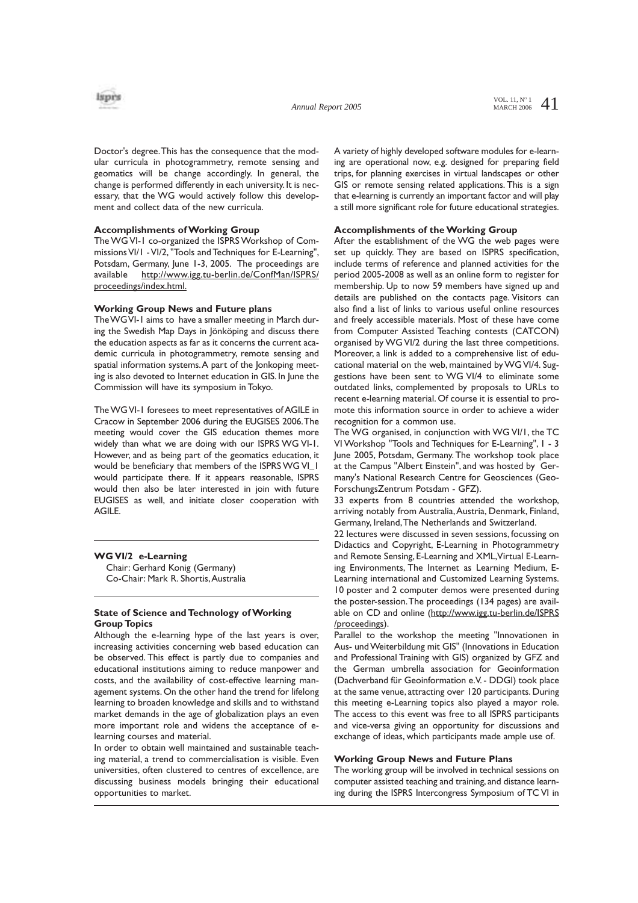Doctor's degree. This has the consequence that the modular curricula in photogrammetry, remote sensing and geomatics will be change accordingly. In general, the change is performed differently in each university. It is necessary, that the WG would actively follow this development and collect data of the new curricula.

**Accomplishments of Working Group**

The WG VI-1 co-organized the ISPRS Workshop of Commissions VI/1 - VI/2, "Tools and Techniques for E-Learning", Potsdam, Germany, June 1-3, 2005. The proceedings are available http://www.igg.tu-berlin.de/ConfMan/ISPRS/proceedings/index.html.

**Working Group News and Future plans**

The WG VI-1 aims to have a smaller meeting in March during the Swedish Map Days in Jönköping and discuss there the education aspects as far as it concerns the current academic curricula in photogrammetry, remote sensing and spatial information systems. A part of the Jonkoping meeting is also devoted to Internet education in GIS. In June the Commission will have its symposium in Tokyo.

The WG VI-1 foresees to meet representatives of AGILE in Cracow in September 2006 during the EUGISES 2006. The meeting would cover the GIS education themes more widely than what we are doing with our ISPRS WG VI-1. However, and as being part of the geomatics education, it would be beneficiary that members of the ISPRS WG VI_1 would participate there. If it appears reasonable, ISPRS would then also be later interested in join with future EUGISES as well, and initiate closer cooperation with AGILE.

**WG VI/2 e-Learning**

Chair: Gerhard Konig (Germany)
Co-Chair: Mark R. Shortis, Australia

**State of Science and Technology of Working Group Topics**

Although the e-learning hype of the last years is over, increasing activities concerning web based education can be observed. This effect is partly due to companies and educational institutions aiming to reduce manpower and costs, and the availability of cost-effective learning management systems. On the other hand the trend for lifelong learning to broaden knowledge and skills and to withstand market demands in the age of globalization plays an even more important role and widens the acceptance of e-learning courses and material.

In order to obtain well maintained and sustainable teaching material, a trend to commercialisation is visible. Even universities, often clustered to centres of excellence, are discussing business models bringing their educational opportunities to market.

A variety of highly developed software modules for e-learning are operational now, e.g. designed for preparing field trips, for planning exercises in virtual landscapes or other GIS or remote sensing related applications. This is a sign that e-learning is currently an important factor and will play a still more significant role for future educational strategies.

**Accomplishments of the Working Group**

After the establishment of the WG the web pages were set up quickly. They are based on ISPRS specification, include terms of reference and planned activities for the period 2005-2008 as well as an online form to register for membership. Up to now 59 members have signed up and details are published on the contacts page. Visitors can also find a list of links to various useful online resources and freely accessible materials. Most of these have come from Computer Assisted Teaching contests (CATCON) organised by WG VI/2 during the last three competitions. Moreover, a link is added to a comprehensive list of educational material on the web, maintained by WG VI/4. Suggestions have been sent to WG VI/4 to eliminate some outdated links, complemented by proposals to URLs to recent e-learning material. Of course it is essential to promote this information source in order to achieve a wider recognition for a common use.

The WG organised, in conjunction with WG VI/1, the TC VI Workshop "Tools and Techniques for E-Learning", 1 - 3 June 2005, Potsdam, Germany. The workshop took place at the Campus "Albert Einstein", and was hosted by Germany's National Research Centre for Geosciences (GeoForschungsZentrum Potsdam - GFZ).

33 experts from 8 countries attended the workshop, arriving notably from Australia, Austria, Denmark, Finland, Germany, Ireland, The Netherlands and Switzerland.

22 lectures were discussed in seven sessions, focussing on Didactics and Copyright, E-Learning in Photogrammetry and Remote Sensing, E-Learning and XML, Virtual E-Learning Environments, The Internet as Learning Medium, E-Learning international and Customized Learning Systems. 10 poster and 2 computer demos were presented during the poster-session. The proceedings (134 pages) are available on CD and online (http://www.igg.tu-berlin.de/ISPRS/proceedings).

Parallel to the workshop the meeting "Innovationen in Aus- und Weiterbildung mit GIS" (Innovations in Education and Professional Training with GIS) organized by GFZ and the German umbrella association for Geoinformation (Dachverband für Geoinformation e.V. - DDGI) took place at the same venue, attracting over 120 participants. During this meeting e-Learning topics also played a mayor role. The access to this event was free to all ISPRS participants and vice-versa giving an opportunity for discussions and exchange of ideas, which participants made ample use of.

**Working Group News and Future Plans**

The working group will be involved in technical sessions on computer assisted teaching and training, and distance learning during the ISPRS Intercongress Symposium of TC VI in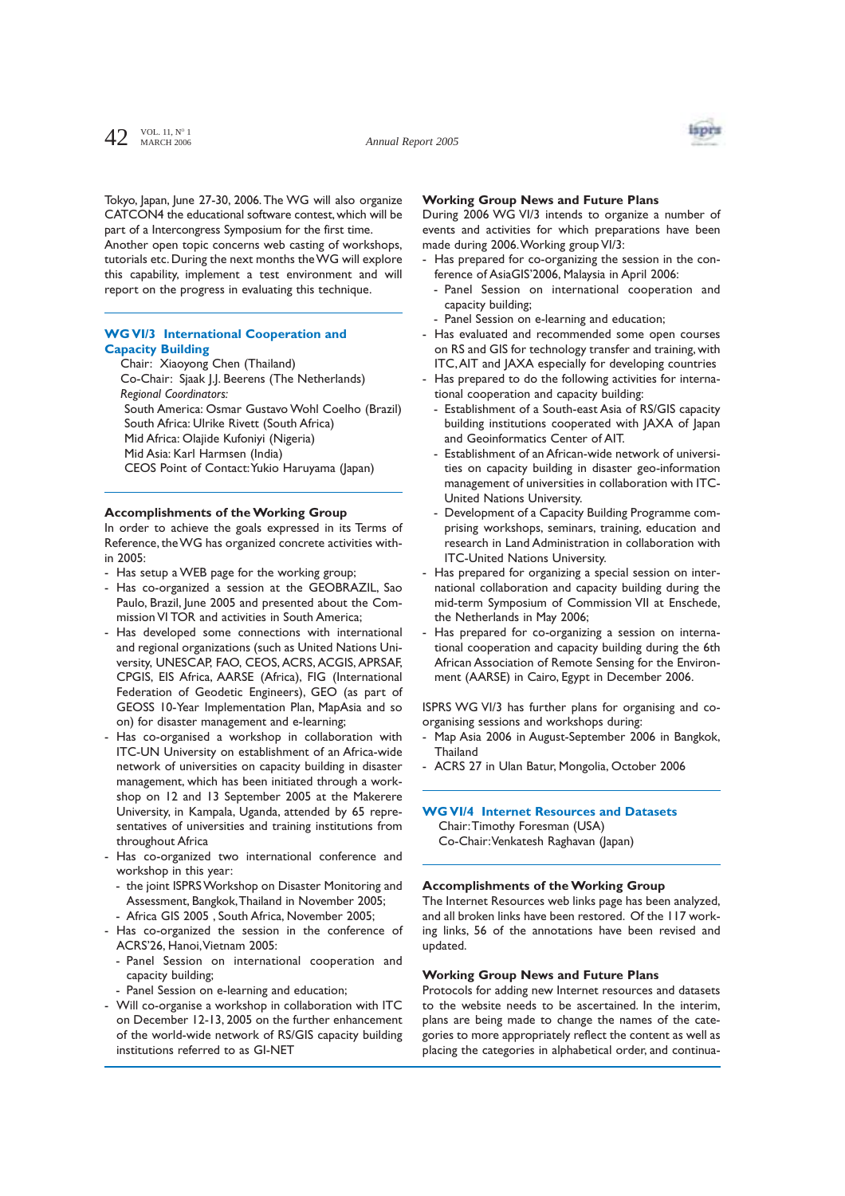Tokyo, Japan, June 27-30, 2006. The WG will also organize CATCON4 the educational software contest, which will be part of a Intercongress Symposium for the first time.
Another open topic concerns web casting of workshops, tutorials etc. During the next months the WG will explore this capability, implement a test environment and will report on the progress in evaluating this technique.

## WG VI/3 International Cooperation and Capacity Building

Chair: Xiaoyong Chen (Thailand)
Co-Chair: Sjaak J.J. Beerens (The Netherlands)
*Regional Coordinators:*
South America: Osmar Gustavo Wohl Coelho (Brazil)
South Africa: Ulrike Rivett (South Africa)
Mid Africa: Olajide Kufoniyi (Nigeria)
Mid Asia: Karl Harmsen (India)
CEOS Point of Contact: Yukio Haruyama (Japan)

### Accomplishments of the Working Group

In order to achieve the goals expressed in its Terms of Reference, the WG has organized concrete activities within 2005:

- Has setup a WEB page for the working group;
- Has co-organized a session at the GEOBRAZIL, Sao Paulo, Brazil, June 2005 and presented about the Commission VI TOR and activities in South America;
- Has developed some connections with international and regional organizations (such as United Nations University, UNESCAP, FAO, CEOS, ACRS, ACGIS, APRSAF, CPGIS, EIS Africa, AARSE (Africa), FIG (International Federation of Geodetic Engineers), GEO (as part of GEOSS 10-Year Implementation Plan, MapAsia and so on) for disaster management and e-learning;
- Has co-organised a workshop in collaboration with ITC-UN University on establishment of an Africa-wide network of universities on capacity building in disaster management, which has been initiated through a workshop on 12 and 13 September 2005 at the Makerere University, in Kampala, Uganda, attended by 65 representatives of universities and training institutions from throughout Africa
- Has co-organized two international conference and workshop in this year:
  - the joint ISPRS Workshop on Disaster Monitoring and Assessment, Bangkok, Thailand in November 2005;
  - Africa GIS 2005 , South Africa, November 2005;
- Has co-organized the session in the conference of ACRS'26, Hanoi, Vietnam 2005:
  - Panel Session on international cooperation and capacity building;
  - Panel Session on e-learning and education;
- Will co-organise a workshop in collaboration with ITC on December 12-13, 2005 on the further enhancement of the world-wide network of RS/GIS capacity building institutions referred to as GI-NET

### Working Group News and Future Plans

During 2006 WG VI/3 intends to organize a number of events and activities for which preparations have been made during 2006. Working group VI/3:

- Has prepared for co-organizing the session in the conference of AsiaGIS'2006, Malaysia in April 2006:
  - Panel Session on international cooperation and capacity building;
  - Panel Session on e-learning and education;
- Has evaluated and recommended some open courses on RS and GIS for technology transfer and training, with ITC, AIT and JAXA especially for developing countries
- Has prepared to do the following activities for international cooperation and capacity building:
  - Establishment of a South-east Asia of RS/GIS capacity building institutions cooperated with JAXA of Japan and Geoinformatics Center of AIT.
  - Establishment of an African-wide network of universities on capacity building in disaster geo-information management of universities in collaboration with ITC-United Nations University.
  - Development of a Capacity Building Programme comprising workshops, seminars, training, education and research in Land Administration in collaboration with ITC-United Nations University.
- Has prepared for organizing a special session on international collaboration and capacity building during the mid-term Symposium of Commission VII at Enschede, the Netherlands in May 2006;
- Has prepared for co-organizing a session on international cooperation and capacity building during the 6th African Association of Remote Sensing for the Environment (AARSE) in Cairo, Egypt in December 2006.

ISPRS WG VI/3 has further plans for organising and co-organising sessions and workshops during:

- Map Asia 2006 in August-September 2006 in Bangkok, Thailand
- ACRS 27 in Ulan Batur, Mongolia, October 2006

## WG VI/4 Internet Resources and Datasets

Chair: Timothy Foresman (USA)
Co-Chair: Venkatesh Raghavan (Japan)

### Accomplishments of the Working Group

The Internet Resources web links page has been analyzed, and all broken links have been restored. Of the 117 working links, 56 of the annotations have been revised and updated.

### Working Group News and Future Plans

Protocols for adding new Internet resources and datasets to the website needs to be ascertained. In the interim, plans are being made to change the names of the categories to more appropriately reflect the content as well as placing the categories in alphabetical order, and continua-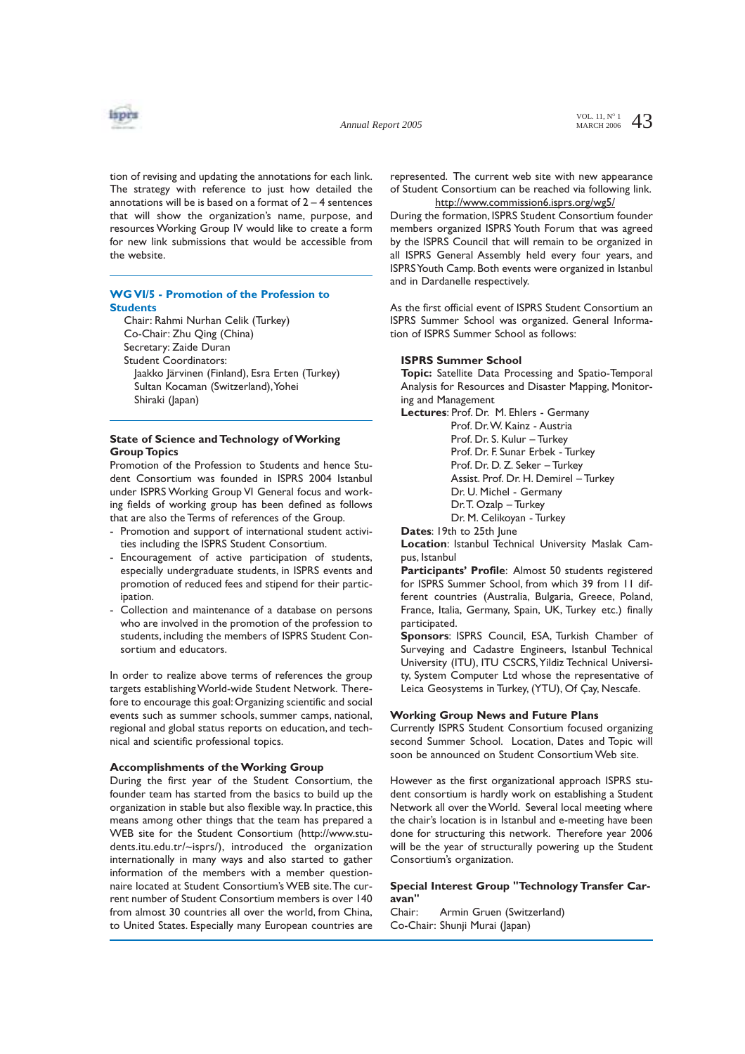tion of revising and updating the annotations for each link. The strategy with reference to just how detailed the annotations will be is based on a format of 2 – 4 sentences that will show the organization's name, purpose, and resources Working Group IV would like to create a form for new link submissions that would be accessible from the website.

## WG VI/5 - Promotion of the Profession to Students

Chair: Rahmi Nurhan Celik (Turkey)
Co-Chair: Zhu Qing (China)
Secretary: Zaide Duran
Student Coordinators:
Jaakko Järvinen (Finland), Esra Erten (Turkey)
Sultan Kocaman (Switzerland), Yohei Shiraki (Japan)

### State of Science and Technology of Working Group Topics

Promotion of the Profession to Students and hence Student Consortium was founded in ISPRS 2004 Istanbul under ISPRS Working Group VI General focus and working fields of working group has been defined as follows that are also the Terms of references of the Group.

- Promotion and support of international student activities including the ISPRS Student Consortium.
- Encouragement of active participation of students, especially undergraduate students, in ISPRS events and promotion of reduced fees and stipend for their participation.
- Collection and maintenance of a database on persons who are involved in the promotion of the profession to students, including the members of ISPRS Student Consortium and educators.

In order to realize above terms of references the group targets establishing World-wide Student Network. Therefore to encourage this goal: Organizing scientific and social events such as summer schools, summer camps, national, regional and global status reports on education, and technical and scientific professional topics.

### Accomplishments of the Working Group

During the first year of the Student Consortium, the founder team has started from the basics to build up the organization in stable but also flexible way. In practice, this means among other things that the team has prepared a WEB site for the Student Consortium (http://www.students.itu.edu.tr/~isprs/), introduced the organization internationally in many ways and also started to gather information of the members with a member questionnaire located at Student Consortium's WEB site. The current number of Student Consortium members is over 140 from almost 30 countries all over the world, from China, to United States. Especially many European countries are represented. The current web site with new appearance of Student Consortium can be reached via following link.

http://www.commission6.isprs.org/wg5/

During the formation, ISPRS Student Consortium founder members organized ISPRS Youth Forum that was agreed by the ISPRS Council that will remain to be organized in all ISPRS General Assembly held every four years, and ISPRS Youth Camp. Both events were organized in Istanbul and in Dardanelle respectively.

As the first official event of ISPRS Student Consortium an ISPRS Summer School was organized. General Information of ISPRS Summer School as follows:

**ISPRS Summer School**

**Topic:** Satellite Data Processing and Spatio-Temporal Analysis for Resources and Disaster Mapping, Monitoring and Management

**Lectures**: Prof. Dr. M. Ehlers - Germany
Prof. Dr. W. Kainz - Austria
Prof. Dr. S. Kulur – Turkey
Prof. Dr. F. Sunar Erbek - Turkey
Prof. Dr. D. Z. Seker – Turkey
Assist. Prof. Dr. H. Demirel – Turkey
Dr. U. Michel - Germany
Dr. T. Ozalp – Turkey
Dr. M. Celikoyan - Turkey

**Dates**: 19th to 25th June

**Location**: Istanbul Technical University Maslak Campus, Istanbul

**Participants' Profile**: Almost 50 students registered for ISPRS Summer School, from which 39 from 11 different countries (Australia, Bulgaria, Greece, Poland, France, Italia, Germany, Spain, UK, Turkey etc.) finally participated.

**Sponsors**: ISPRS Council, ESA, Turkish Chamber of Surveying and Cadastre Engineers, Istanbul Technical University (ITU), ITU CSCRS, Yildiz Technical University, System Computer Ltd whose the representative of Leica Geosystems in Turkey, (YTU), Of Çay, Nescafe.

### Working Group News and Future Plans

Currently ISPRS Student Consortium focused organizing second Summer School. Location, Dates and Topic will soon be announced on Student Consortium Web site.

However as the first organizational approach ISPRS student consortium is hardly work on establishing a Student Network all over the World. Several local meeting where the chair's location is in Istanbul and e-meeting have been done for structuring this network. Therefore year 2006 will be the year of structurally powering up the Student Consortium's organization.

### Special Interest Group "Technology Transfer Caravan"

Chair: Armin Gruen (Switzerland)
Co-Chair: Shunji Murai (Japan)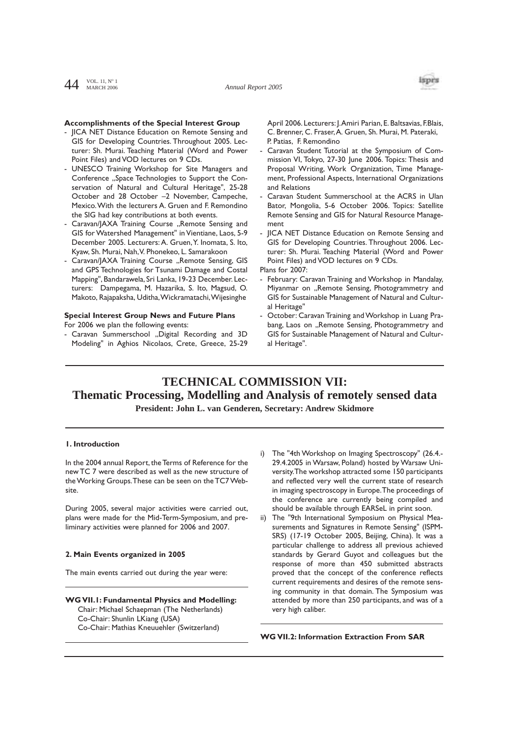**Accomplishments of the Special Interest Group**

- JICA NET Distance Education on Remote Sensing and GIS for Developing Countries. Throughout 2005. Lecturer: Sh. Murai. Teaching Material (Word and Power Point Files) and VOD lectures on 9 CDs.
- UNESCO Training Workshop for Site Managers and Conference „Space Technologies to Support the Conservation of Natural and Cultural Heritage", 25-28 October and 28 October –2 November, Campeche, Mexico. With the lecturers A. Gruen and F. Remondino the SIG had key contributions at both events.
- Caravan/JAXA Training Course „Remote Sensing and GIS for Watershed Management" in Vientiane, Laos, 5-9 December 2005. Lecturers: A. Gruen, Y. Inomata, S. Ito, Kyaw, Sh. Murai, Nah, V. Phonekeo, L. Samarakoon
- Caravan/JAXA Training Course „Remote Sensing, GIS and GPS Technologies for Tsunami Damage and Costal Mapping", Bandarawela, Sri Lanka, 19-23 December. Lecturers: Dampegama, M. Hazarika, S. Ito, Magsud, O. Makoto, Rajapaksha, Uditha, Wickramatachi, Wijesinghe

**Special Interest Group News and Future Plans**

For 2006 we plan the following events:

- Caravan Summerschool „Digital Recording and 3D Modeling" in Aghios Nicolaos, Crete, Greece, 25-29 April 2006. Lecturers: J. Amiri Parian, E. Baltsavias, F. Blais, C. Brenner, C. Fraser, A. Gruen, Sh. Murai, M. Pateraki, P. Patias, F. Remondino
- Caravan Student Tutorial at the Symposium of Commission VI, Tokyo, 27-30 June 2006. Topics: Thesis and Proposal Writing, Work Organization, Time Management, Professional Aspects, International Organizations and Relations
- Caravan Student Summerschool at the ACRS in Ulan Bator, Mongolia, 5-6 October 2006. Topics: Satellite Remote Sensing and GIS for Natural Resource Management
- JICA NET Distance Education on Remote Sensing and GIS for Developing Countries. Throughout 2006. Lecturer: Sh. Murai. Teaching Material (Word and Power Point Files) and VOD lectures on 9 CDs.

Plans for 2007:

- February: Caravan Training and Workshop in Mandalay, Miyanmar on „Remote Sensing, Photogrammetry and GIS for Sustainable Management of Natural and Cultural Heritage"
- October: Caravan Training and Workshop in Luang Prabang, Laos on „Remote Sensing, Photogrammetry and GIS for Sustainable Management of Natural and Cultural Heritage".

# TECHNICAL COMMISSION VII: Thematic Processing, Modelling and Analysis of remotely sensed data

**President: John L. van Genderen, Secretary: Andrew Skidmore**

### 1. Introduction

In the 2004 annual Report, the Terms of Reference for the new TC 7 were described as well as the new structure of the Working Groups. These can be seen on the TC7 Website.

During 2005, several major activities were carried out, plans were made for the Mid-Term-Symposium, and preliminary activities were planned for 2006 and 2007.

### 2. Main Events organized in 2005

The main events carried out during the year were:

**WG VII.1: Fundamental Physics and Modelling:**
Chair: Michael Schaepman (The Netherlands)
Co-Chair: Shunlin LKiang (USA)
Co-Chair: Mathias Kneuuehler (Switzerland)

i) The "4th Workshop on Imaging Spectroscopy" (26.4.-29.4.2005 in Warsaw, Poland) hosted by Warsaw University. The workshop attracted some 150 participants and reflected very well the current state of research in imaging spectroscopy in Europe. The proceedings of the conference are currently being compiled and should be available through EARSeL in print soon.

ii) The "9th International Symposium on Physical Measurements and Signatures in Remote Sensing" (ISPM-SRS) (17-19 October 2005, Beijing, China). It was a particular challenge to address all previous achieved standards by Gerard Guyot and colleagues but the response of more than 450 submitted abstracts proved that the concept of the conference reflects current requirements and desires of the remote sensing community in that domain. The Symposium was attended by more than 250 participants, and was of a very high caliber.

**WG VII.2: Information Extraction From SAR**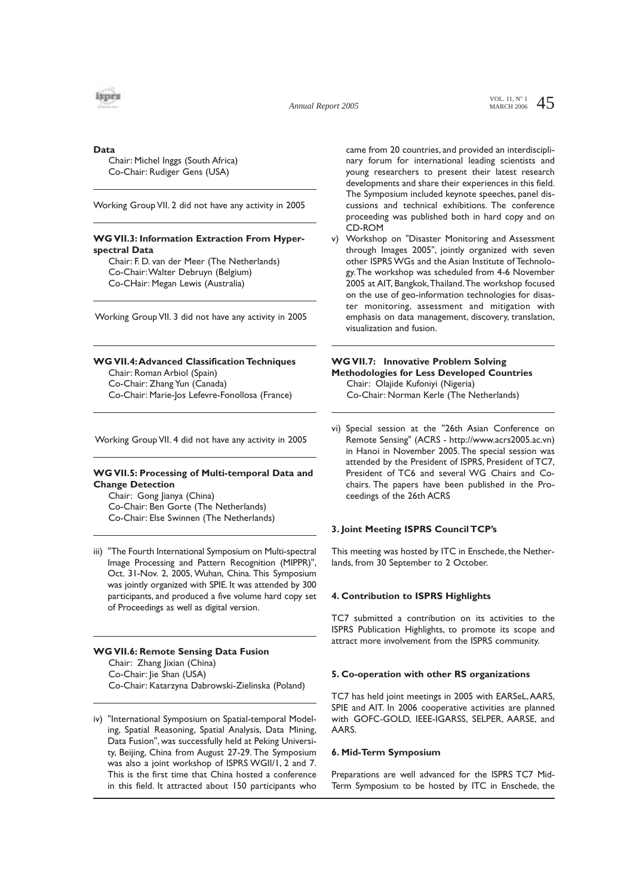**Data**

Chair: Michel Inggs (South Africa)
Co-Chair: Rudiger Gens (USA)

Working Group VII. 2 did not have any activity in 2005

**WG VII.3: Information Extraction From Hyperspectral Data**

Chair: F. D. van der Meer (The Netherlands)
Co-Chair: Walter Debruyn (Belgium)
Co-CHair: Megan Lewis (Australia)

Working Group VII. 3 did not have any activity in 2005

**WG VII.4: Advanced Classification Techniques**

Chair: Roman Arbiol (Spain)
Co-Chair: Zhang Yun (Canada)
Co-Chair: Marie-Jos Lefevre-Fonollosa (France)

Working Group VII. 4 did not have any activity in 2005

**WG VII.5: Processing of Multi-temporal Data and Change Detection**

Chair: Gong Jianya (China)
Co-Chair: Ben Gorte (The Netherlands)
Co-Chair: Else Swinnen (The Netherlands)

iii) "The Fourth International Symposium on Multi-spectral Image Processing and Pattern Recognition (MIPPR)", Oct. 31-Nov. 2, 2005, Wuhan, China. This Symposium was jointly organized with SPIE. It was attended by 300 participants, and produced a five volume hard copy set of Proceedings as well as digital version.

**WG VII.6: Remote Sensing Data Fusion**

Chair: Zhang Jixian (China)
Co-Chair: Jie Shan (USA)
Co-Chair: Katarzyna Dabrowski-Zielinska (Poland)

iv) "International Symposium on Spatial-temporal Modeling, Spatial Reasoning, Spatial Analysis, Data Mining, Data Fusion", was successfully held at Peking University, Beijing, China from August 27-29. The Symposium was also a joint workshop of ISPRS WGII/1, 2 and 7. This is the first time that China hosted a conference in this field. It attracted about 150 participants who came from 20 countries, and provided an interdisciplinary forum for international leading scientists and young researchers to present their latest research developments and share their experiences in this field. The Symposium included keynote speeches, panel discussions and technical exhibitions. The conference proceeding was published both in hard copy and on CD-ROM

v) Workshop on "Disaster Monitoring and Assessment through Images 2005", jointly organized with seven other ISPRS WGs and the Asian Institute of Technology. The workshop was scheduled from 4-6 November 2005 at AIT, Bangkok, Thailand. The workshop focused on the use of geo-information technologies for disaster monitoring, assessment and mitigation with emphasis on data management, discovery, translation, visualization and fusion.

**WG VII.7: Innovative Problem Solving Methodologies for Less Developed Countries**

Chair: Olajide Kufoniyi (Nigeria)
Co-Chair: Norman Kerle (The Netherlands)

vi) Special session at the "26th Asian Conference on Remote Sensing" (ACRS - http://www.acrs2005.ac.vn) in Hanoi in November 2005. The special session was attended by the President of ISPRS, President of TC7, President of TC6 and several WG Chairs and Co-chairs. The papers have been published in the Proceedings of the 26th ACRS

**3. Joint Meeting ISPRS Council TCP's**

This meeting was hosted by ITC in Enschede, the Netherlands, from 30 September to 2 October.

**4. Contribution to ISPRS Highlights**

TC7 submitted a contribution on its activities to the ISPRS Publication Highlights, to promote its scope and attract more involvement from the ISPRS community.

**5. Co-operation with other RS organizations**

TC7 has held joint meetings in 2005 with EARSeL, AARS, SPIE and AIT. In 2006 cooperative activities are planned with GOFC-GOLD, IEEE-IGARSS, SELPER, AARSE, and AARS.

**6. Mid-Term Symposium**

Preparations are well advanced for the ISPRS TC7 Mid-Term Symposium to be hosted by ITC in Enschede, the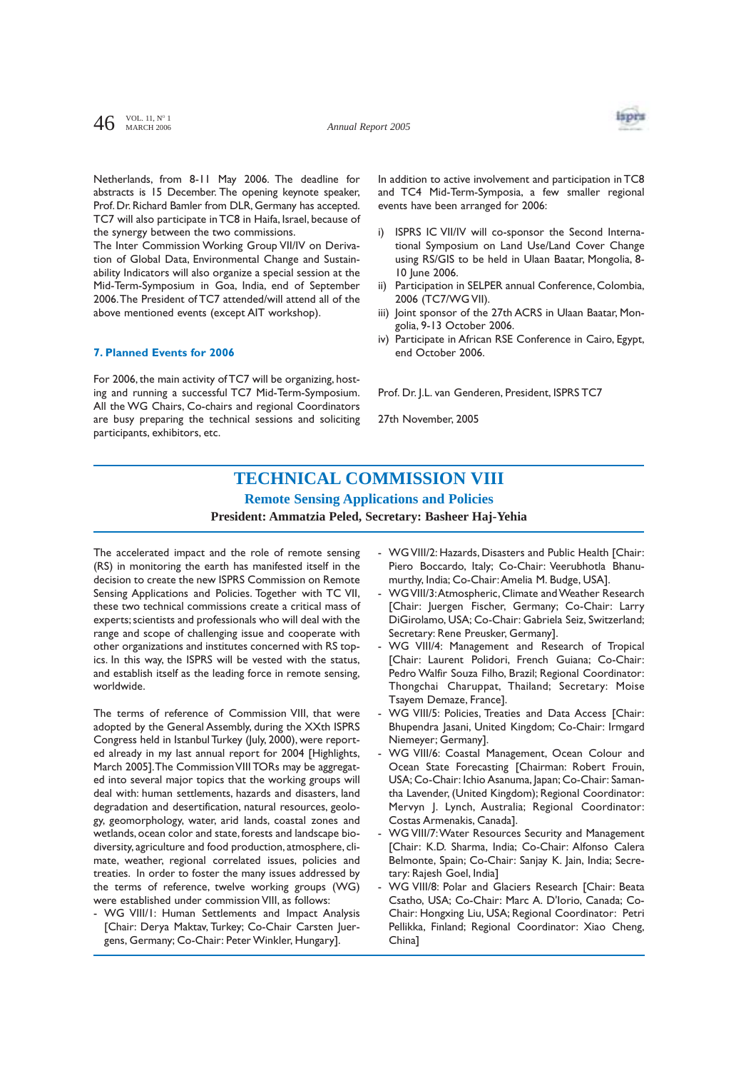Netherlands, from 8-11 May 2006. The deadline for abstracts is 15 December. The opening keynote speaker, Prof. Dr. Richard Bamler from DLR, Germany has accepted. TC7 will also participate in TC8 in Haifa, Israel, because of the synergy between the two commissions.
The Inter Commission Working Group VII/IV on Derivation of Global Data, Environmental Change and Sustainability Indicators will also organize a special session at the Mid-Term-Symposium in Goa, India, end of September 2006. The President of TC7 attended/will attend all of the above mentioned events (except AIT workshop).

### 7. Planned Events for 2006

For 2006, the main activity of TC7 will be organizing, hosting and running a successful TC7 Mid-Term-Symposium. All the WG Chairs, Co-chairs and regional Coordinators are busy preparing the technical sessions and soliciting participants, exhibitors, etc.

In addition to active involvement and participation in TC8 and TC4 Mid-Term-Symposia, a few smaller regional events have been arranged for 2006:

i) ISPRS IC VII/IV will co-sponsor the Second International Symposium on Land Use/Land Cover Change using RS/GIS to be held in Ulaan Baatar, Mongolia, 8-10 June 2006.
ii) Participation in SELPER annual Conference, Colombia, 2006 (TC7/WG VII).
iii) Joint sponsor of the 27th ACRS in Ulaan Baatar, Mongolia, 9-13 October 2006.
iv) Participate in African RSE Conference in Cairo, Egypt, end October 2006.

Prof. Dr. J.L. van Genderen, President, ISPRS TC7

27th November, 2005

# TECHNICAL COMMISSION VIII

## Remote Sensing Applications and Policies

**President: Ammatzia Peled, Secretary: Basheer Haj-Yehia**

The accelerated impact and the role of remote sensing (RS) in monitoring the earth has manifested itself in the decision to create the new ISPRS Commission on Remote Sensing Applications and Policies. Together with TC VII, these two technical commissions create a critical mass of experts; scientists and professionals who will deal with the range and scope of challenging issue and cooperate with other organizations and institutes concerned with RS topics. In this way, the ISPRS will be vested with the status, and establish itself as the leading force in remote sensing, worldwide.

The terms of reference of Commission VIII, that were adopted by the General Assembly, during the XXth ISPRS Congress held in Istanbul Turkey (July, 2000), were reported already in my last annual report for 2004 [Highlights, March 2005]. The Commission VIII TORs may be aggregated into several major topics that the working groups will deal with: human settlements, hazards and disasters, land degradation and desertification, natural resources, geology, geomorphology, water, arid lands, coastal zones and wetlands, ocean color and state, forests and landscape biodiversity, agriculture and food production, atmosphere, climate, weather, regional correlated issues, policies and treaties. In order to foster the many issues addressed by the terms of reference, twelve working groups (WG) were established under commission VIII, as follows:

- WG VIII/1: Human Settlements and Impact Analysis [Chair: Derya Maktav, Turkey; Co-Chair Carsten Juergens, Germany; Co-Chair: Peter Winkler, Hungary].
- WG VIII/2: Hazards, Disasters and Public Health [Chair: Piero Boccardo, Italy; Co-Chair: Veerubhotla Bhanumurthy, India; Co-Chair: Amelia M. Budge, USA].
- WG VIII/3: Atmospheric, Climate and Weather Research [Chair: Juergen Fischer, Germany; Co-Chair: Larry DiGirolamo, USA; Co-Chair: Gabriela Seiz, Switzerland; Secretary: Rene Preusker, Germany].
- WG VIII/4: Management and Research of Tropical [Chair: Laurent Polidori, French Guiana; Co-Chair: Pedro Walfir Souza Filho, Brazil; Regional Coordinator: Thongchai Charuppat, Thailand; Secretary: Moise Tsayem Demaze, France].
- WG VIII/5: Policies, Treaties and Data Access [Chair: Bhupendra Jasani, United Kingdom; Co-Chair: Irmgard Niemeyer; Germany].
- WG VIII/6: Coastal Management, Ocean Colour and Ocean State Forecasting [Chairman: Robert Frouin, USA; Co-Chair: Ichio Asanuma, Japan; Co-Chair: Samantha Lavender, (United Kingdom); Regional Coordinator: Mervyn J. Lynch, Australia; Regional Coordinator: Costas Armenakis, Canada].
- WG VIII/7: Water Resources Security and Management [Chair: K.D. Sharma, India; Co-Chair: Alfonso Calera Belmonte, Spain; Co-Chair: Sanjay K. Jain, India; Secretary: Rajesh Goel, India]
- WG VIII/8: Polar and Glaciers Research [Chair: Beata Csatho, USA; Co-Chair: Marc A. D'Iorio, Canada; Co-Chair: Hongxing Liu, USA; Regional Coordinator: Petri Pellikka, Finland; Regional Coordinator: Xiao Cheng, China]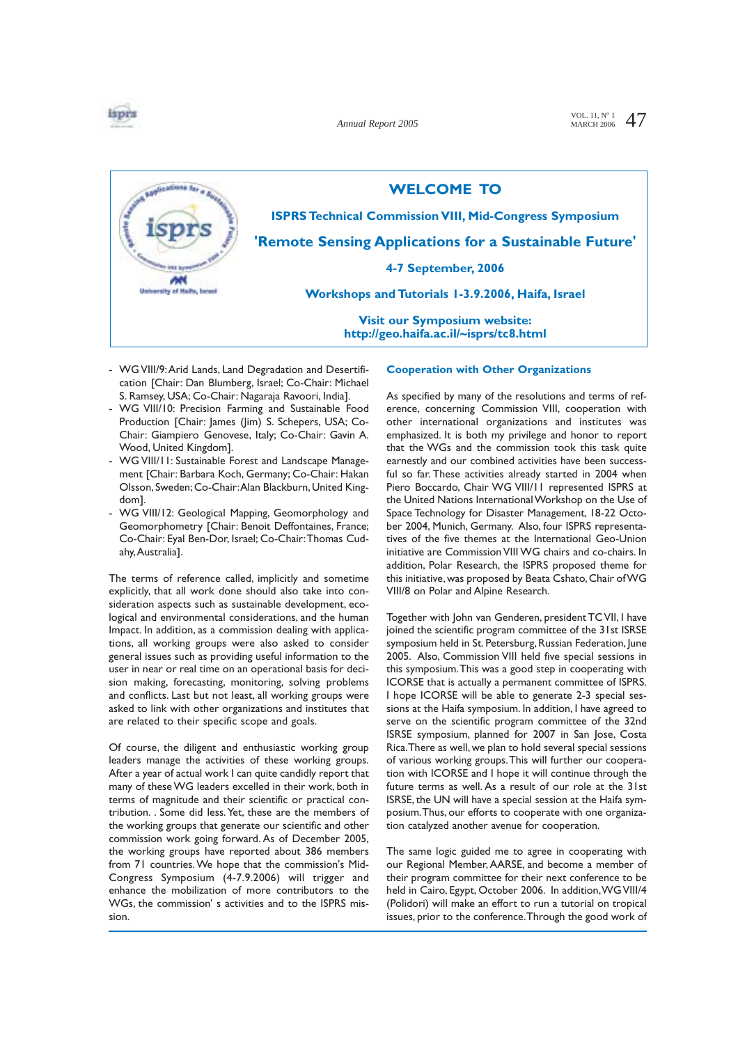**WELCOME TO**

**ISPRS Technical Commission VIII, Mid-Congress Symposium**

**'Remote Sensing Applications for a Sustainable Future'**

**4-7 September, 2006**

**Workshops and Tutorials 1-3.9.2006, Haifa, Israel**

**Visit our Symposium website:**
**http://geo.haifa.ac.il/~isprs/tc8.html**

- WG VIII/9: Arid Lands, Land Degradation and Desertification [Chair: Dan Blumberg, Israel; Co-Chair: Michael S. Ramsey, USA; Co-Chair: Nagaraja Ravoori, India].
- WG VIII/10: Precision Farming and Sustainable Food Production [Chair: James (Jim) S. Schepers, USA; Co-Chair: Giampiero Genovese, Italy; Co-Chair: Gavin A. Wood, United Kingdom].
- WG VIII/11: Sustainable Forest and Landscape Management [Chair: Barbara Koch, Germany; Co-Chair: Hakan Olsson, Sweden; Co-Chair: Alan Blackburn, United Kingdom].
- WG VIII/12: Geological Mapping, Geomorphology and Geomorphometry [Chair: Benoit Deffontaines, France; Co-Chair: Eyal Ben-Dor, Israel; Co-Chair: Thomas Cudahy, Australia].

The terms of reference called, implicitly and sometime explicitly, that all work done should also take into consideration aspects such as sustainable development, ecological and environmental considerations, and the human Impact. In addition, as a commission dealing with applications, all working groups were also asked to consider general issues such as providing useful information to the user in near or real time on an operational basis for decision making, forecasting, monitoring, solving problems and conflicts. Last but not least, all working groups were asked to link with other organizations and institutes that are related to their specific scope and goals.

Of course, the diligent and enthusiastic working group leaders manage the activities of these working groups. After a year of actual work I can quite candidly report that many of these WG leaders excelled in their work, both in terms of magnitude and their scientific or practical contribution. . Some did less. Yet, these are the members of the working groups that generate our scientific and other commission work going forward. As of December 2005, the working groups have reported about 386 members from 71 countries. We hope that the commission's Mid-Congress Symposium (4-7.9.2006) will trigger and enhance the mobilization of more contributors to the WGs, the commission' s activities and to the ISPRS mission.

### Cooperation with Other Organizations

As specified by many of the resolutions and terms of reference, concerning Commission VIII, cooperation with other international organizations and institutes was emphasized. It is both my privilege and honor to report that the WGs and the commission took this task quite earnestly and our combined activities have been successful so far. These activities already started in 2004 when Piero Boccardo, Chair WG VIII/11 represented ISPRS at the United Nations International Workshop on the Use of Space Technology for Disaster Management, 18-22 October 2004, Munich, Germany. Also, four ISPRS representatives of the five themes at the International Geo-Union initiative are Commission VIII WG chairs and co-chairs. In addition, Polar Research, the ISPRS proposed theme for this initiative, was proposed by Beata Cshato, Chair of WG VIII/8 on Polar and Alpine Research.

Together with John van Genderen, president TC VII, I have joined the scientific program committee of the 31st ISRSE symposium held in St. Petersburg, Russian Federation, June 2005. Also, Commission VIII held five special sessions in this symposium. This was a good step in cooperating with ICORSE that is actually a permanent committee of ISPRS. I hope ICORSE will be able to generate 2-3 special sessions at the Haifa symposium. In addition, I have agreed to serve on the scientific program committee of the 32nd ISRSE symposium, planned for 2007 in San Jose, Costa Rica. There as well, we plan to hold several special sessions of various working groups. This will further our cooperation with ICORSE and I hope it will continue through the future terms as well. As a result of our role at the 31st ISRSE, the UN will have a special session at the Haifa symposium. Thus, our efforts to cooperate with one organization catalyzed another avenue for cooperation.

The same logic guided me to agree in cooperating with our Regional Member, AARSE, and become a member of their program committee for their next conference to be held in Cairo, Egypt, October 2006. In addition, WG VIII/4 (Polidori) will make an effort to run a tutorial on tropical issues, prior to the conference. Through the good work of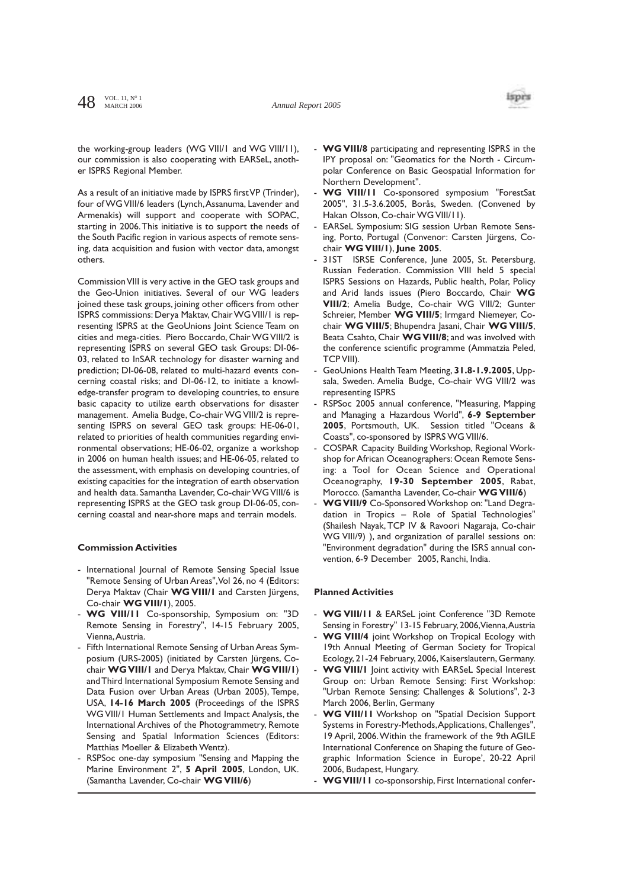the working-group leaders (WG VIII/1 and WG VIII/11), our commission is also cooperating with EARSeL, another ISPRS Regional Member.

As a result of an initiative made by ISPRS first VP (Trinder), four of WG VIII/6 leaders (Lynch, Assanuma, Lavender and Armenakis) will support and cooperate with SOPAC, starting in 2006. This initiative is to support the needs of the South Pacific region in various aspects of remote sensing, data acquisition and fusion with vector data, amongst others.

Commission VIII is very active in the GEO task groups and the Geo-Union initiatives. Several of our WG leaders joined these task groups, joining other officers from other ISPRS commissions: Derya Maktav, Chair WG VIII/1 is representing ISPRS at the GeoUnions Joint Science Team on cities and mega-cities. Piero Boccardo, Chair WG VIII/2 is representing ISPRS on several GEO task Groups: DI-06-03, related to InSAR technology for disaster warning and prediction; DI-06-08, related to multi-hazard events concerning coastal risks; and DI-06-12, to initiate a knowledge-transfer program to developing countries, to ensure basic capacity to utilize earth observations for disaster management. Amelia Budge, Co-chair WG VIII/2 is representing ISPRS on several GEO task groups: HE-06-01, related to priorities of health communities regarding environmental observations; HE-06-02, organize a workshop in 2006 on human health issues; and HE-06-05, related to the assessment, with emphasis on developing countries, of existing capacities for the integration of earth observation and health data. Samantha Lavender, Co-chair WG VIII/6 is representing ISPRS at the GEO task group DI-06-05, concerning coastal and near-shore maps and terrain models.

**Commission Activities**

- International Journal of Remote Sensing Special Issue "Remote Sensing of Urban Areas", Vol 26, no 4 (Editors: Derya Maktav (Chair **WG VIII/1** and Carsten Jürgens, Co-chair **WG VIII/1**), 2005.
- **WG VIII/11** Co-sponsorship, Symposium on: "3D Remote Sensing in Forestry", 14-15 February 2005, Vienna, Austria.
- Fifth International Remote Sensing of Urban Areas Symposium (URS-2005) (initiated by Carsten Jürgens, Co-chair **WG VIII/1** and Derya Maktav, Chair **WG VIII/1**) and Third International Symposium Remote Sensing and Data Fusion over Urban Areas (Urban 2005), Tempe, USA, **14-16 March 2005** (Proceedings of the ISPRS WG VIII/1 Human Settlements and Impact Analysis, the International Archives of the Photogrammetry, Remote Sensing and Spatial Information Sciences (Editors: Matthias Moeller & Elizabeth Wentz).
- RSPSoc one-day symposium "Sensing and Mapping the Marine Environment 2", **5 April 2005**, London, UK. (Samantha Lavender, Co-chair **WG VIII/6**)
- **WG VIII/8** participating and representing ISPRS in the IPY proposal on: "Geomatics for the North - Circumpolar Conference on Basic Geospatial Information for Northern Development".
- **WG VIII/11** Co-sponsored symposium "ForestSat 2005", 31.5-3.6.2005, Borås, Sweden. (Convened by Hakan Olsson, Co-chair WG VIII/11).
- EARSeL Symposium: SIG session Urban Remote Sensing, Porto, Portugal (Convenor: Carsten Jürgens, Co-chair **WG VIII/1**), **June 2005**.
- 31ST ISRSE Conference, June 2005, St. Petersburg, Russian Federation. Commission VIII held 5 special ISPRS Sessions on Hazards, Public health, Polar, Policy and Arid lands issues (Piero Boccardo, Chair **WG VIII/2**; Amelia Budge, Co-chair WG VIII/2; Gunter Schreier, Member **WG VIII/5**; Irmgard Niemeyer, Co-chair **WG VIII/5**; Bhupendra Jasani, Chair **WG VIII/5**, Beata Csahto, Chair **WG VIII/8**; and was involved with the conference scientific programme (Ammatzia Peled, TCP VIII).
- GeoUnions Health Team Meeting, **31.8-1.9.2005**, Uppsala, Sweden. Amelia Budge, Co-chair WG VIII/2 was representing ISPRS
- RSPSoc 2005 annual conference, "Measuring, Mapping and Managing a Hazardous World", **6-9 September 2005**, Portsmouth, UK. Session titled "Oceans & Coasts", co-sponsored by ISPRS WG VIII/6.
- COSPAR Capacity Building Workshop, Regional Workshop for African Oceanographers: Ocean Remote Sensing: a Tool for Ocean Science and Operational Oceanography, **19-30 September 2005**, Rabat, Morocco. (Samantha Lavender, Co-chair **WG VIII/6**)
- **WG VIII/9** Co-Sponsored Workshop on: "Land Degradation in Tropics – Role of Spatial Technologies" (Shailesh Nayak, TCP IV & Ravoori Nagaraja, Co-chair WG VIII/9) ), and organization of parallel sessions on: "Environment degradation" during the ISRS annual convention, 6-9 December 2005, Ranchi, India.

**Planned Activities**

- **WG VIII/11** & EARSeL joint Conference "3D Remote Sensing in Forestry" 13-15 February, 2006, Vienna, Austria
- **WG VIII/4** joint Workshop on Tropical Ecology with 19th Annual Meeting of German Society for Tropical Ecology, 21-24 February, 2006, Kaiserslautern, Germany.
- **WG VIII/1** Joint activity with EARSeL Special Interest Group on: Urban Remote Sensing: First Workshop: "Urban Remote Sensing: Challenges & Solutions", 2-3 March 2006, Berlin, Germany
- **WG VIII/11** Workshop on "Spatial Decision Support Systems in Forestry-Methods, Applications, Challenges", 19 April, 2006. Within the framework of the 9th AGILE International Conference on Shaping the future of Geographic Information Science in Europe', 20-22 April 2006, Budapest, Hungary.
- **WG VIII/11** co-sponsorship, First International confer-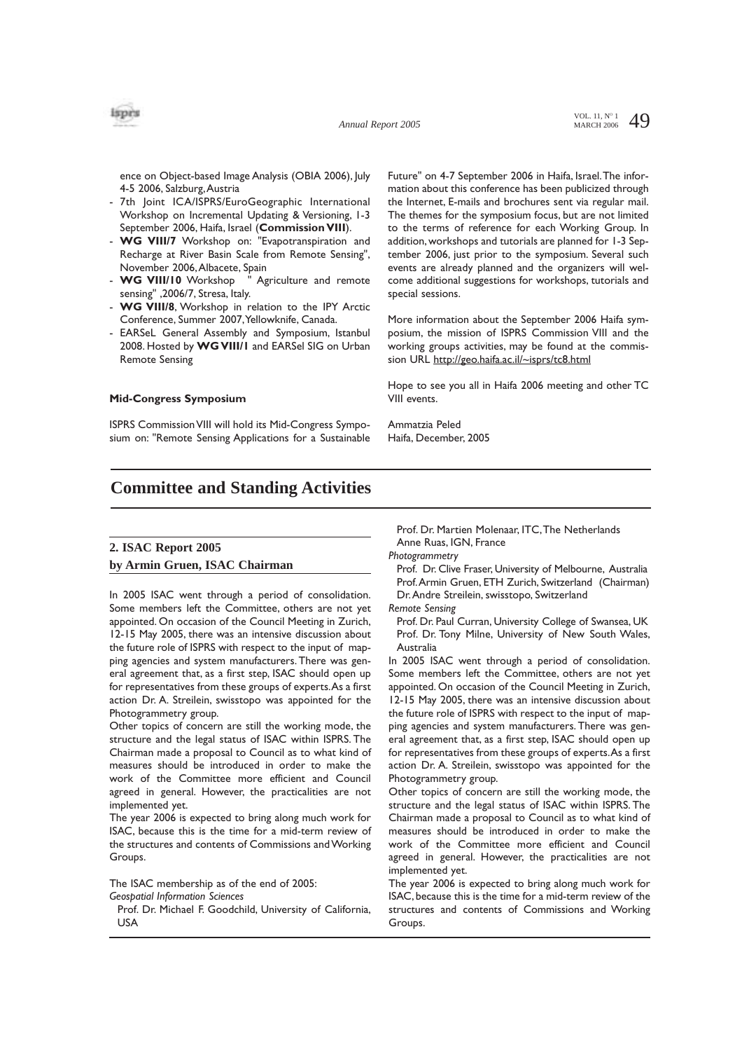ence on Object-based Image Analysis (OBIA 2006), July 4-5 2006, Salzburg, Austria

- 7th Joint ICA/ISPRS/EuroGeographic International Workshop on Incremental Updating & Versioning, 1-3 September 2006, Haifa, Israel (**Commission VIII**).
- **WG VIII/7** Workshop on: "Evapotranspiration and Recharge at River Basin Scale from Remote Sensing", November 2006, Albacete, Spain
- **WG VIII/10** Workshop " Agriculture and remote sensing" ,2006/7, Stresa, Italy.
- **WG VIII/8**, Workshop in relation to the IPY Arctic Conference, Summer 2007, Yellowknife, Canada.
- EARSeL General Assembly and Symposium, Istanbul 2008. Hosted by **WG VIII/1** and EARSel SIG on Urban Remote Sensing

#### Mid-Congress Symposium

ISPRS Commission VIII will hold its Mid-Congress Symposium on: "Remote Sensing Applications for a Sustainable Future" on 4-7 September 2006 in Haifa, Israel. The information about this conference has been publicized through the Internet, E-mails and brochures sent via regular mail. The themes for the symposium focus, but are not limited to the terms of reference for each Working Group. In addition, workshops and tutorials are planned for 1-3 September 2006, just prior to the symposium. Several such events are already planned and the organizers will welcome additional suggestions for workshops, tutorials and special sessions.

More information about the September 2006 Haifa symposium, the mission of ISPRS Commission VIII and the working groups activities, may be found at the commission URL http://geo.haifa.ac.il/~isprs/tc8.html

Hope to see you all in Haifa 2006 meeting and other TC VIII events.

Ammatzia Peled
Haifa, December, 2005

# Committee and Standing Activities

## 2. ISAC Report 2005
## by Armin Gruen, ISAC Chairman

In 2005 ISAC went through a period of consolidation. Some members left the Committee, others are not yet appointed. On occasion of the Council Meeting in Zurich, 12-15 May 2005, there was an intensive discussion about the future role of ISPRS with respect to the input of mapping agencies and system manufacturers. There was general agreement that, as a first step, ISAC should open up for representatives from these groups of experts. As a first action Dr. A. Streilein, swisstopo was appointed for the Photogrammetry group.

Other topics of concern are still the working mode, the structure and the legal status of ISAC within ISPRS. The Chairman made a proposal to Council as to what kind of measures should be introduced in order to make the work of the Committee more efficient and Council agreed in general. However, the practicalities are not implemented yet.

The year 2006 is expected to bring along much work for ISAC, because this is the time for a mid-term review of the structures and contents of Commissions and Working Groups.

The ISAC membership as of the end of 2005:

*Geospatial Information Sciences*

Prof. Dr. Michael F. Goodchild, University of California, USA
Prof. Dr. Martien Molenaar, ITC, The Netherlands
Anne Ruas, IGN, France

*Photogrammetry*

Prof. Dr. Clive Fraser, University of Melbourne, Australia
Prof. Armin Gruen, ETH Zurich, Switzerland (Chairman)
Dr. Andre Streilein, swisstopo, Switzerland

*Remote Sensing*

Prof. Dr. Paul Curran, University College of Swansea, UK
Prof. Dr. Tony Milne, University of New South Wales, Australia

In 2005 ISAC went through a period of consolidation. Some members left the Committee, others are not yet appointed. On occasion of the Council Meeting in Zurich, 12-15 May 2005, there was an intensive discussion about the future role of ISPRS with respect to the input of mapping agencies and system manufacturers. There was general agreement that, as a first step, ISAC should open up for representatives from these groups of experts. As a first action Dr. A. Streilein, swisstopo was appointed for the Photogrammetry group.

Other topics of concern are still the working mode, the structure and the legal status of ISAC within ISPRS. The Chairman made a proposal to Council as to what kind of measures should be introduced in order to make the work of the Committee more efficient and Council agreed in general. However, the practicalities are not implemented yet.

The year 2006 is expected to bring along much work for ISAC, because this is the time for a mid-term review of the structures and contents of Commissions and Working Groups.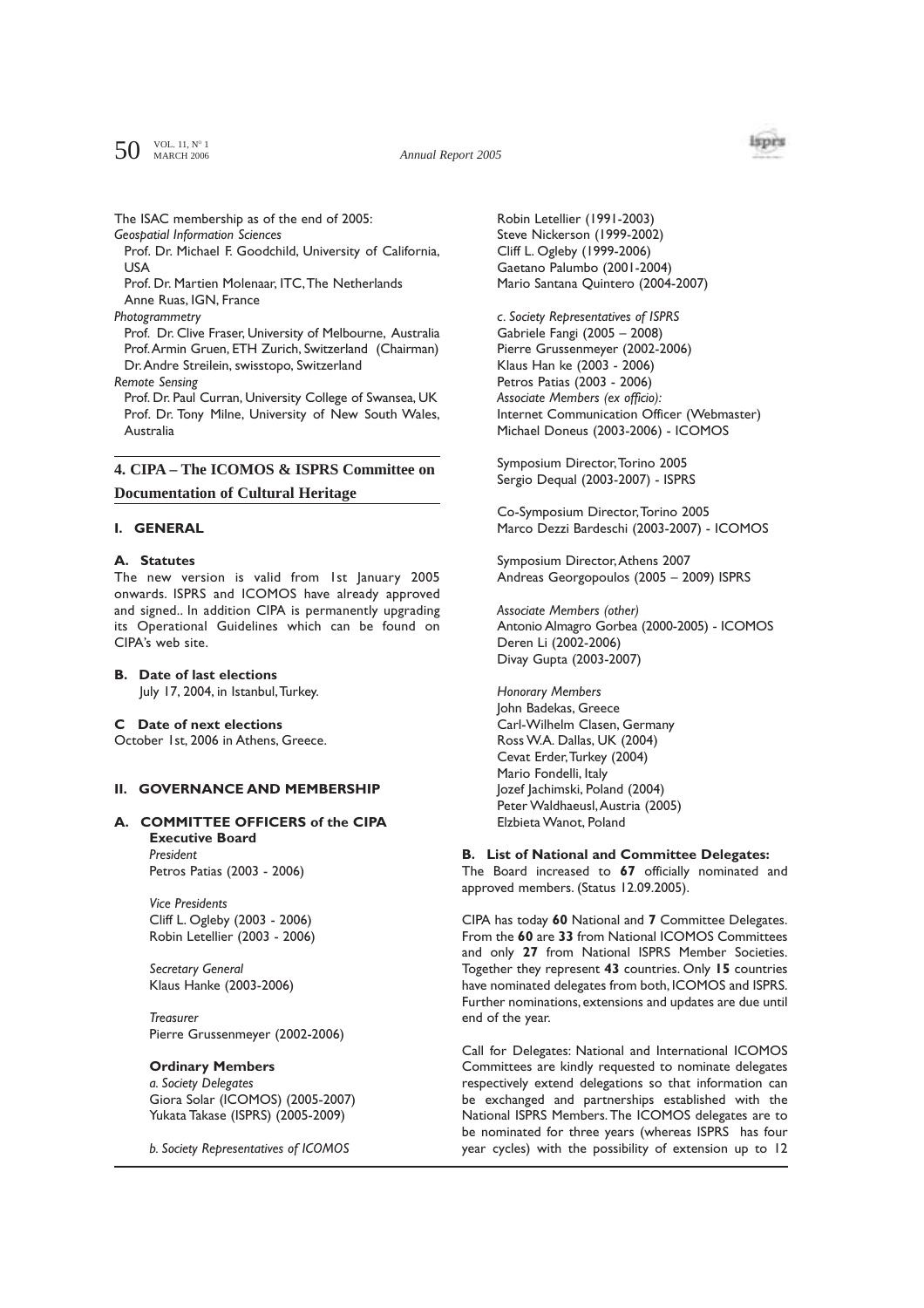The ISAC membership as of the end of 2005:

*Geospatial Information Sciences*

Prof. Dr. Michael F. Goodchild, University of California, USA

Prof. Dr. Martien Molenaar, ITC, The Netherlands

Anne Ruas, IGN, France

*Photogrammetry*

Prof. Dr. Clive Fraser, University of Melbourne, Australia

Prof. Armin Gruen, ETH Zurich, Switzerland (Chairman)

Dr. Andre Streilein, swisstopo, Switzerland

*Remote Sensing*

Prof. Dr. Paul Curran, University College of Swansea, UK

Prof. Dr. Tony Milne, University of New South Wales, Australia

## 4. CIPA – The ICOMOS & ISPRS Committee on Documentation of Cultural Heritage

### I. GENERAL

**A. Statutes**

The new version is valid from 1st January 2005 onwards. ISPRS and ICOMOS have already approved and signed.. In addition CIPA is permanently upgrading its Operational Guidelines which can be found on CIPA's web site.

**B. Date of last elections**

July 17, 2004, in Istanbul, Turkey.

**C Date of next elections**

October 1st, 2006 in Athens, Greece.

### II. GOVERNANCE AND MEMBERSHIP

**A. COMMITTEE OFFICERS of the CIPA**

**Executive Board**

*President*

Petros Patias (2003 - 2006)

*Vice Presidents*

Cliff L. Ogleby (2003 - 2006)

Robin Letellier (2003 - 2006)

*Secretary General*

Klaus Hanke (2003-2006)

*Treasurer*

Pierre Grussenmeyer (2002-2006)

**Ordinary Members**

*a. Society Delegates*

Giora Solar (ICOMOS) (2005-2007)

Yukata Takase (ISPRS) (2005-2009)

*b. Society Representatives of ICOMOS*

Robin Letellier (1991-2003)

Steve Nickerson (1999-2002)

Cliff L. Ogleby (1999-2006)

Gaetano Palumbo (2001-2004)

Mario Santana Quintero (2004-2007)

*c. Society Representatives of ISPRS*

Gabriele Fangi (2005 – 2008)

Pierre Grussenmeyer (2002-2006)

Klaus Han ke (2003 - 2006)

Petros Patias (2003 - 2006)

*Associate Members (ex officio):*

Internet Communication Officer (Webmaster)

Michael Doneus (2003-2006) - ICOMOS

Symposium Director, Torino 2005

Sergio Dequal (2003-2007) - ISPRS

Co-Symposium Director, Torino 2005

Marco Dezzi Bardeschi (2003-2007) - ICOMOS

Symposium Director, Athens 2007

Andreas Georgopoulos (2005 – 2009) ISPRS

*Associate Members (other)*

Antonio Almagro Gorbea (2000-2005) - ICOMOS

Deren Li (2002-2006)

Divay Gupta (2003-2007)

*Honorary Members*

John Badekas, Greece

Carl-Wilhelm Clasen, Germany

Ross W.A. Dallas, UK (2004)

Cevat Erder, Turkey (2004)

Mario Fondelli, Italy

Jozef Jachimski, Poland (2004)

Peter Waldhaeusl, Austria (2005)

Elzbieta Wanot, Poland

**B. List of National and Committee Delegates:**

The Board increased to **67** officially nominated and approved members. (Status 12.09.2005).

CIPA has today **60** National and **7** Committee Delegates. From the **60** are **33** from National ICOMOS Committees and only **27** from National ISPRS Member Societies. Together they represent **43** countries. Only **15** countries have nominated delegates from both, ICOMOS and ISPRS. Further nominations, extensions and updates are due until end of the year.

Call for Delegates: National and International ICOMOS Committees are kindly requested to nominate delegates respectively extend delegations so that information can be exchanged and partnerships established with the National ISPRS Members. The ICOMOS delegates are to be nominated for three years (whereas ISPRS has four year cycles) with the possibility of extension up to 12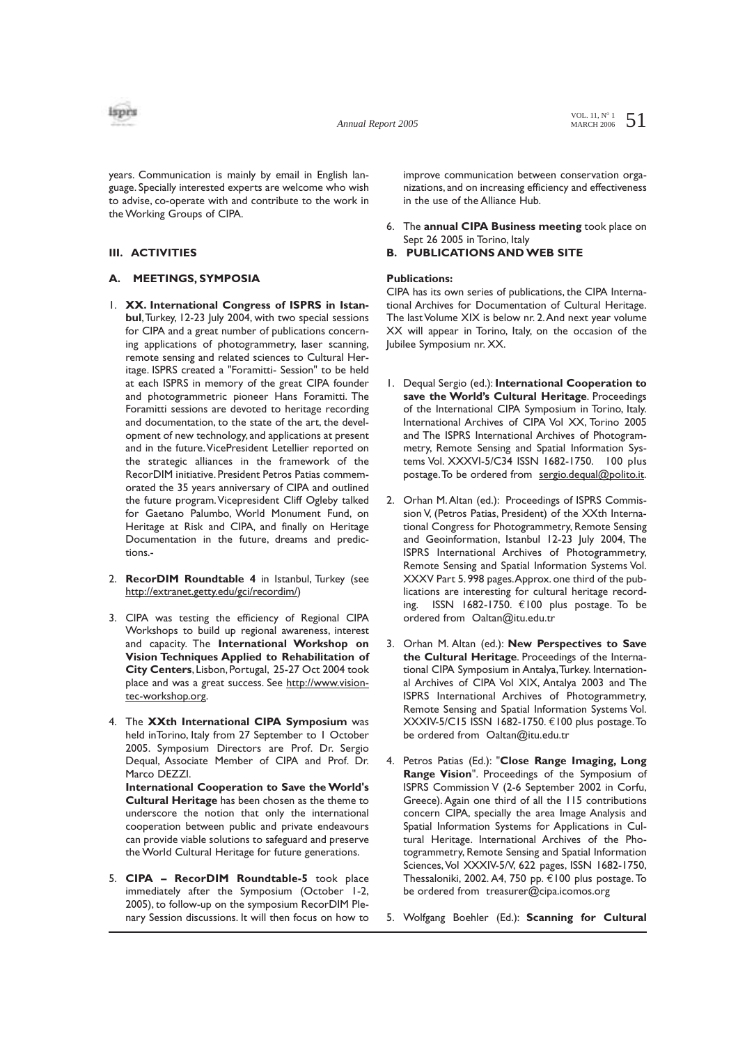years. Communication is mainly by email in English language. Specially interested experts are welcome who wish to advise, co-operate with and contribute to the work in the Working Groups of CIPA.

## III. ACTIVITIES

### A. MEETINGS, SYMPOSIA

1. **XX. International Congress of ISPRS in Istanbul**, Turkey, 12-23 July 2004, with two special sessions for CIPA and a great number of publications concerning applications of photogrammetry, laser scanning, remote sensing and related sciences to Cultural Heritage. ISPRS created a "Foramitti- Session" to be held at each ISPRS in memory of the great CIPA founder and photogrammetric pioneer Hans Foramitti. The Foramitti sessions are devoted to heritage recording and documentation, to the state of the art, the development of new technology, and applications at present and in the future. VicePresident Letellier reported on the strategic alliances in the framework of the RecorDIM initiative. President Petros Patias commemorated the 35 years anniversary of CIPA and outlined the future program. Vicepresident Cliff Ogleby talked for Gaetano Palumbo, World Monument Fund, on Heritage at Risk and CIPA, and finally on Heritage Documentation in the future, dreams and predictions.-

2. **RecorDIM Roundtable 4** in Istanbul, Turkey (see http://extranet.getty.edu/gci/recordim/)

3. CIPA was testing the efficiency of Regional CIPA Workshops to build up regional awareness, interest and capacity. The **International Workshop on Vision Techniques Applied to Rehabilitation of City Centers**, Lisbon, Portugal, 25-27 Oct 2004 took place and was a great success. See http://www.vision-tec-workshop.org.

4. The **XXth International CIPA Symposium** was held inTorino, Italy from 27 September to 1 October 2005. Symposium Directors are Prof. Dr. Sergio Dequal, Associate Member of CIPA and Prof. Dr. Marco DEZZI.
   **International Cooperation to Save the World's Cultural Heritage** has been chosen as the theme to underscore the notion that only the international cooperation between public and private endeavours can provide viable solutions to safeguard and preserve the World Cultural Heritage for future generations.

5. **CIPA – RecorDIM Roundtable-5** took place immediately after the Symposium (October 1-2, 2005), to follow-up on the symposium RecorDIM Plenary Session discussions. It will then focus on how to improve communication between conservation organizations, and on increasing efficiency and effectiveness in the use of the Alliance Hub.

6. The **annual CIPA Business meeting** took place on Sept 26 2005 in Torino, Italy

### B. PUBLICATIONS AND WEB SITE

**Publications:**

CIPA has its own series of publications, the CIPA International Archives for Documentation of Cultural Heritage. The last Volume XIX is below nr. 2. And next year volume XX will appear in Torino, Italy, on the occasion of the Jubilee Symposium nr. XX.

1. Dequal Sergio (ed.): **International Cooperation to save the World's Cultural Heritage**. Proceedings of the International CIPA Symposium in Torino, Italy. International Archives of CIPA Vol XX, Torino 2005 and The ISPRS International Archives of Photogrammetry, Remote Sensing and Spatial Information Systems Vol. XXXVI-5/C34 ISSN 1682-1750. 100 plus postage. To be ordered from sergio.dequal@polito.it.

2. Orhan M. Altan (ed.): Proceedings of ISPRS Commission V, (Petros Patias, President) of the XXth International Congress for Photogrammetry, Remote Sensing and Geoinformation, Istanbul 12-23 July 2004, The ISPRS International Archives of Photogrammetry, Remote Sensing and Spatial Information Systems Vol. XXXV Part 5. 998 pages. Approx. one third of the publications are interesting for cultural heritage recording. ISSN 1682-1750. €100 plus postage. To be ordered from Oaltan@itu.edu.tr

3. Orhan M. Altan (ed.): **New Perspectives to Save the Cultural Heritage**. Proceedings of the International CIPA Symposium in Antalya, Turkey. International Archives of CIPA Vol XIX, Antalya 2003 and The ISPRS International Archives of Photogrammetry, Remote Sensing and Spatial Information Systems Vol. XXXIV-5/C15 ISSN 1682-1750. €100 plus postage. To be ordered from Oaltan@itu.edu.tr

4. Petros Patias (Ed.): "**Close Range Imaging, Long Range Vision**". Proceedings of the Symposium of ISPRS Commission V (2-6 September 2002 in Corfu, Greece). Again one third of all the 115 contributions concern CIPA, specially the area Image Analysis and Spatial Information Systems for Applications in Cultural Heritage. International Archives of the Photogrammetry, Remote Sensing and Spatial Information Sciences, Vol XXXIV-5/V, 622 pages, ISSN 1682-1750, Thessaloniki, 2002. A4, 750 pp. €100 plus postage. To be ordered from treasurer@cipa.icomos.org

5. Wolfgang Boehler (Ed.): **Scanning for Cultural**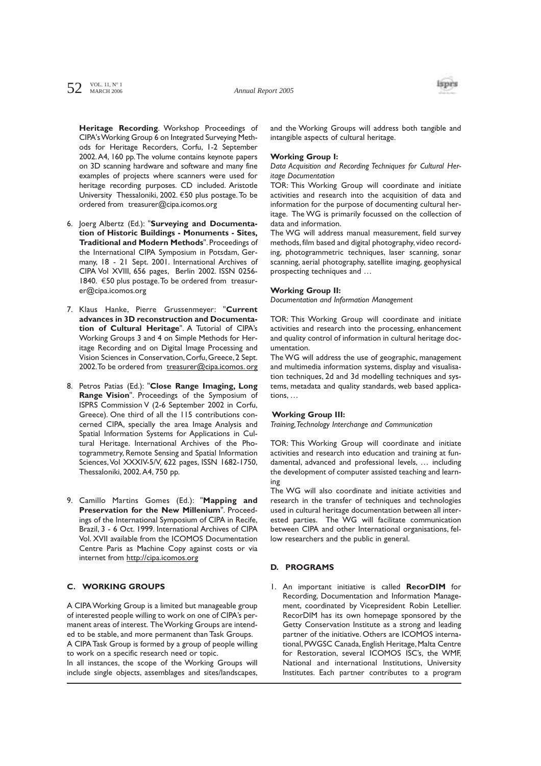**Heritage Recording**. Workshop Proceedings of CIPA's Working Group 6 on Integrated Surveying Methods for Heritage Recorders, Corfu, 1-2 September 2002. A4, 160 pp. The volume contains keynote papers on 3D scanning hardware and software and many fine examples of projects where scanners were used for heritage recording purposes. CD included. Aristotle University Thessaloniki, 2002. €50 plus postage. To be ordered from treasurer@cipa.icomos.org

6. Joerg Albertz (Ed.): "**Surveying and Documentation of Historic Buildings - Monuments - Sites, Traditional and Modern Methods**". Proceedings of the International CIPA Symposium in Potsdam, Germany, 18 - 21 Sept. 2001. International Archives of CIPA Vol XVIII, 656 pages, Berlin 2002. ISSN 0256-1840. €50 plus postage. To be ordered from treasurer@cipa.icomos.org

7. Klaus Hanke, Pierre Grussenmeyer: "**Current advances in 3D reconstruction and Documentation of Cultural Heritage**". A Tutorial of CIPA's Working Groups 3 and 4 on Simple Methods for Heritage Recording and on Digital Image Processing and Vision Sciences in Conservation, Corfu, Greece, 2 Sept. 2002. To be ordered from treasurer@cipa.icomos. org

8. Petros Patias (Ed.): "**Close Range Imaging, Long Range Vision**". Proceedings of the Symposium of ISPRS Commission V (2-6 September 2002 in Corfu, Greece). One third of all the 115 contributions concerned CIPA, specially the area Image Analysis and Spatial Information Systems for Applications in Cultural Heritage. International Archives of the Photogrammetry, Remote Sensing and Spatial Information Sciences, Vol XXXIV-5/V, 622 pages, ISSN 1682-1750, Thessaloniki, 2002. A4, 750 pp.

9. Camillo Martins Gomes (Ed.): "**Mapping and Preservation for the New Millenium**". Proceedings of the International Symposium of CIPA in Recife, Brazil, 3 - 6 Oct. 1999. International Archives of CIPA Vol. XVII available from the ICOMOS Documentation Centre Paris as Machine Copy against costs or via internet from http://cipa.icomos.org

### C. WORKING GROUPS

A CIPA Working Group is a limited but manageable group of interested people willing to work on one of CIPA's permanent areas of interest. The Working Groups are intended to be stable, and more permanent than Task Groups.

A CIPA Task Group is formed by a group of people willing to work on a specific research need or topic.

In all instances, the scope of the Working Groups will include single objects, assemblages and sites/landscapes, and the Working Groups will address both tangible and intangible aspects of cultural heritage.

#### Working Group I:

*Data Acquisition and Recording Techniques for Cultural Heritage Documentation*

TOR: This Working Group will coordinate and initiate activities and research into the acquisition of data and information for the purpose of documenting cultural heritage. The WG is primarily focussed on the collection of data and information.

The WG will address manual measurement, field survey methods, film based and digital photography, video recording, photogrammetric techniques, laser scanning, sonar scanning, aerial photography, satellite imaging, geophysical prospecting techniques and …

#### Working Group II:

*Documentation and Information Management*

TOR: This Working Group will coordinate and initiate activities and research into the processing, enhancement and quality control of information in cultural heritage documentation.

The WG will address the use of geographic, management and multimedia information systems, display and visualisation techniques, 2d and 3d modelling techniques and systems, metadata and quality standards, web based applications, …

#### Working Group III:

*Training, Technology Interchange and Communication*

TOR: This Working Group will coordinate and initiate activities and research into education and training at fundamental, advanced and professional levels, … including the development of computer assisted teaching and learning

The WG will also coordinate and initiate activities and research in the transfer of techniques and technologies used in cultural heritage documentation between all interested parties. The WG will facilitate communication between CIPA and other International organisations, fellow researchers and the public in general.

### D. PROGRAMS

1. An important initiative is called **RecorDIM** for Recording, Documentation and Information Management, coordinated by Vicepresident Robin Letellier. RecorDIM has its own homepage sponsored by the Getty Conservation Institute as a strong and leading partner of the initiative. Others are ICOMOS international, PWGSC Canada, English Heritage, Malta Centre for Restoration, several ICOMOS ISC's, the WMF, National and international Institutions, University Institutes. Each partner contributes to a program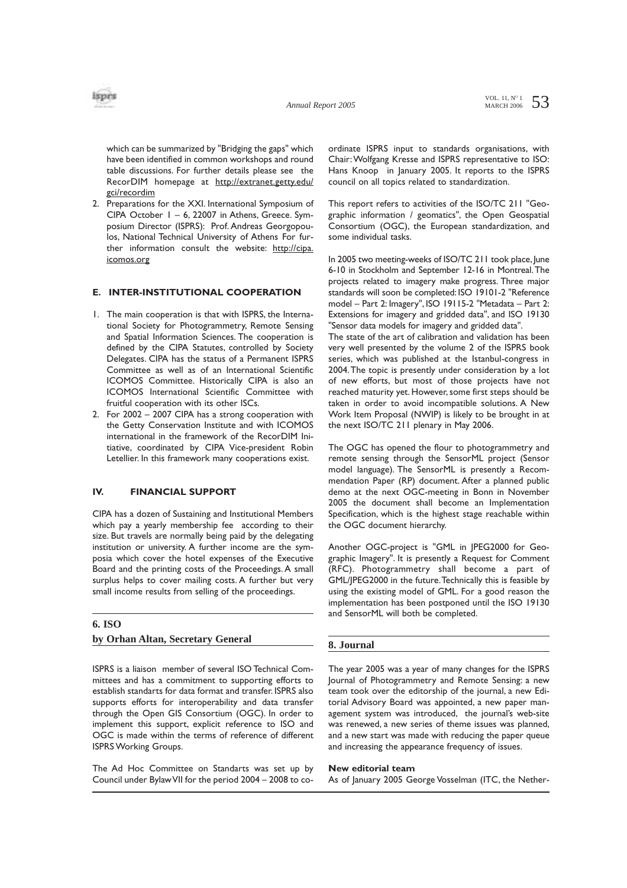which can be summarized by "Bridging the gaps" which have been identified in common workshops and round table discussions. For further details please see the RecorDIM homepage at http://extranet.getty.edu/gci/recordim

2. Preparations for the XXI. International Symposium of CIPA October 1 – 6, 22007 in Athens, Greece. Symposium Director (ISPRS): Prof. Andreas Georgopoulos, National Technical University of Athens For further information consult the website: http://cipa.icomos.org

### E. INTER-INSTITUTIONAL COOPERATION

1. The main cooperation is that with ISPRS, the International Society for Photogrammetry, Remote Sensing and Spatial Information Sciences. The cooperation is defined by the CIPA Statutes, controlled by Society Delegates. CIPA has the status of a Permanent ISPRS Committee as well as of an International Scientific ICOMOS Committee. Historically CIPA is also an ICOMOS International Scientific Committee with fruitful cooperation with its other ISCs.
2. For 2002 – 2007 CIPA has a strong cooperation with the Getty Conservation Institute and with ICOMOS international in the framework of the RecorDIM Initiative, coordinated by CIPA Vice-president Robin Letellier. In this framework many cooperations exist.

### IV. FINANCIAL SUPPORT

CIPA has a dozen of Sustaining and Institutional Members which pay a yearly membership fee according to their size. But travels are normally being paid by the delegating institution or university. A further income are the symposia which cover the hotel expenses of the Executive Board and the printing costs of the Proceedings. A small surplus helps to cover mailing costs. A further but very small income results from selling of the proceedings.

## 6. ISO

**by Orhan Altan, Secretary General**

ISPRS is a liaison member of several ISO Technical Committees and has a commitment to supporting efforts to establish standarts for data format and transfer. ISPRS also supports efforts for interoperability and data transfer through the Open GIS Consortium (OGC). In order to implement this support, explicit reference to ISO and OGC is made within the terms of reference of different ISPRS Working Groups.

The Ad Hoc Committee on Standarts was set up by Council under Bylaw VII for the period 2004 – 2008 to coordinate ISPRS input to standards organisations, with Chair: Wolfgang Kresse and ISPRS representative to ISO: Hans Knoop in January 2005. It reports to the ISPRS council on all topics related to standardization.

This report refers to activities of the ISO/TC 211 "Geographic information / geomatics", the Open Geospatial Consortium (OGC), the European standardization, and some individual tasks.

In 2005 two meeting-weeks of ISO/TC 211 took place, June 6-10 in Stockholm and September 12-16 in Montreal. The projects related to imagery make progress. Three major standards will soon be completed: ISO 19101-2 "Reference model – Part 2: Imagery", ISO 19115-2 "Metadata – Part 2: Extensions for imagery and gridded data", and ISO 19130 "Sensor data models for imagery and gridded data".
The state of the art of calibration and validation has been very well presented by the volume 2 of the ISPRS book series, which was published at the Istanbul-congress in 2004. The topic is presently under consideration by a lot of new efforts, but most of those projects have not reached maturity yet. However, some first steps should be taken in order to avoid incompatible solutions. A New Work Item Proposal (NWIP) is likely to be brought in at the next ISO/TC 211 plenary in May 2006.

The OGC has opened the flour to photogrammetry and remote sensing through the SensorML project (Sensor model language). The SensorML is presently a Recommendation Paper (RP) document. After a planned public demo at the next OGC-meeting in Bonn in November 2005 the document shall become an Implementation Specification, which is the highest stage reachable within the OGC document hierarchy.

Another OGC-project is "GML in JPEG2000 for Geographic Imagery". It is presently a Request for Comment (RFC). Photogrammetry shall become a part of GML/JPEG2000 in the future. Technically this is feasible by using the existing model of GML. For a good reason the implementation has been postponed until the ISO 19130 and SensorML will both be completed.

## 8. Journal

The year 2005 was a year of many changes for the ISPRS Journal of Photogrammetry and Remote Sensing: a new team took over the editorship of the journal, a new Editorial Advisory Board was appointed, a new paper management system was introduced, the journal's web-site was renewed, a new series of theme issues was planned, and a new start was made with reducing the paper queue and increasing the appearance frequency of issues.

**New editorial team**

As of January 2005 George Vosselman (ITC, the Nether-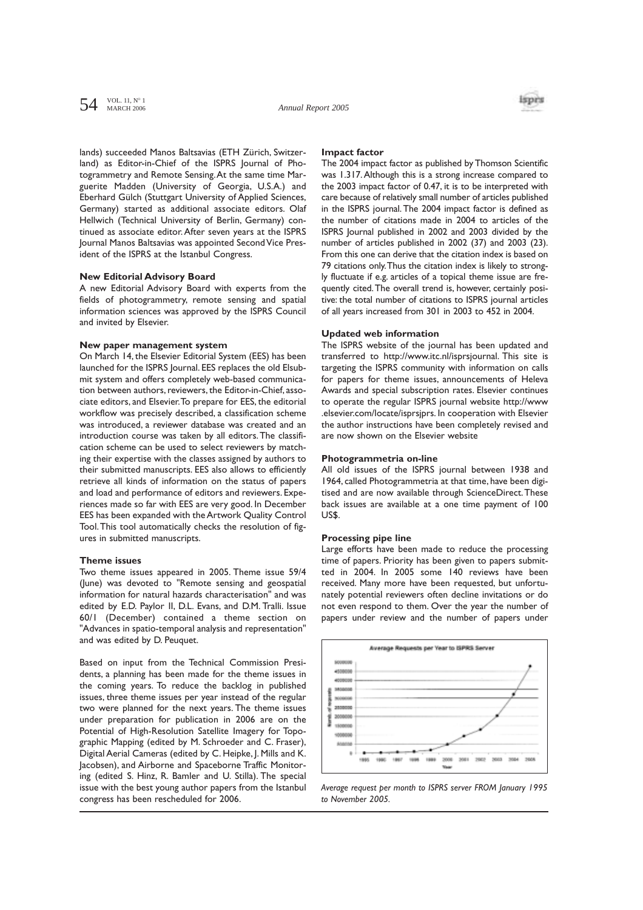lands) succeeded Manos Baltsavias (ETH Zürich, Switzerland) as Editor-in-Chief of the ISPRS Journal of Photogrammetry and Remote Sensing. At the same time Marguerite Madden (University of Georgia, U.S.A.) and Eberhard Gülch (Stuttgart University of Applied Sciences, Germany) started as additional associate editors. Olaf Hellwich (Technical University of Berlin, Germany) continued as associate editor. After seven years at the ISPRS Journal Manos Baltsavias was appointed Second Vice President of the ISPRS at the Istanbul Congress.

#### New Editorial Advisory Board

A new Editorial Advisory Board with experts from the fields of photogrammetry, remote sensing and spatial information sciences was approved by the ISPRS Council and invited by Elsevier.

#### New paper management system

On March 14, the Elsevier Editorial System (EES) has been launched for the ISPRS Journal. EES replaces the old Elsubmit system and offers completely web-based communication between authors, reviewers, the Editor-in-Chief, associate editors, and Elsevier. To prepare for EES, the editorial workflow was precisely described, a classification scheme was introduced, a reviewer database was created and an introduction course was taken by all editors. The classification scheme can be used to select reviewers by matching their expertise with the classes assigned by authors to their submitted manuscripts. EES also allows to efficiently retrieve all kinds of information on the status of papers and load and performance of editors and reviewers. Experiences made so far with EES are very good. In December EES has been expanded with the Artwork Quality Control Tool. This tool automatically checks the resolution of figures in submitted manuscripts.

#### Theme issues

Two theme issues appeared in 2005. Theme issue 59/4 (June) was devoted to "Remote sensing and geospatial information for natural hazards characterisation" and was edited by E.D. Paylor II, D.L. Evans, and D.M. Tralli. Issue 60/1 (December) contained a theme section on "Advances in spatio-temporal analysis and representation" and was edited by D. Peuquet.

Based on input from the Technical Commission Presidents, a planning has been made for the theme issues in the coming years. To reduce the backlog in published issues, three theme issues per year instead of the regular two were planned for the next years. The theme issues under preparation for publication in 2006 are on the Potential of High-Resolution Satellite Imagery for Topographic Mapping (edited by M. Schroeder and C. Fraser), Digital Aerial Cameras (edited by C. Heipke, J. Mills and K. Jacobsen), and Airborne and Spaceborne Traffic Monitoring (edited S. Hinz, R. Bamler and U. Stilla). The special issue with the best young author papers from the Istanbul congress has been rescheduled for 2006.

#### Impact factor

The 2004 impact factor as published by Thomson Scientific was 1.317. Although this is a strong increase compared to the 2003 impact factor of 0.47, it is to be interpreted with care because of relatively small number of articles published in the ISPRS journal. The 2004 impact factor is defined as the number of citations made in 2004 to articles of the ISPRS Journal published in 2002 and 2003 divided by the number of articles published in 2002 (37) and 2003 (23). From this one can derive that the citation index is based on 79 citations only. Thus the citation index is likely to strongly fluctuate if e.g. articles of a topical theme issue are frequently cited. The overall trend is, however, certainly positive: the total number of citations to ISPRS journal articles of all years increased from 301 in 2003 to 452 in 2004.

#### Updated web information

The ISPRS website of the journal has been updated and transferred to http://www.itc.nl/isprsjournal. This site is targeting the ISPRS community with information on calls for papers for theme issues, announcements of Heleva Awards and special subscription rates. Elsevier continues to operate the regular ISPRS journal website http://www.elsevier.com/locate/isprsjprs. In cooperation with Elsevier the author instructions have been completely revised and are now shown on the Elsevier website

#### Photogrammetria on-line

All old issues of the ISPRS journal between 1938 and 1964, called Photogrammetria at that time, have been digitised and are now available through ScienceDirect. These back issues are available at a one time payment of 100 US$.

#### Processing pipe line

Large efforts have been made to reduce the processing time of papers. Priority has been given to papers submitted in 2004. In 2005 some 140 reviews have been received. Many more have been requested, but unfortunately potential reviewers often decline invitations or do not even respond to them. Over the year the number of papers under review and the number of papers under

*Average request per month to ISPRS server FROM January 1995 to November 2005.*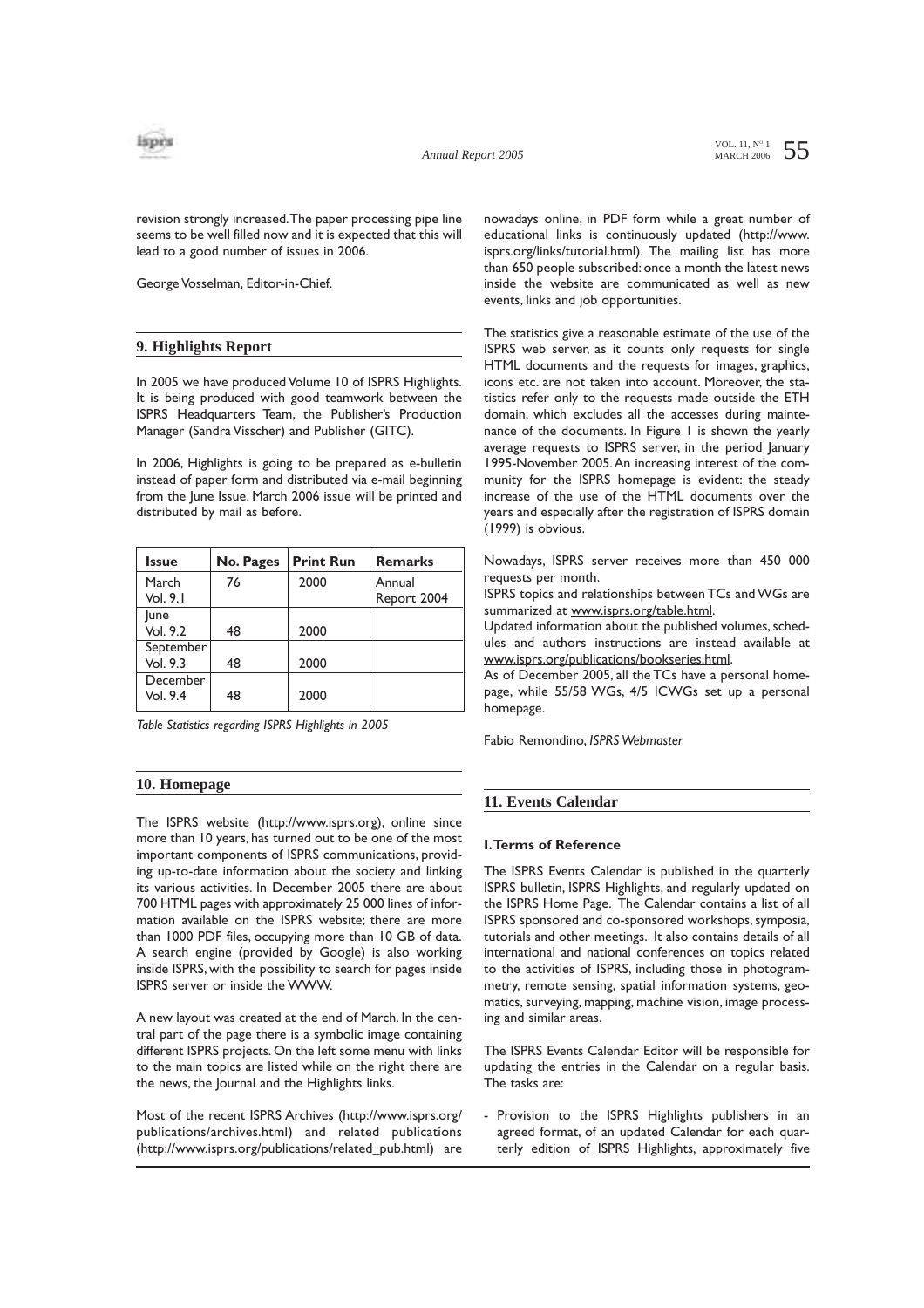revision strongly increased. The paper processing pipe line seems to be well filled now and it is expected that this will lead to a good number of issues in 2006.

George Vosselman, Editor-in-Chief.

## 9. Highlights Report

In 2005 we have produced Volume 10 of ISPRS Highlights. It is being produced with good teamwork between the ISPRS Headquarters Team, the Publisher's Production Manager (Sandra Visscher) and Publisher (GITC).

In 2006, Highlights is going to be prepared as e-bulletin instead of paper form and distributed via e-mail beginning from the June Issue. March 2006 issue will be printed and distributed by mail as before.

| Issue | No. Pages | Print Run | Remarks |
|---|---|---|---|
| March Vol. 9.1 | 76 | 2000 | Annual Report 2004 |
| June Vol. 9.2 | 48 | 2000 | |
| September Vol. 9.3 | 48 | 2000 | |
| December Vol. 9.4 | 48 | 2000 | |

*Table Statistics regarding ISPRS Highlights in 2005*

## 10. Homepage

The ISPRS website (http://www.isprs.org), online since more than 10 years, has turned out to be one of the most important components of ISPRS communications, providing up-to-date information about the society and linking its various activities. In December 2005 there are about 700 HTML pages with approximately 25 000 lines of information available on the ISPRS website; there are more than 1000 PDF files, occupying more than 10 GB of data. A search engine (provided by Google) is also working inside ISPRS, with the possibility to search for pages inside ISPRS server or inside the WWW.

A new layout was created at the end of March. In the central part of the page there is a symbolic image containing different ISPRS projects. On the left some menu with links to the main topics are listed while on the right there are the news, the Journal and the Highlights links.

Most of the recent ISPRS Archives (http://www.isprs.org/publications/archives.html) and related publications (http://www.isprs.org/publications/related_pub.html) are nowadays online, in PDF form while a great number of educational links is continuously updated (http://www.isprs.org/links/tutorial.html). The mailing list has more than 650 people subscribed: once a month the latest news inside the website are communicated as well as new events, links and job opportunities.

The statistics give a reasonable estimate of the use of the ISPRS web server, as it counts only requests for single HTML documents and the requests for images, graphics, icons etc. are not taken into account. Moreover, the statistics refer only to the requests made outside the ETH domain, which excludes all the accesses during maintenance of the documents. In Figure 1 is shown the yearly average requests to ISPRS server, in the period January 1995-November 2005. An increasing interest of the community for the ISPRS homepage is evident: the steady increase of the use of the HTML documents over the years and especially after the registration of ISPRS domain (1999) is obvious.

Nowadays, ISPRS server receives more than 450 000 requests per month.

ISPRS topics and relationships between TCs and WGs are summarized at www.isprs.org/table.html.

Updated information about the published volumes, schedules and authors instructions are instead available at www.isprs.org/publications/bookseries.html.

As of December 2005, all the TCs have a personal homepage, while 55/58 WGs, 4/5 ICWGs set up a personal homepage.

Fabio Remondino, *ISPRS Webmaster*

## 11. Events Calendar

### I. Terms of Reference

The ISPRS Events Calendar is published in the quarterly ISPRS bulletin, ISPRS Highlights, and regularly updated on the ISPRS Home Page. The Calendar contains a list of all ISPRS sponsored and co-sponsored workshops, symposia, tutorials and other meetings. It also contains details of all international and national conferences on topics related to the activities of ISPRS, including those in photogrammetry, remote sensing, spatial information systems, geomatics, surveying, mapping, machine vision, image processing and similar areas.

The ISPRS Events Calendar Editor will be responsible for updating the entries in the Calendar on a regular basis. The tasks are:

- Provision to the ISPRS Highlights publishers in an agreed format, of an updated Calendar for each quarterly edition of ISPRS Highlights, approximately five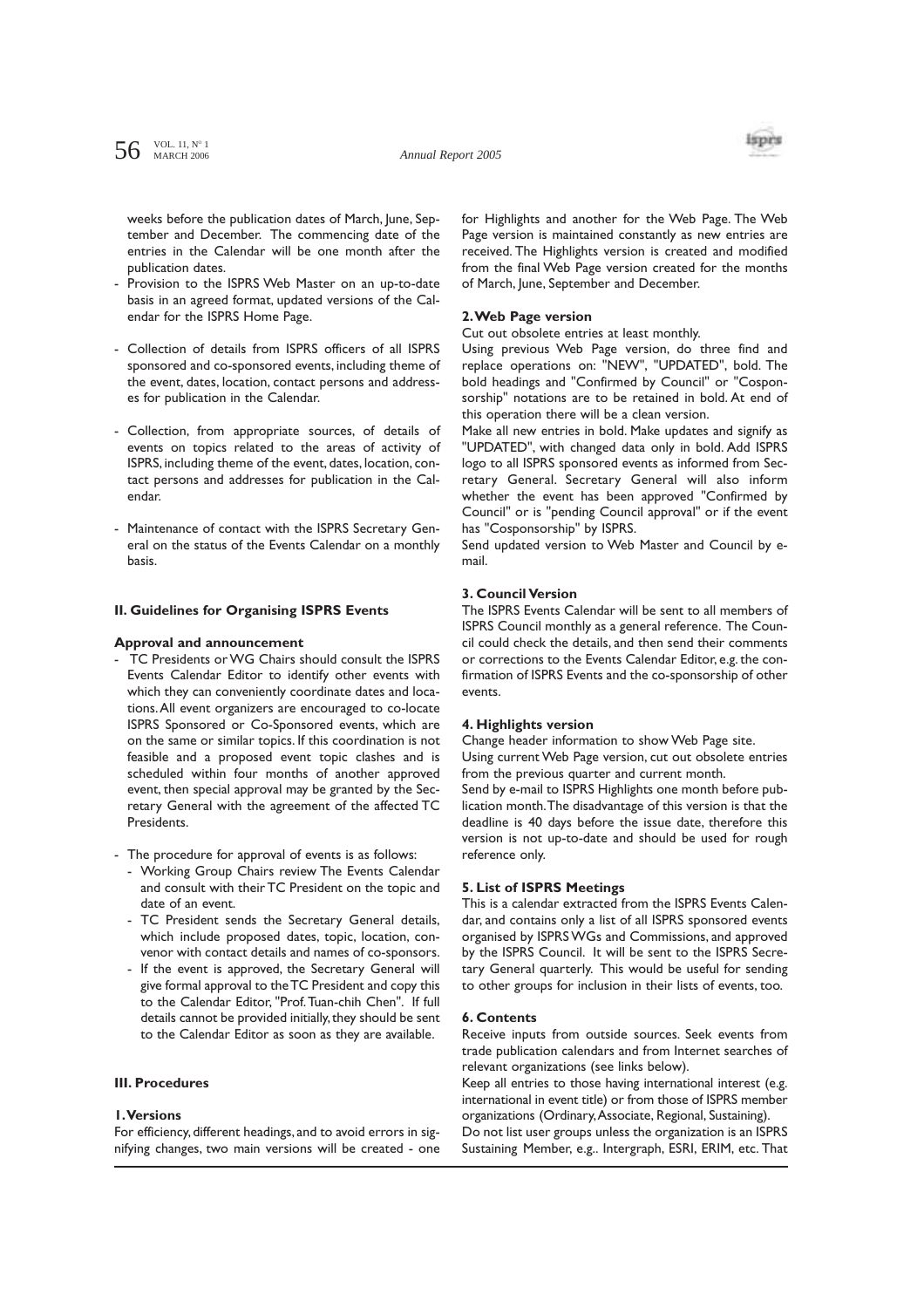weeks before the publication dates of March, June, September and December. The commencing date of the entries in the Calendar will be one month after the publication dates.

- Provision to the ISPRS Web Master on an up-to-date basis in an agreed format, updated versions of the Calendar for the ISPRS Home Page.
- Collection of details from ISPRS officers of all ISPRS sponsored and co-sponsored events, including theme of the event, dates, location, contact persons and addresses for publication in the Calendar.
- Collection, from appropriate sources, of details of events on topics related to the areas of activity of ISPRS, including theme of the event, dates, location, contact persons and addresses for publication in the Calendar.
- Maintenance of contact with the ISPRS Secretary General on the status of the Events Calendar on a monthly basis.

### II. Guidelines for Organising ISPRS Events

#### Approval and announcement

- TC Presidents or WG Chairs should consult the ISPRS Events Calendar Editor to identify other events with which they can conveniently coordinate dates and locations. All event organizers are encouraged to co-locate ISPRS Sponsored or Co-Sponsored events, which are on the same or similar topics. If this coordination is not feasible and a proposed event topic clashes and is scheduled within four months of another approved event, then special approval may be granted by the Secretary General with the agreement of the affected TC Presidents.
- The procedure for approval of events is as follows:
  - Working Group Chairs review The Events Calendar and consult with their TC President on the topic and date of an event.
  - TC President sends the Secretary General details, which include proposed dates, topic, location, convenor with contact details and names of co-sponsors.
  - If the event is approved, the Secretary General will give formal approval to the TC President and copy this to the Calendar Editor, "Prof. Tuan-chih Chen". If full details cannot be provided initially, they should be sent to the Calendar Editor as soon as they are available.

### III. Procedures

#### 1. Versions

For efficiency, different headings, and to avoid errors in signifying changes, two main versions will be created - one for Highlights and another for the Web Page. The Web Page version is maintained constantly as new entries are received. The Highlights version is created and modified from the final Web Page version created for the months of March, June, September and December.

#### 2. Web Page version

Cut out obsolete entries at least monthly.

Using previous Web Page version, do three find and replace operations on: "NEW", "UPDATED", bold. The bold headings and "Confirmed by Council" or "Cosponsorship" notations are to be retained in bold. At end of this operation there will be a clean version.

Make all new entries in bold. Make updates and signify as "UPDATED", with changed data only in bold. Add ISPRS logo to all ISPRS sponsored events as informed from Secretary General. Secretary General will also inform whether the event has been approved "Confirmed by Council" or is "pending Council approval" or if the event has "Cosponsorship" by ISPRS.

Send updated version to Web Master and Council by e-mail.

#### 3. Council Version

The ISPRS Events Calendar will be sent to all members of ISPRS Council monthly as a general reference. The Council could check the details, and then send their comments or corrections to the Events Calendar Editor, e.g. the confirmation of ISPRS Events and the co-sponsorship of other events.

#### 4. Highlights version

Change header information to show Web Page site.

Using current Web Page version, cut out obsolete entries from the previous quarter and current month.

Send by e-mail to ISPRS Highlights one month before publication month. The disadvantage of this version is that the deadline is 40 days before the issue date, therefore this version is not up-to-date and should be used for rough reference only.

#### 5. List of ISPRS Meetings

This is a calendar extracted from the ISPRS Events Calendar, and contains only a list of all ISPRS sponsored events organised by ISPRS WGs and Commissions, and approved by the ISPRS Council. It will be sent to the ISPRS Secretary General quarterly. This would be useful for sending to other groups for inclusion in their lists of events, too.

#### 6. Contents

Receive inputs from outside sources. Seek events from trade publication calendars and from Internet searches of relevant organizations (see links below).

Keep all entries to those having international interest (e.g. international in event title) or from those of ISPRS member organizations (Ordinary, Associate, Regional, Sustaining).

Do not list user groups unless the organization is an ISPRS Sustaining Member, e.g.. Intergraph, ESRI, ERIM, etc. That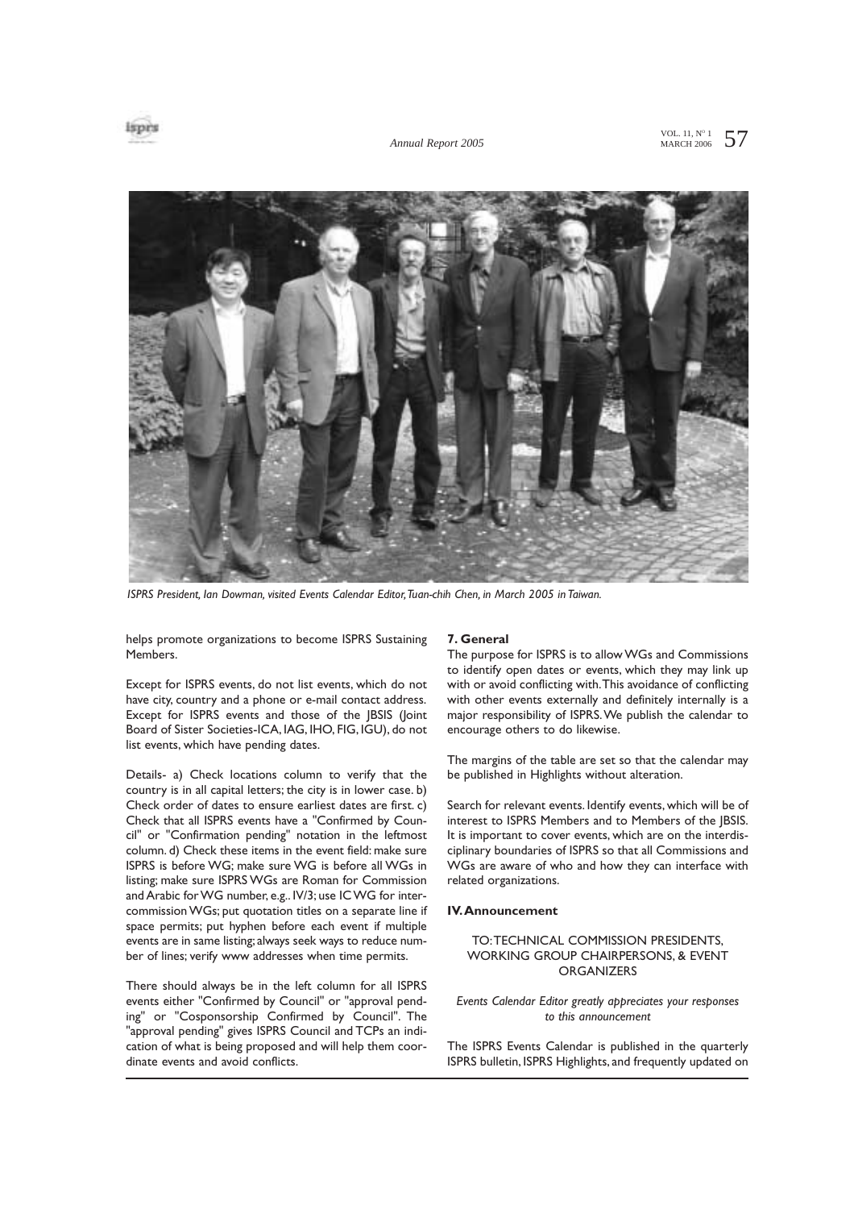*ISPRS President, Ian Dowman, visited Events Calendar Editor, Tuan-chih Chen, in March 2005 in Taiwan.*

helps promote organizations to become ISPRS Sustaining Members.

Except for ISPRS events, do not list events, which do not have city, country and a phone or e-mail contact address. Except for ISPRS events and those of the JBSIS (Joint Board of Sister Societies-ICA, IAG, IHO, FIG, IGU), do not list events, which have pending dates.

Details- a) Check locations column to verify that the country is in all capital letters; the city is in lower case. b) Check order of dates to ensure earliest dates are first. c) Check that all ISPRS events have a "Confirmed by Council" or "Confirmation pending" notation in the leftmost column. d) Check these items in the event field: make sure ISPRS is before WG; make sure WG is before all WGs in listing; make sure ISPRS WGs are Roman for Commission and Arabic for WG number, e.g.. IV/3; use IC WG for inter-commission WGs; put quotation titles on a separate line if space permits; put hyphen before each event if multiple events are in same listing; always seek ways to reduce number of lines; verify www addresses when time permits.

There should always be in the left column for all ISPRS events either "Confirmed by Council" or "approval pending" or "Cosponsorship Confirmed by Council". The "approval pending" gives ISPRS Council and TCPs an indication of what is being proposed and will help them coordinate events and avoid conflicts.

**7. General**

The purpose for ISPRS is to allow WGs and Commissions to identify open dates or events, which they may link up with or avoid conflicting with. This avoidance of conflicting with other events externally and definitely internally is a major responsibility of ISPRS. We publish the calendar to encourage others to do likewise.

The margins of the table are set so that the calendar may be published in Highlights without alteration.

Search for relevant events. Identify events, which will be of interest to ISPRS Members and to Members of the JBSIS. It is important to cover events, which are on the interdisciplinary boundaries of ISPRS so that all Commissions and WGs are aware of who and how they can interface with related organizations.

**IV. Announcement**

TO: TECHNICAL COMMISSION PRESIDENTS, WORKING GROUP CHAIRPERSONS, & EVENT ORGANIZERS

*Events Calendar Editor greatly appreciates your responses to this announcement*

The ISPRS Events Calendar is published in the quarterly ISPRS bulletin, ISPRS Highlights, and frequently updated on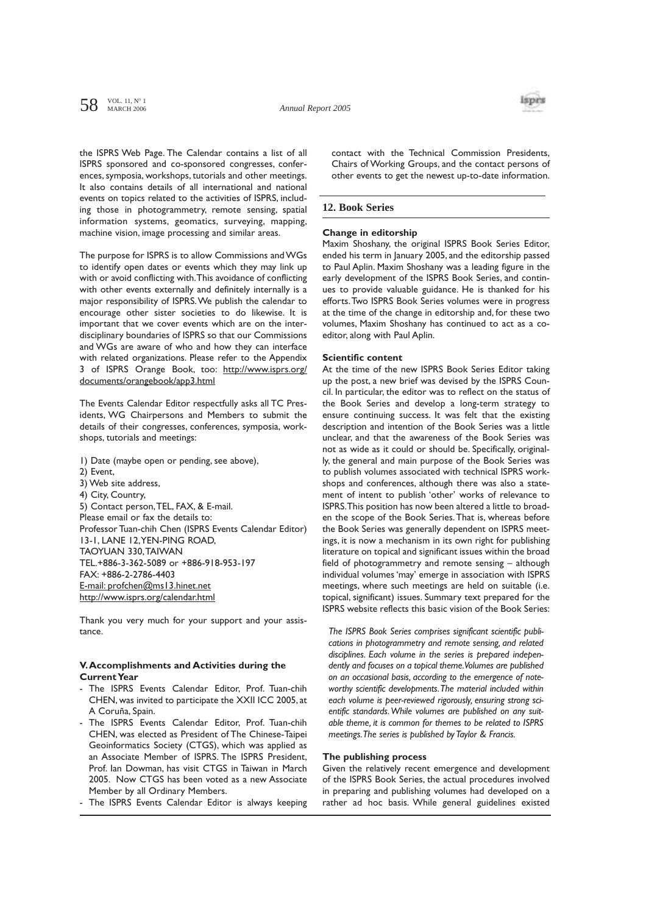the ISPRS Web Page. The Calendar contains a list of all ISPRS sponsored and co-sponsored congresses, conferences, symposia, workshops, tutorials and other meetings. It also contains details of all international and national events on topics related to the activities of ISPRS, including those in photogrammetry, remote sensing, spatial information systems, geomatics, surveying, mapping, machine vision, image processing and similar areas.

The purpose for ISPRS is to allow Commissions and WGs to identify open dates or events which they may link up with or avoid conflicting with. This avoidance of conflicting with other events externally and definitely internally is a major responsibility of ISPRS. We publish the calendar to encourage other sister societies to do likewise. It is important that we cover events which are on the inter-disciplinary boundaries of ISPRS so that our Commissions and WGs are aware of who and how they can interface with related organizations. Please refer to the Appendix 3 of ISPRS Orange Book, too: http://www.isprs.org/documents/orangebook/app3.html

The Events Calendar Editor respectfully asks all TC Presidents, WG Chairpersons and Members to submit the details of their congresses, conferences, symposia, workshops, tutorials and meetings:

1) Date (maybe open or pending, see above),
2) Event,
3) Web site address,
4) City, Country,
5) Contact person, TEL, FAX, & E-mail.

Please email or fax the details to:
Professor Tuan-chih Chen (ISPRS Events Calendar Editor)
13-1, LANE 12, YEN-PING ROAD,
TAOYUAN 330, TAIWAN
TEL.+886-3-362-5089 or +886-918-953-197
FAX: +886-2-2786-4403
E-mail: profchen@ms13.hinet.net
http://www.isprs.org/calendar.html

Thank you very much for your support and your assistance.

### V. Accomplishments and Activities during the Current Year

- The ISPRS Events Calendar Editor, Prof. Tuan-chih CHEN, was invited to participate the XXII ICC 2005, at A Coruña, Spain.
- The ISPRS Events Calendar Editor, Prof. Tuan-chih CHEN, was elected as President of The Chinese-Taipei Geoinformatics Society (CTGS), which was applied as an Associate Member of ISPRS. The ISPRS President, Prof. Ian Dowman, has visit CTGS in Taiwan in March 2005. Now CTGS has been voted as a new Associate Member by all Ordinary Members.
- The ISPRS Events Calendar Editor is always keeping contact with the Technical Commission Presidents, Chairs of Working Groups, and the contact persons of other events to get the newest up-to-date information.

## 12. Book Series

### Change in editorship

Maxim Shoshany, the original ISPRS Book Series Editor, ended his term in January 2005, and the editorship passed to Paul Aplin. Maxim Shoshany was a leading figure in the early development of the ISPRS Book Series, and continues to provide valuable guidance. He is thanked for his efforts. Two ISPRS Book Series volumes were in progress at the time of the change in editorship and, for these two volumes, Maxim Shoshany has continued to act as a co-editor, along with Paul Aplin.

### Scientific content

At the time of the new ISPRS Book Series Editor taking up the post, a new brief was devised by the ISPRS Council. In particular, the editor was to reflect on the status of the Book Series and develop a long-term strategy to ensure continuing success. It was felt that the existing description and intention of the Book Series was a little unclear, and that the awareness of the Book Series was not as wide as it could or should be. Specifically, originally, the general and main purpose of the Book Series was to publish volumes associated with technical ISPRS workshops and conferences, although there was also a statement of intent to publish 'other' works of relevance to ISPRS. This position has now been altered a little to broaden the scope of the Book Series. That is, whereas before the Book Series was generally dependent on ISPRS meetings, it is now a mechanism in its own right for publishing literature on topical and significant issues within the broad field of photogrammetry and remote sensing – although individual volumes 'may' emerge in association with ISPRS meetings, where such meetings are held on suitable (i.e. topical, significant) issues. Summary text prepared for the ISPRS website reflects this basic vision of the Book Series:

*The ISPRS Book Series comprises significant scientific publications in photogrammetry and remote sensing, and related disciplines. Each volume in the series is prepared independently and focuses on a topical theme. Volumes are published on an occasional basis, according to the emergence of noteworthy scientific developments. The material included within each volume is peer-reviewed rigorously, ensuring strong scientific standards. While volumes are published on any suitable theme, it is common for themes to be related to ISPRS meetings. The series is published by Taylor & Francis.*

### The publishing process

Given the relatively recent emergence and development of the ISPRS Book Series, the actual procedures involved in preparing and publishing volumes had developed on a rather ad hoc basis. While general guidelines existed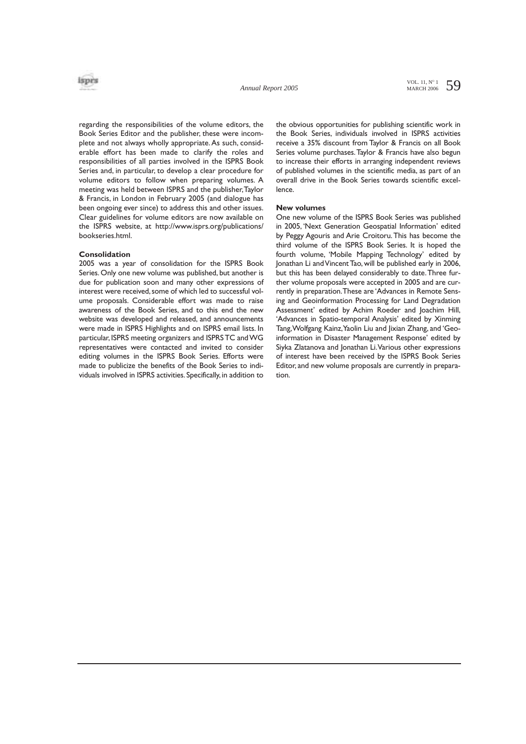regarding the responsibilities of the volume editors, the Book Series Editor and the publisher, these were incomplete and not always wholly appropriate. As such, considerable effort has been made to clarify the roles and responsibilities of all parties involved in the ISPRS Book Series and, in particular, to develop a clear procedure for volume editors to follow when preparing volumes. A meeting was held between ISPRS and the publisher, Taylor & Francis, in London in February 2005 (and dialogue has been ongoing ever since) to address this and other issues. Clear guidelines for volume editors are now available on the ISPRS website, at http://www.isprs.org/publications/bookseries.html.

**Consolidation**

2005 was a year of consolidation for the ISPRS Book Series. Only one new volume was published, but another is due for publication soon and many other expressions of interest were received, some of which led to successful volume proposals. Considerable effort was made to raise awareness of the Book Series, and to this end the new website was developed and released, and announcements were made in ISPRS Highlights and on ISPRS email lists. In particular, ISPRS meeting organizers and ISPRS TC and WG representatives were contacted and invited to consider editing volumes in the ISPRS Book Series. Efforts were made to publicize the benefits of the Book Series to individuals involved in ISPRS activities. Specifically, in addition to the obvious opportunities for publishing scientific work in the Book Series, individuals involved in ISPRS activities receive a 35% discount from Taylor & Francis on all Book Series volume purchases. Taylor & Francis have also begun to increase their efforts in arranging independent reviews of published volumes in the scientific media, as part of an overall drive in the Book Series towards scientific excellence.

**New volumes**

One new volume of the ISPRS Book Series was published in 2005, 'Next Generation Geospatial Information' edited by Peggy Agouris and Arie Croitoru. This has become the third volume of the ISPRS Book Series. It is hoped the fourth volume, 'Mobile Mapping Technology' edited by Jonathan Li and Vincent Tao, will be published early in 2006, but this has been delayed considerably to date. Three further volume proposals were accepted in 2005 and are currently in preparation. These are 'Advances in Remote Sensing and Geoinformation Processing for Land Degradation Assessment' edited by Achim Roeder and Joachim Hill, 'Advances in Spatio-temporal Analysis' edited by Xinming Tang, Wolfgang Kainz, Yaolin Liu and Jixian Zhang, and 'Geoinformation in Disaster Management Response' edited by Siyka Zlatanova and Jonathan Li. Various other expressions of interest have been received by the ISPRS Book Series Editor, and new volume proposals are currently in preparation.